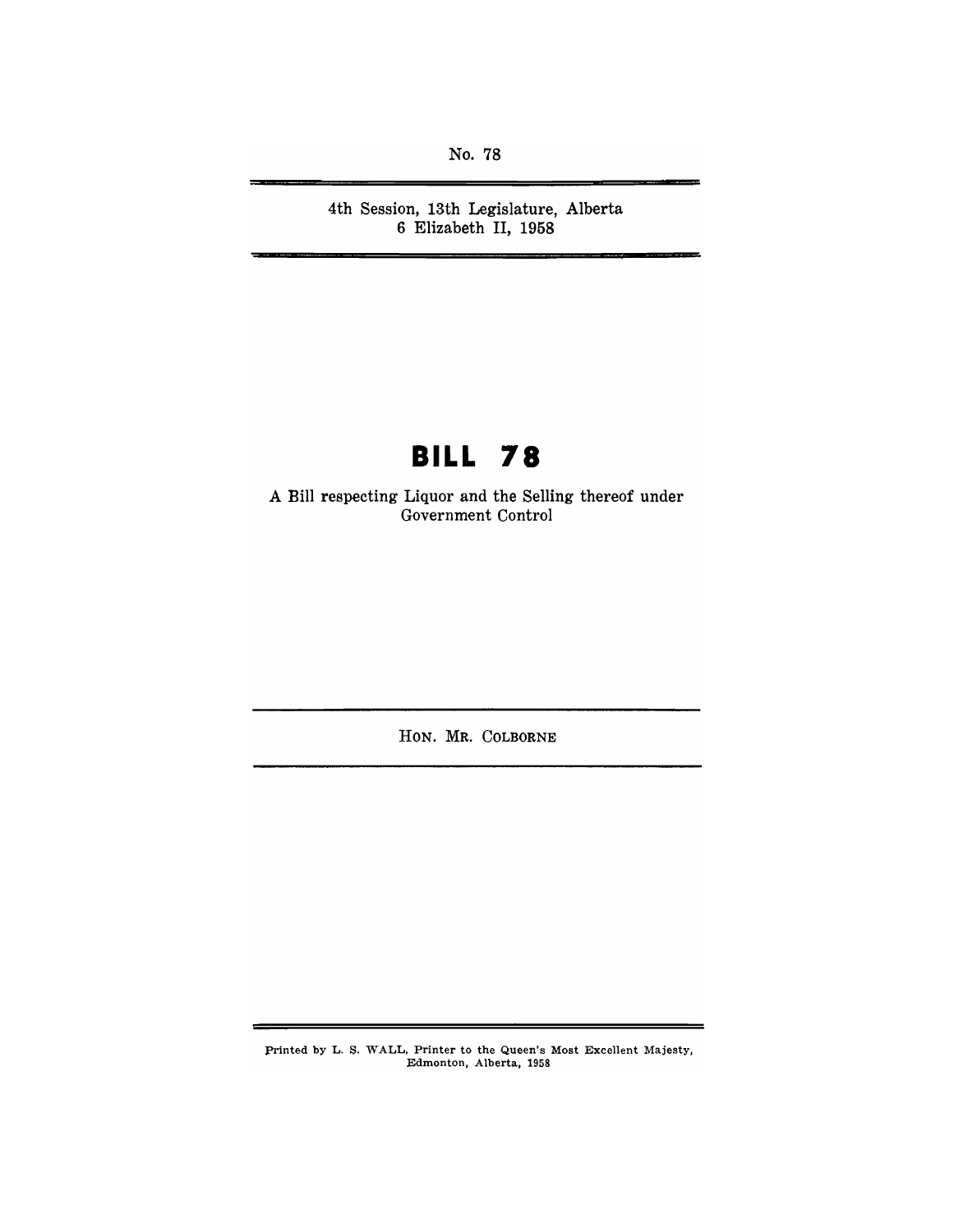No. 78

4th Session, 13th Legislature, Alberta
6 Elizabeth II, 1958

# BILL 78

A Bill respecting Liquor and the Selling thereof under Government Control

HON. MR. COLBORNE

Printed by L. S. WALL, Printer to the Queen's Most Excellent Majesty, Edmonton, Alberta, 1958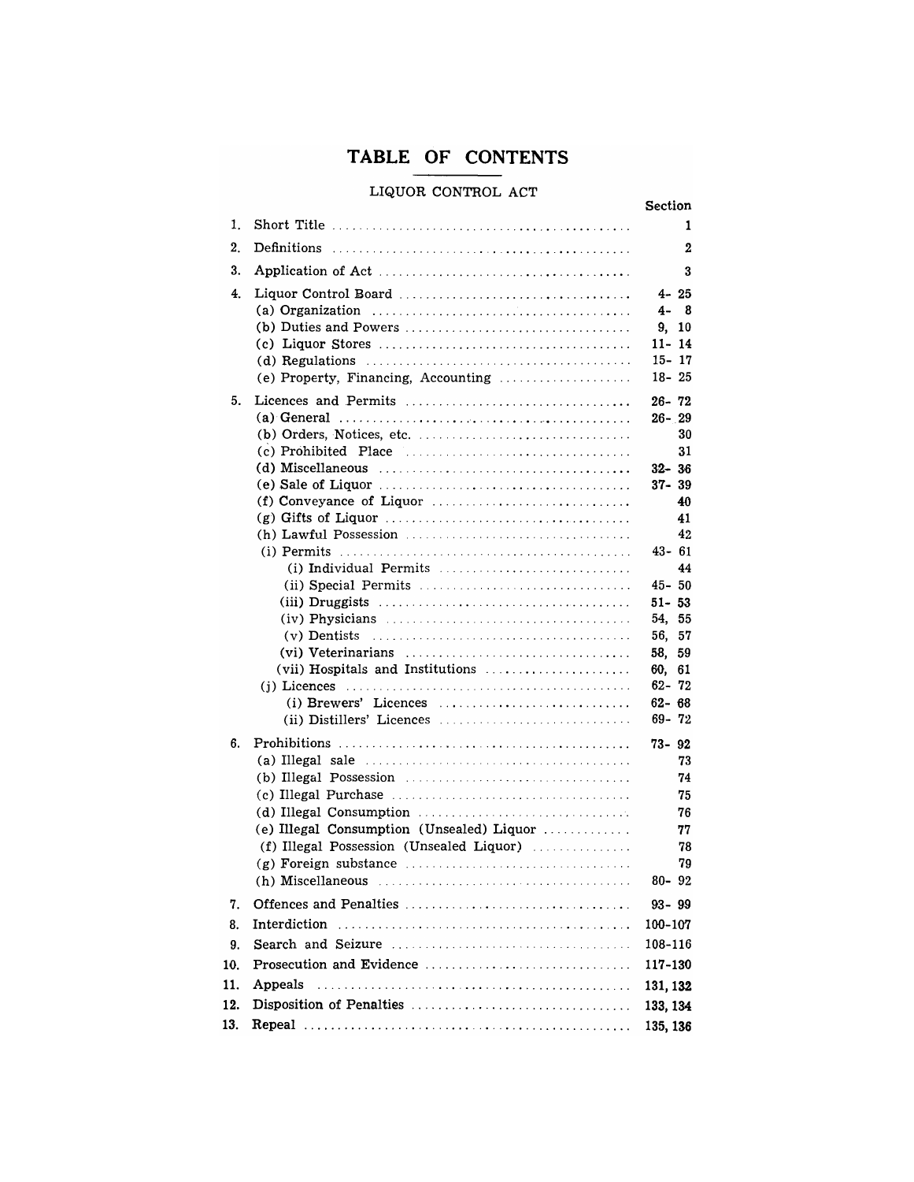# TABLE OF CONTENTS

## LIQUOR CONTROL ACT

| | | Section |
|---|---|---|
| 1. | Short Title | 1 |
| 2. | Definitions | 2 |
| 3. | Application of Act | 3 |
| 4. | Liquor Control Board | 4- 25 |
| | (a) Organization | 4- 8 |
| | (b) Duties and Powers | 9, 10 |
| | (c) Liquor Stores | 11- 14 |
| | (d) Regulations | 15- 17 |
| | (e) Property, Financing, Accounting | 18- 25 |
| 5. | Licences and Permits | 26- 72 |
| | (a) General | 26- 29 |
| | (b) Orders, Notices, etc. | 30 |
| | (c) Prohibited Place | 31 |
| | (d) Miscellaneous | 32- 36 |
| | (e) Sale of Liquor | 37- 39 |
| | (f) Conveyance of Liquor | 40 |
| | (g) Gifts of Liquor | 41 |
| | (h) Lawful Possession | 42 |
| | (i) Permits | 43- 61 |
| | (i) Individual Permits | 44 |
| | (ii) Special Permits | 45- 50 |
| | (iii) Druggists | 51- 53 |
| | (iv) Physicians | 54, 55 |
| | (v) Dentists | 56, 57 |
| | (vi) Veterinarians | 58, 59 |
| | (vii) Hospitals and Institutions | 60, 61 |
| | (j) Licences | 62- 72 |
| | (i) Brewers' Licences | 62- 68 |
| | (ii) Distillers' Licences | 69- 72 |
| 6. | Prohibitions | 73- 92 |
| | (a) Illegal sale | 73 |
| | (b) Illegal Possession | 74 |
| | (c) Illegal Purchase | 75 |
| | (d) Illegal Consumption | 76 |
| | (e) Illegal Consumption (Unsealed) Liquor | 77 |
| | (f) Illegal Possession (Unsealed Liquor) | 78 |
| | (g) Foreign substance | 79 |
| | (h) Miscellaneous | 80- 92 |
| 7. | Offences and Penalties | 93- 99 |
| 8. | Interdiction | 100-107 |
| 9. | Search and Seizure | 108-116 |
| 10. | Prosecution and Evidence | 117-130 |
| 11. | Appeals | 131, 132 |
| 12. | Disposition of Penalties | 133, 134 |
| 13. | Repeal | 135, 136 |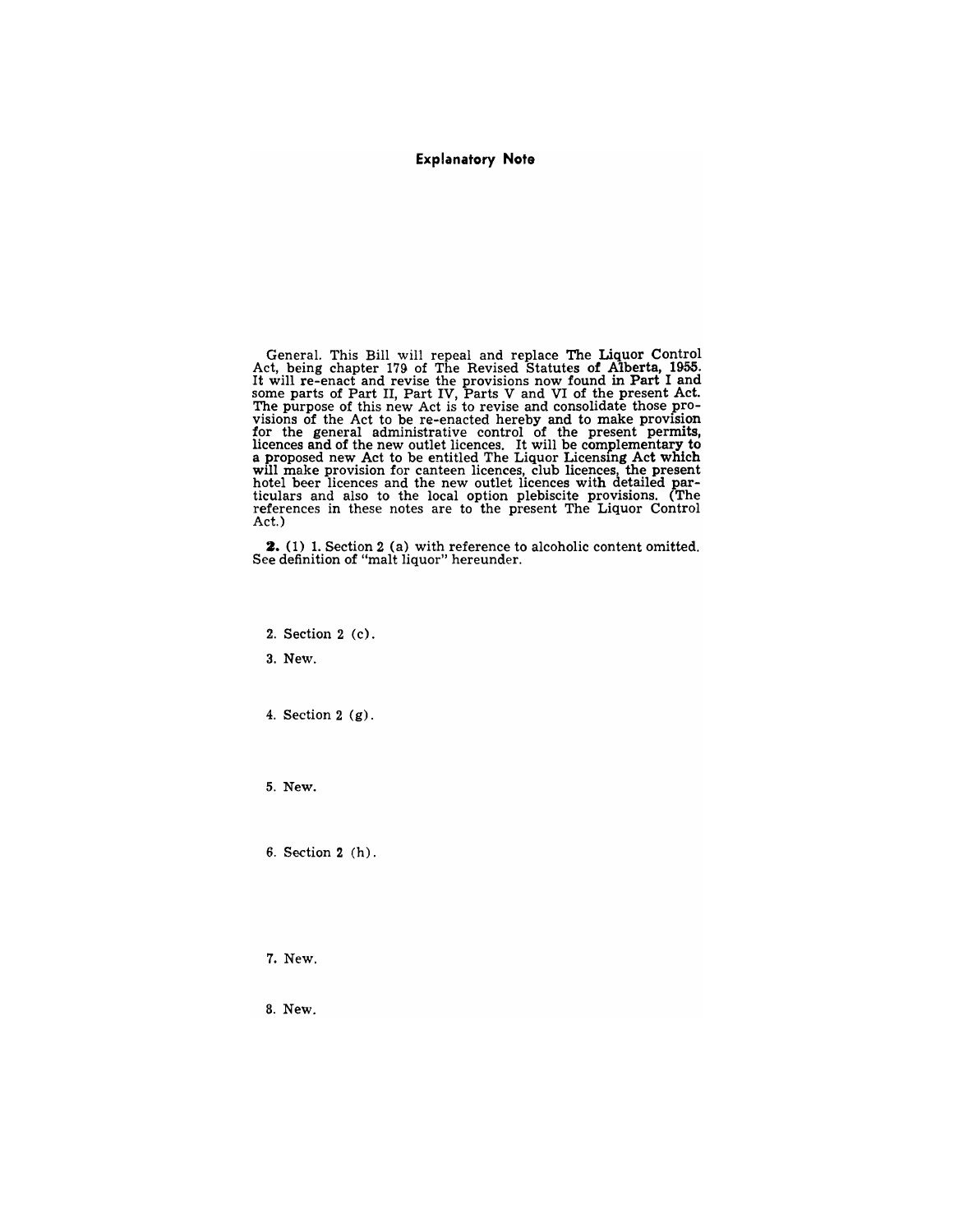## Explanatory Note

General. This Bill will repeal and replace The Liquor Control Act, being chapter 179 of The Revised Statutes of Alberta, 1955. It will re-enact and revise the provisions now found in Part I and some parts of Part II, Part IV, Parts V and VI of the present Act. The purpose of this new Act is to revise and consolidate those provisions of the Act to be re-enacted hereby and to make provision for the general administrative control of the present permits, licences and of the new outlet licences. It will be complementary to a proposed new Act to be entitled The Liquor Licensing Act which will make provision for canteen licences, club licences, the present hotel beer licences and the new outlet licences with detailed particulars and also to the local option plebiscite provisions. (The references in these notes are to the present The Liquor Control Act.)

**2.** (1) 1. Section 2 (a) with reference to alcoholic content omitted. See definition of "malt liquor" hereunder.

2. Section 2 (c).

3. New.

4. Section 2 (g).

5. New.

6. Section 2 (h).

7. New.

8. New.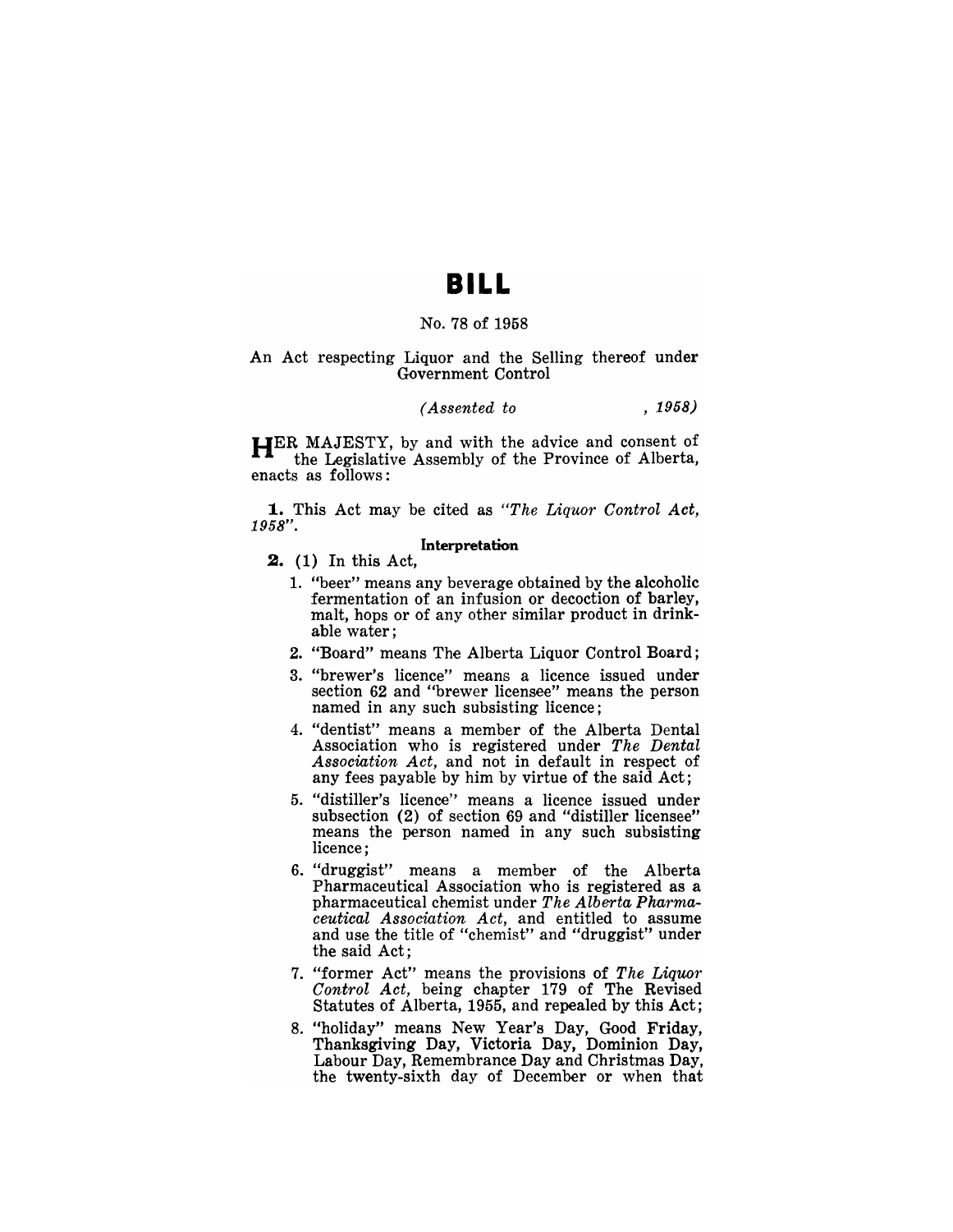# BILL

No. 78 of 1958

An Act respecting Liquor and the Selling thereof under Government Control

*(Assented to , 1958)*

HER MAJESTY, by and with the advice and consent of the Legislative Assembly of the Province of Alberta, enacts as follows:

**1.** This Act may be cited as *"The Liquor Control Act, 1958"*.

**Interpretation**

**2.** (1) In this Act,

1. "beer" means any beverage obtained by the alcoholic fermentation of an infusion or decoction of barley, malt, hops or of any other similar product in drinkable water;
2. "Board" means The Alberta Liquor Control Board;
3. "brewer's licence" means a licence issued under section 62 and "brewer licensee" means the person named in any such subsisting licence;
4. "dentist" means a member of the Alberta Dental Association who is registered under *The Dental Association Act*, and not in default in respect of any fees payable by him by virtue of the said Act;
5. "distiller's licence" means a licence issued under subsection (2) of section 69 and "distiller licensee" means the person named in any such subsisting licence;
6. "druggist" means a member of the Alberta Pharmaceutical Association who is registered as a pharmaceutical chemist under *The Alberta Pharmaceutical Association Act*, and entitled to assume and use the title of "chemist" and "druggist" under the said Act;
7. "former Act" means the provisions of *The Liquor Control Act*, being chapter 179 of The Revised Statutes of Alberta, 1955, and repealed by this Act;
8. "holiday" means New Year's Day, Good Friday, Thanksgiving Day, Victoria Day, Dominion Day, Labour Day, Remembrance Day and Christmas Day, the twenty-sixth day of December or when that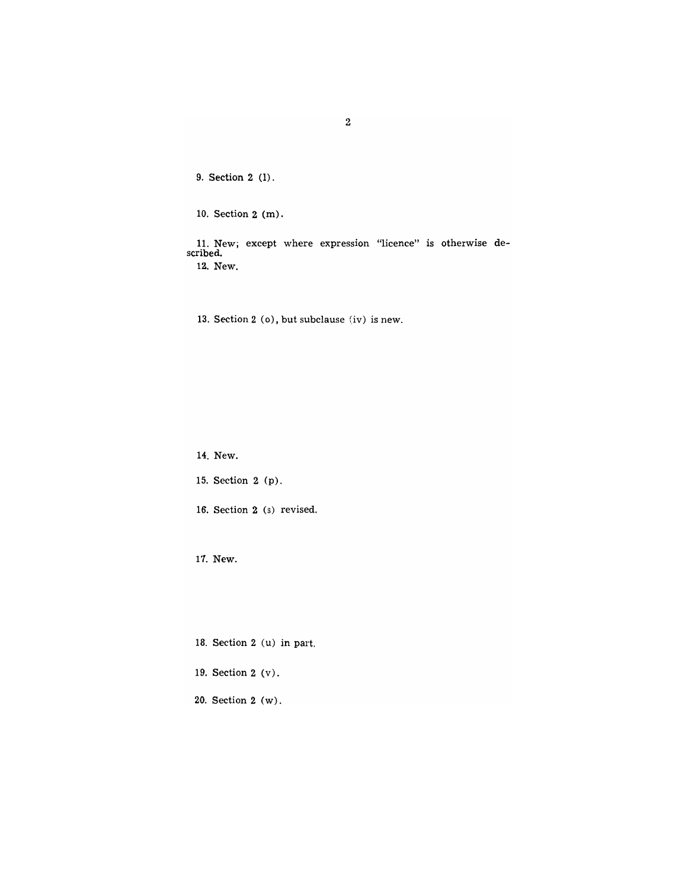9. Section 2 (l).

10. Section 2 (m).

11. New; except where expression "licence" is otherwise described.

12. New.

13. Section 2 (o), but subclause (iv) is new.

14. New.

15. Section 2 (p).

16. Section 2 (s) revised.

17. New.

18. Section 2 (u) in part.

19. Section 2 (v).

20. Section 2 (w).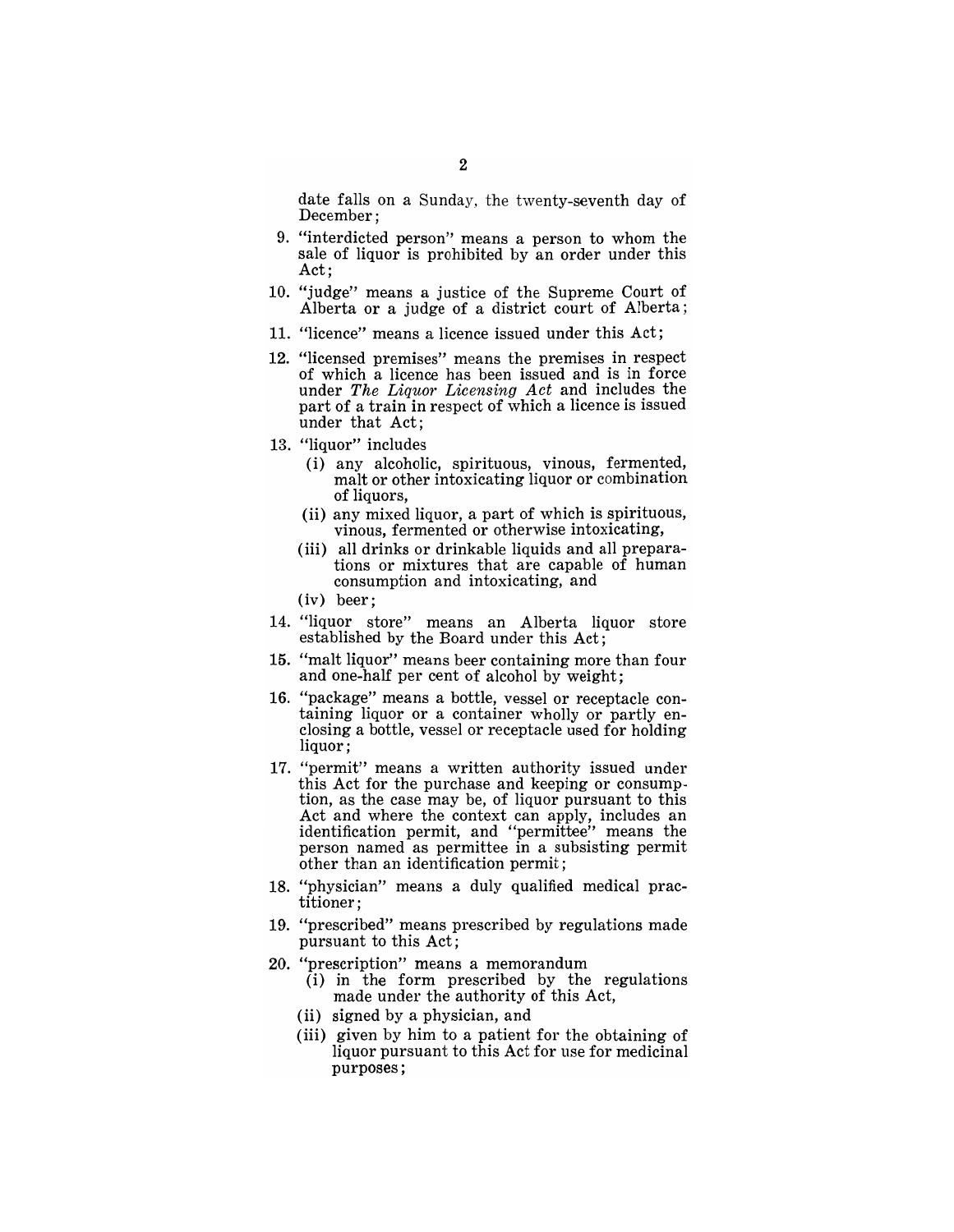date falls on a Sunday, the twenty-seventh day of December;

9. "interdicted person" means a person to whom the sale of liquor is prohibited by an order under this Act;

10. "judge" means a justice of the Supreme Court of Alberta or a judge of a district court of Alberta;

11. "licence" means a licence issued under this Act;

12. "licensed premises" means the premises in respect of which a licence has been issued and is in force under *The Liquor Licensing Act* and includes the part of a train in respect of which a licence is issued under that Act;

13. "liquor" includes
    - (i) any alcoholic, spirituous, vinous, fermented, malt or other intoxicating liquor or combination of liquors,
    - (ii) any mixed liquor, a part of which is spirituous, vinous, fermented or otherwise intoxicating,
    - (iii) all drinks or drinkable liquids and all preparations or mixtures that are capable of human consumption and intoxicating, and
    - (iv) beer;

14. "liquor store" means an Alberta liquor store established by the Board under this Act;

15. "malt liquor" means beer containing more than four and one-half per cent of alcohol by weight;

16. "package" means a bottle, vessel or receptacle containing liquor or a container wholly or partly enclosing a bottle, vessel or receptacle used for holding liquor;

17. "permit" means a written authority issued under this Act for the purchase and keeping or consumption, as the case may be, of liquor pursuant to this Act and where the context can apply, includes an identification permit, and "permittee" means the person named as permittee in a subsisting permit other than an identification permit;

18. "physician" means a duly qualified medical practitioner;

19. "prescribed" means prescribed by regulations made pursuant to this Act;

20. "prescription" means a memorandum
    - (i) in the form prescribed by the regulations made under the authority of this Act,
    - (ii) signed by a physician, and
    - (iii) given by him to a patient for the obtaining of liquor pursuant to this Act for use for medicinal purposes;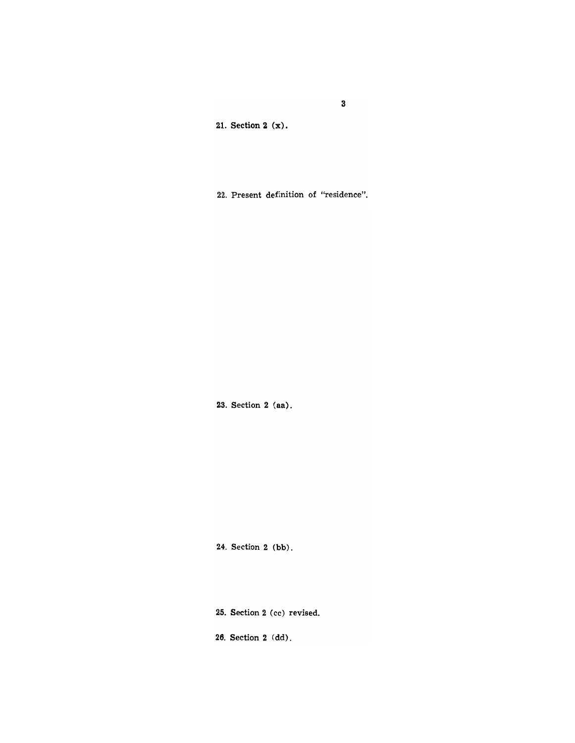21. Section 2 (x).

22. Present definition of "residence".

23. Section 2 (aa).

24. Section 2 (bb).

25. Section 2 (cc) revised.

26. Section 2 (dd).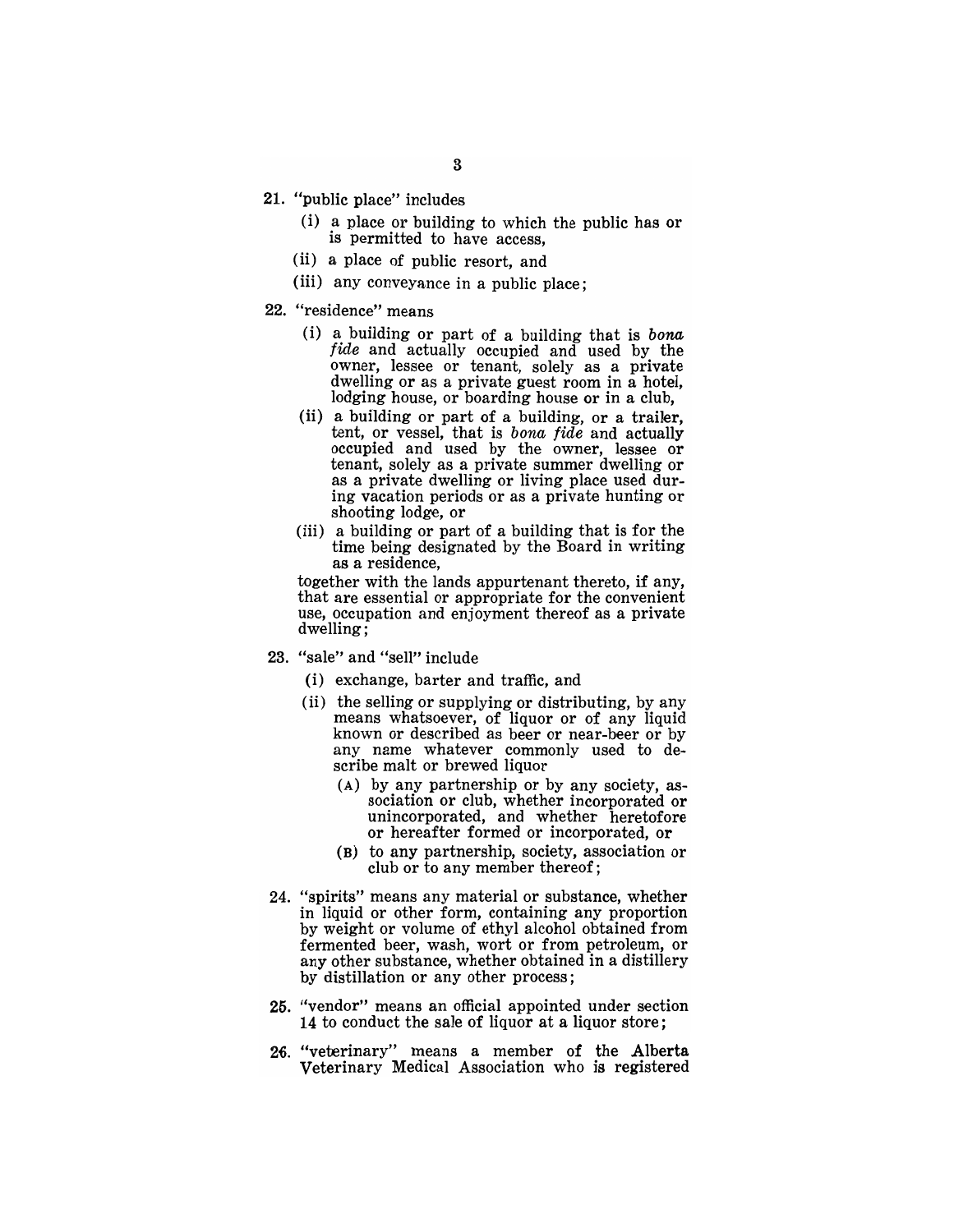21. "public place" includes

    (i) a place or building to which the public has or is permitted to have access,

    (ii) a place of public resort, and

    (iii) any conveyance in a public place;

22. "residence" means

    (i) a building or part of a building that is *bona fide* and actually occupied and used by the owner, lessee or tenant, solely as a private dwelling or as a private guest room in a hotel, lodging house, or boarding house or in a club,

    (ii) a building or part of a building, or a trailer, tent, or vessel, that is *bona fide* and actually occupied and used by the owner, lessee or tenant, solely as a private summer dwelling or as a private dwelling or living place used during vacation periods or as a private hunting or shooting lodge, or

    (iii) a building or part of a building that is for the time being designated by the Board in writing as a residence,

    together with the lands appurtenant thereto, if any, that are essential or appropriate for the convenient use, occupation and enjoyment thereof as a private dwelling;

23. "sale" and "sell" include

    (i) exchange, barter and traffic, and

    (ii) the selling or supplying or distributing, by any means whatsoever, of liquor or of any liquid known or described as beer or near-beer or by any name whatever commonly used to describe malt or brewed liquor

        (A) by any partnership or by any society, association or club, whether incorporated or unincorporated, and whether heretofore or hereafter formed or incorporated, or

        (B) to any partnership, society, association or club or to any member thereof;

24. "spirits" means any material or substance, whether in liquid or other form, containing any proportion by weight or volume of ethyl alcohol obtained from fermented beer, wash, wort or from petroleum, or any other substance, whether obtained in a distillery by distillation or any other process;

25. "vendor" means an official appointed under section 14 to conduct the sale of liquor at a liquor store;

26. "veterinary" means a member of the Alberta Veterinary Medical Association who is registered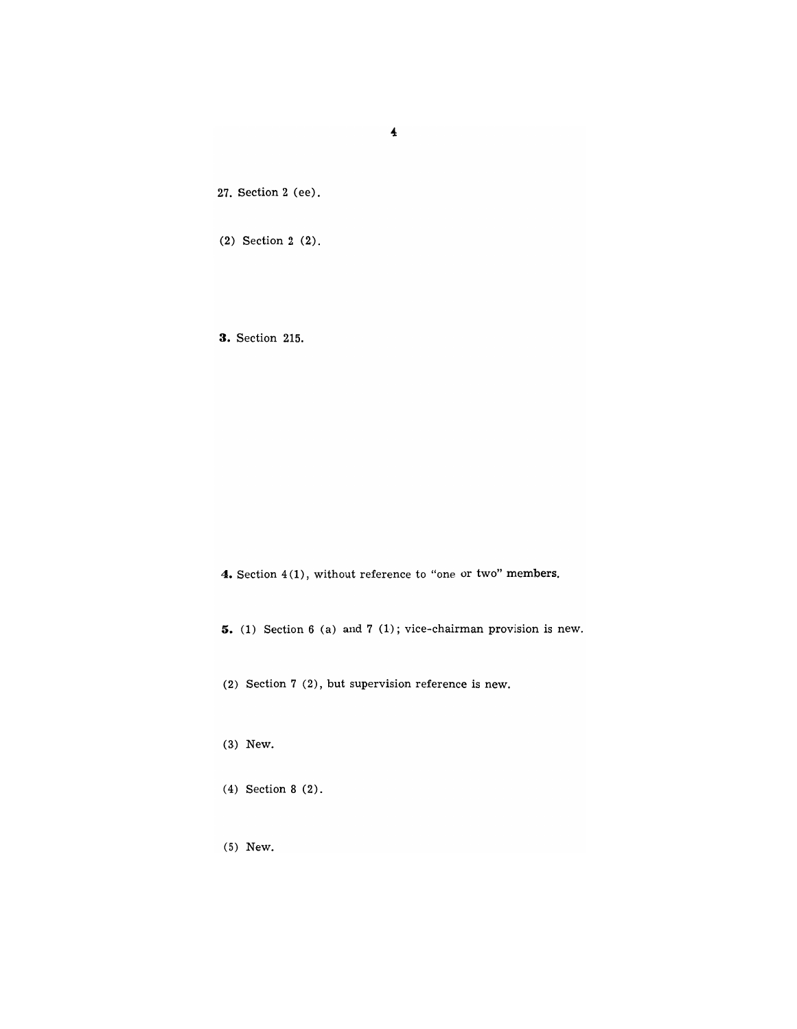27. Section 2 (ee).

(2) Section 2 (2).

**3.** Section 215.

**4.** Section 4(1), without reference to "one or two" members.

**5.** (1) Section 6 (a) and 7 (1); vice-chairman provision is new.

(2) Section 7 (2), but supervision reference is new.

(3) New.

(4) Section 8 (2).

(5) New.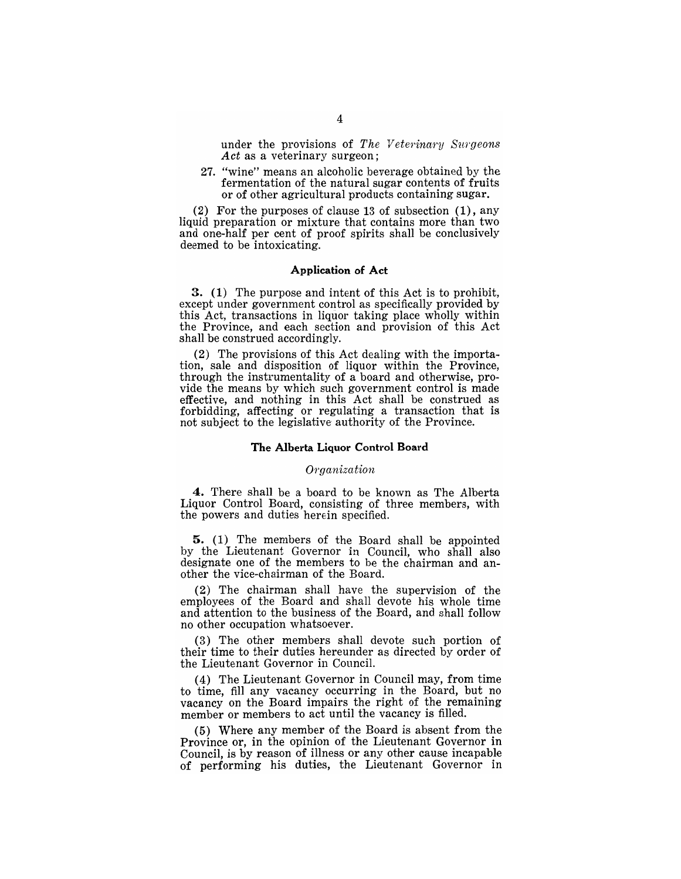under the provisions of *The Veterinary Surgeons Act* as a veterinary surgeon;

27. "wine" means an alcoholic beverage obtained by the fermentation of the natural sugar contents of fruits or of other agricultural products containing sugar.

(2) For the purposes of clause 13 of subsection (1), any liquid preparation or mixture that contains more than two and one-half per cent of proof spirits shall be conclusively deemed to be intoxicating.

### Application of Act

**3.** (1) The purpose and intent of this Act is to prohibit, except under government control as specifically provided by this Act, transactions in liquor taking place wholly within the Province, and each section and provision of this Act shall be construed accordingly.

(2) The provisions of this Act dealing with the importation, sale and disposition of liquor within the Province, through the instrumentality of a board and otherwise, provide the means by which such government control is made effective, and nothing in this Act shall be construed as forbidding, affecting or regulating a transaction that is not subject to the legislative authority of the Province.

### The Alberta Liquor Control Board

#### *Organization*

**4.** There shall be a board to be known as The Alberta Liquor Control Board, consisting of three members, with the powers and duties herein specified.

**5.** (1) The members of the Board shall be appointed by the Lieutenant Governor in Council, who shall also designate one of the members to be the chairman and another the vice-chairman of the Board.

(2) The chairman shall have the supervision of the employees of the Board and shall devote his whole time and attention to the business of the Board, and shall follow no other occupation whatsoever.

(3) The other members shall devote such portion of their time to their duties hereunder as directed by order of the Lieutenant Governor in Council.

(4) The Lieutenant Governor in Council may, from time to time, fill any vacancy occurring in the Board, but no vacancy on the Board impairs the right of the remaining member or members to act until the vacancy is filled.

(5) Where any member of the Board is absent from the Province or, in the opinion of the Lieutenant Governor in Council, is by reason of illness or any other cause incapable of performing his duties, the Lieutenant Governor in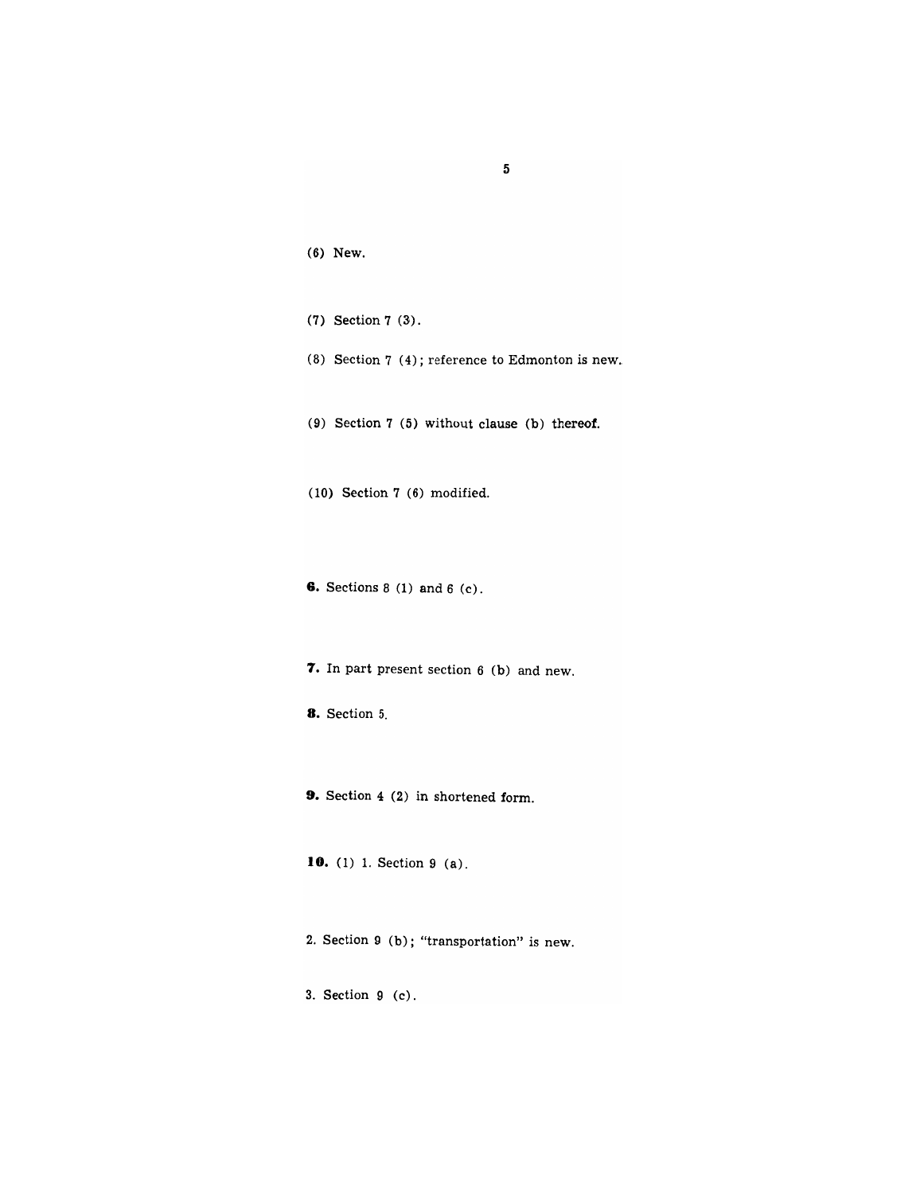(6) New.

(7) Section 7 (3).

(8) Section 7 (4); reference to Edmonton is new.

(9) Section 7 (5) without clause (b) thereof.

(10) Section 7 (6) modified.

**6.** Sections 8 (1) and 6 (c).

**7.** In part present section 6 (b) and new.

**8.** Section 5.

**9.** Section 4 (2) in shortened form.

**10.** (1) 1. Section 9 (a).

2. Section 9 (b); "transportation" is new.

3. Section 9 (c).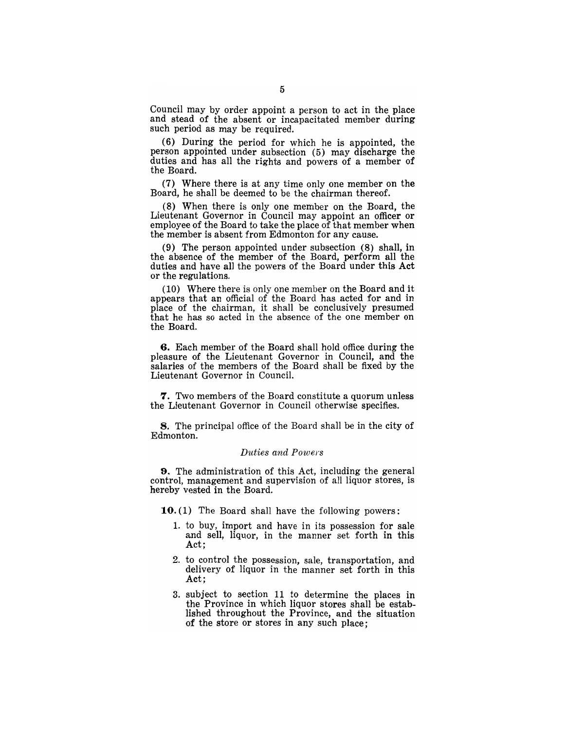Council may by order appoint a person to act in the place and stead of the absent or incapacitated member during such period as may be required.

(6) During the period for which he is appointed, the person appointed under subsection (5) may discharge the duties and has all the rights and powers of a member of the Board.

(7) Where there is at any time only one member on the Board, he shall be deemed to be the chairman thereof.

(8) When there is only one member on the Board, the Lieutenant Governor in Council may appoint an officer or employee of the Board to take the place of that member when the member is absent from Edmonton for any cause.

(9) The person appointed under subsection (8) shall, in the absence of the member of the Board, perform all the duties and have all the powers of the Board under this Act or the regulations.

(10) Where there is only one member on the Board and it appears that an official of the Board has acted for and in place of the chairman, it shall be conclusively presumed that he has so acted in the absence of the one member on the Board.

**6.** Each member of the Board shall hold office during the pleasure of the Lieutenant Governor in Council, and the salaries of the members of the Board shall be fixed by the Lieutenant Governor in Council.

**7.** Two members of the Board constitute a quorum unless the Lieutenant Governor in Council otherwise specifies.

**8.** The principal office of the Board shall be in the city of Edmonton.

*Duties and Powers*

**9.** The administration of this Act, including the general control, management and supervision of all liquor stores, is hereby vested in the Board.

**10.** (1) The Board shall have the following powers:

1. to buy, import and have in its possession for sale and sell, liquor, in the manner set forth in this Act;
2. to control the possession, sale, transportation, and delivery of liquor in the manner set forth in this Act;
3. subject to section 11 to determine the places in the Province in which liquor stores shall be established throughout the Province, and the situation of the store or stores in any such place;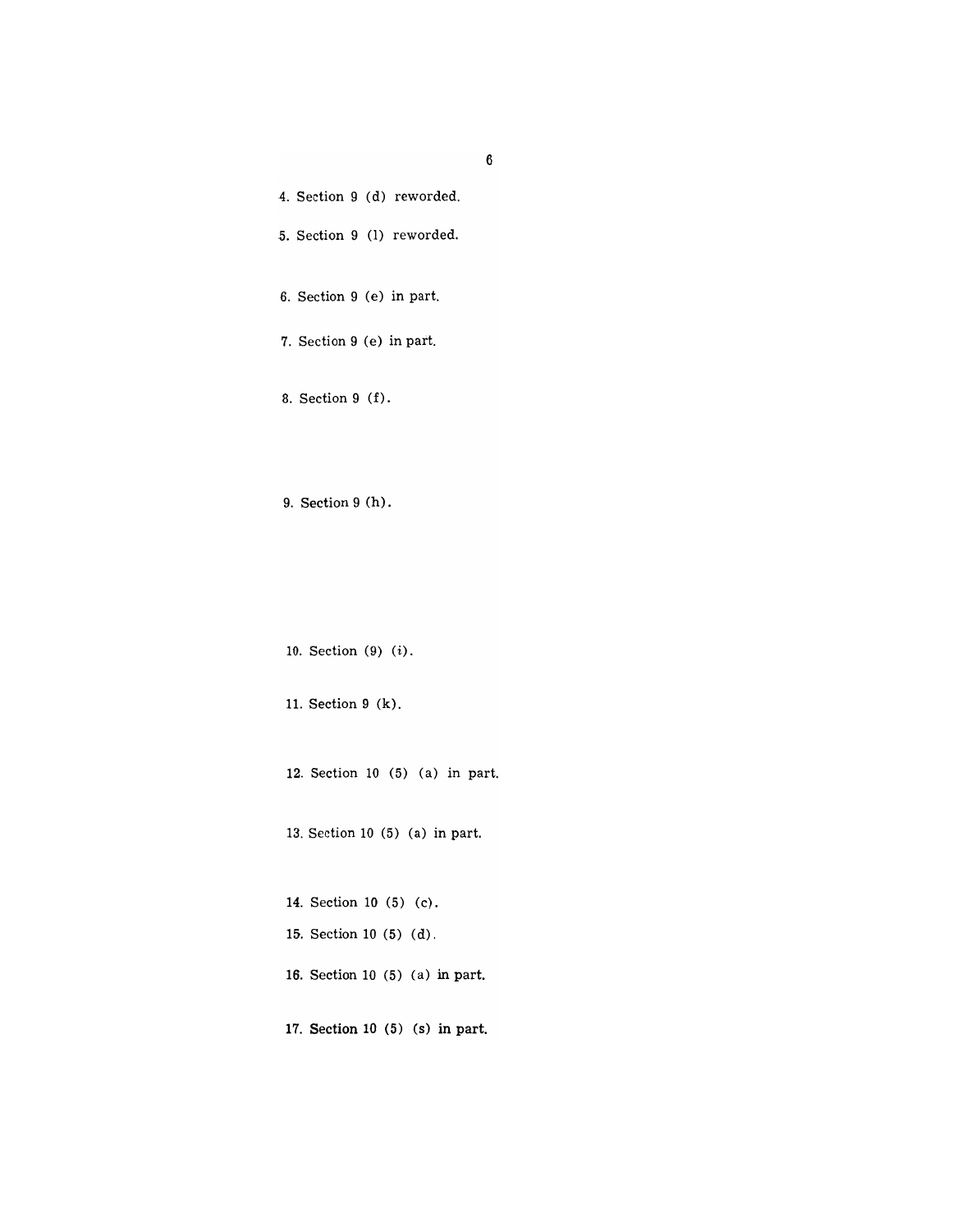4. Section 9 (d) reworded.

5. Section 9 (l) reworded.

6. Section 9 (e) in part.

7. Section 9 (e) in part.

8. Section 9 (f).

9. Section 9 (h).

10. Section (9) (*i*).

11. Section 9 (k).

12. Section 10 (5) (a) in part.

13. Section 10 (5) (a) in part.

14. Section 10 (5) (c).

15. Section 10 (5) (d).

16. Section 10 (5) (a) in part.

17. Section 10 (5) (s) in part.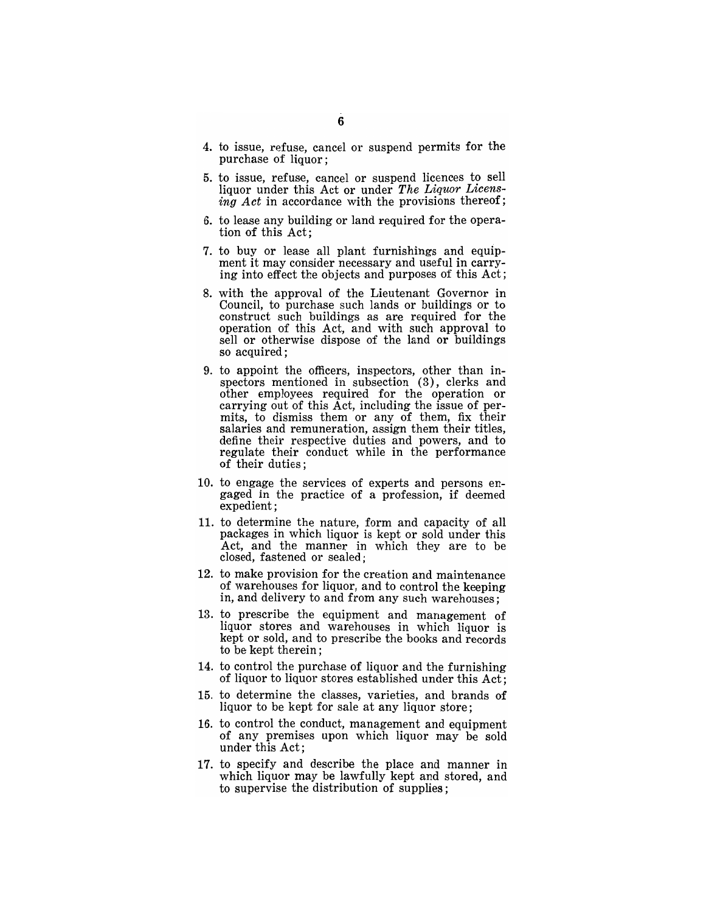4. to issue, refuse, cancel or suspend permits for the purchase of liquor;

5. to issue, refuse, cancel or suspend licences to sell liquor under this Act or under *The Liquor Licensing Act* in accordance with the provisions thereof;

6. to lease any building or land required for the operation of this Act;

7. to buy or lease all plant furnishings and equipment it may consider necessary and useful in carrying into effect the objects and purposes of this Act;

8. with the approval of the Lieutenant Governor in Council, to purchase such lands or buildings or to construct such buildings as are required for the operation of this Act, and with such approval to sell or otherwise dispose of the land or buildings so acquired;

9. to appoint the officers, inspectors, other than inspectors mentioned in subsection (3), clerks and other employees required for the operation or carrying out of this Act, including the issue of permits, to dismiss them or any of them, fix their salaries and remuneration, assign them their titles, define their respective duties and powers, and to regulate their conduct while in the performance of their duties;

10. to engage the services of experts and persons engaged in the practice of a profession, if deemed expedient;

11. to determine the nature, form and capacity of all packages in which liquor is kept or sold under this Act, and the manner in which they are to be closed, fastened or sealed;

12. to make provision for the creation and maintenance of warehouses for liquor, and to control the keeping in, and delivery to and from any such warehouses;

13. to prescribe the equipment and management of liquor stores and warehouses in which liquor is kept or sold, and to prescribe the books and records to be kept therein;

14. to control the purchase of liquor and the furnishing of liquor to liquor stores established under this Act;

15. to determine the classes, varieties, and brands of liquor to be kept for sale at any liquor store;

16. to control the conduct, management and equipment of any premises upon which liquor may be sold under this Act;

17. to specify and describe the place and manner in which liquor may be lawfully kept and stored, and to supervise the distribution of supplies;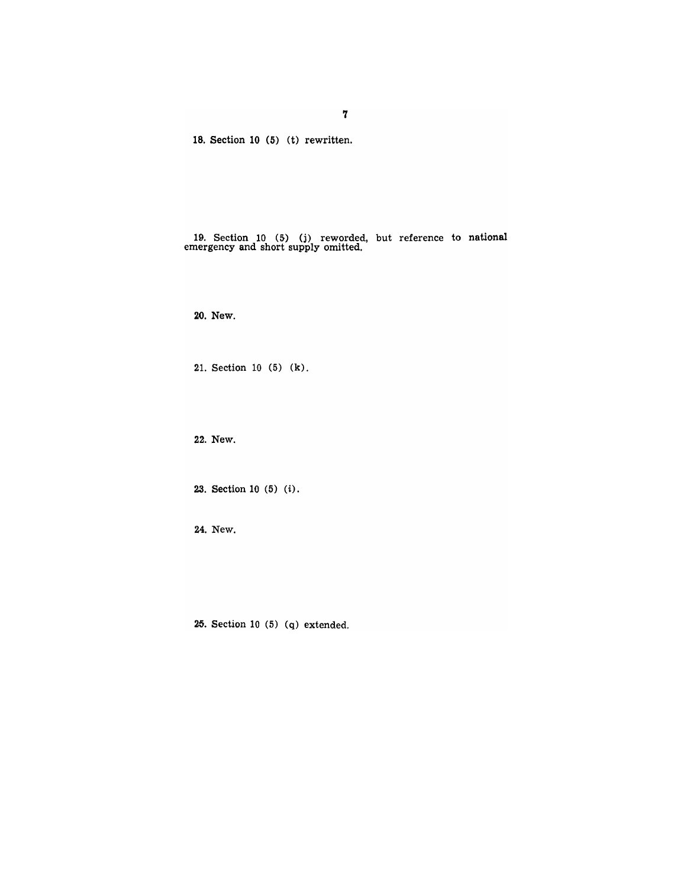18. Section 10 (5) (t) rewritten.

19. Section 10 (5) (j) reworded, but reference to national emergency and short supply omitted.

20. New.

21. Section 10 (5) (k).

22. New.

23. Section 10 (5) (*i*).

24. New.

25. Section 10 (5) (q) extended.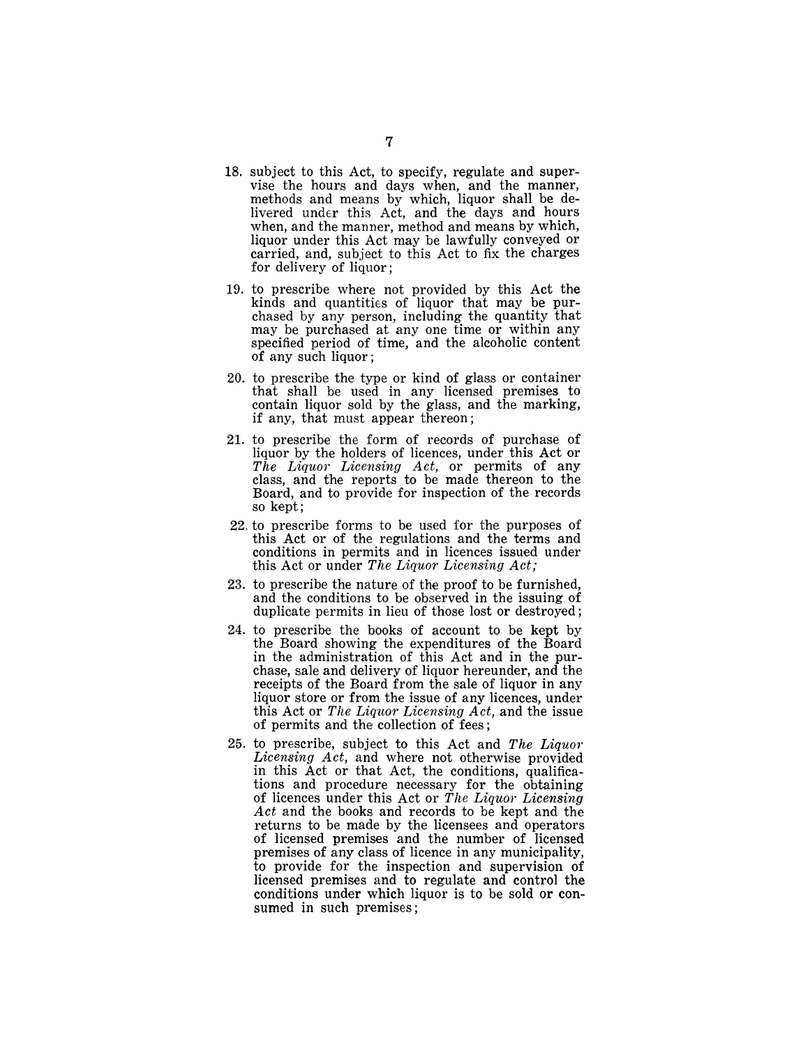18. subject to this Act, to specify, regulate and supervise the hours and days when, and the manner, methods and means by which, liquor shall be delivered under this Act, and the days and hours when, and the manner, method and means by which, liquor under this Act may be lawfully conveyed or carried, and, subject to this Act to fix the charges for delivery of liquor;

19. to prescribe where not provided by this Act the kinds and quantities of liquor that may be purchased by any person, including the quantity that may be purchased at any one time or within any specified period of time, and the alcoholic content of any such liquor;

20. to prescribe the type or kind of glass or container that shall be used in any licensed premises to contain liquor sold by the glass, and the marking, if any, that must appear thereon;

21. to prescribe the form of records of purchase of liquor by the holders of licences, under this Act or *The Liquor Licensing Act*, or permits of any class, and the reports to be made thereon to the Board, and to provide for inspection of the records so kept;

22. to prescribe forms to be used for the purposes of this Act or of the regulations and the terms and conditions in permits and in licences issued under this Act or under *The Liquor Licensing Act;*

23. to prescribe the nature of the proof to be furnished, and the conditions to be observed in the issuing of duplicate permits in lieu of those lost or destroyed;

24. to prescribe the books of account to be kept by the Board showing the expenditures of the Board in the administration of this Act and in the purchase, sale and delivery of liquor hereunder, and the receipts of the Board from the sale of liquor in any liquor store or from the issue of any licences, under this Act or *The Liquor Licensing Act,* and the issue of permits and the collection of fees;

25. to prescribe, subject to this Act and *The Liquor Licensing Act,* and where not otherwise provided in this Act or that Act, the conditions, qualifications and procedure necessary for the obtaining of licences under this Act or *The Liquor Licensing Act* and the books and records to be kept and the returns to be made by the licensees and operators of licensed premises and the number of licensed premises of any class of licence in any municipality, to provide for the inspection and supervision of licensed premises and to regulate and control the conditions under which liquor is to be sold or consumed in such premises;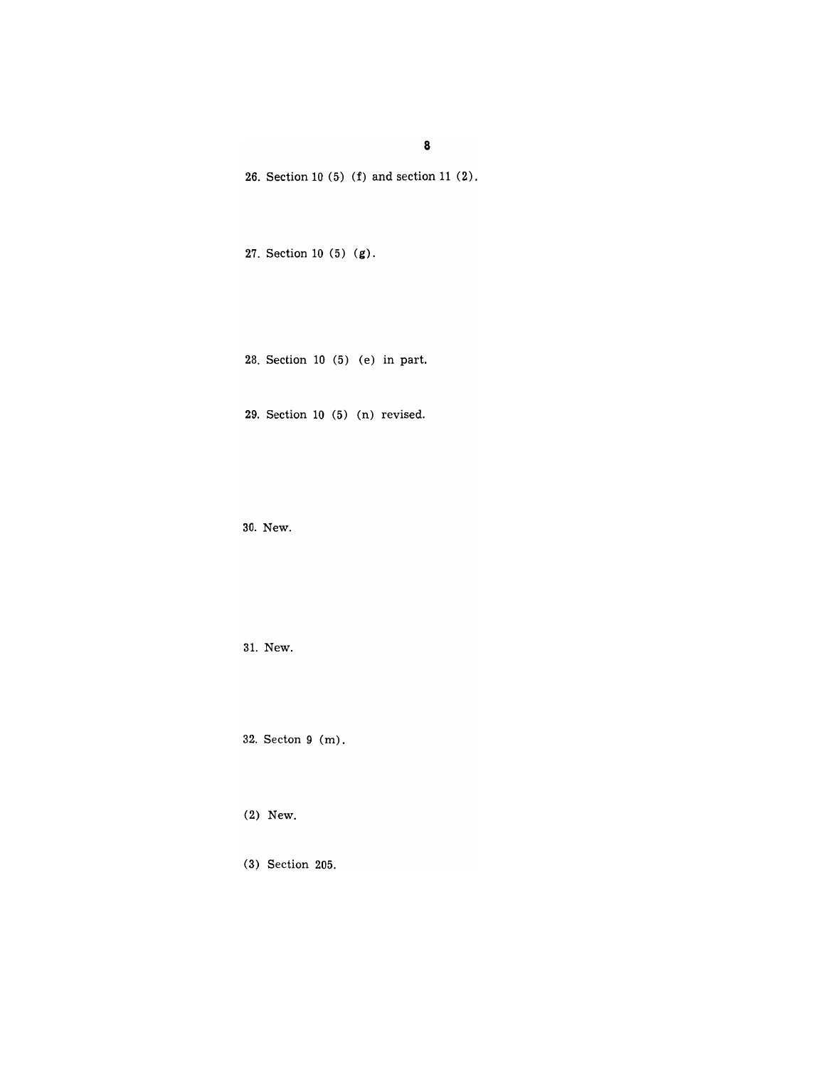26. Section 10 (5) (f) and section 11 (2).

27. Section 10 (5) (g).

28. Section 10 (5) (e) in part.

29. Section 10 (5) (n) revised.

30. New.

31. New.

32. Secton 9 (m).

(2) New.

(3) Section 205.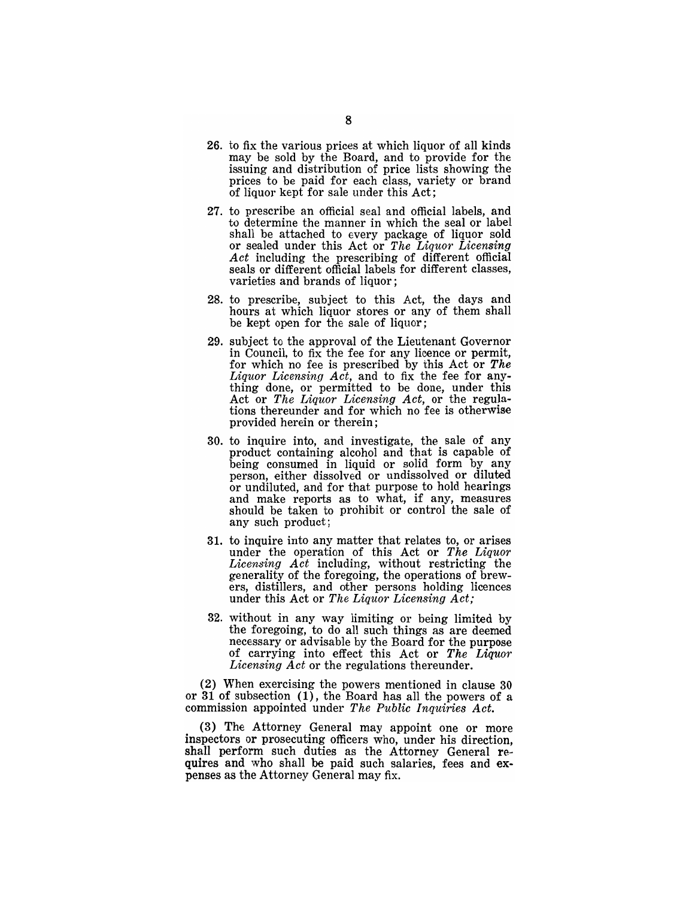26. to fix the various prices at which liquor of all kinds may be sold by the Board, and to provide for the issuing and distribution of price lists showing the prices to be paid for each class, variety or brand of liquor kept for sale under this Act;

27. to prescribe an official seal and official labels, and to determine the manner in which the seal or label shall be attached to every package of liquor sold or sealed under this Act or *The Liquor Licensing Act* including the prescribing of different official seals or different official labels for different classes, varieties and brands of liquor;

28. to prescribe, subject to this Act, the days and hours at which liquor stores or any of them shall be kept open for the sale of liquor;

29. subject to the approval of the Lieutenant Governor in Council, to fix the fee for any licence or permit, for which no fee is prescribed by this Act or *The Liquor Licensing Act*, and to fix the fee for anything done, or permitted to be done, under this Act or *The Liquor Licensing Act*, or the regulations thereunder and for which no fee is otherwise provided herein or therein;

30. to inquire into, and investigate, the sale of any product containing alcohol and that is capable of being consumed in liquid or solid form by any person, either dissolved or undissolved or diluted or undiluted, and for that purpose to hold hearings and make reports as to what, if any, measures should be taken to prohibit or control the sale of any such product;

31. to inquire into any matter that relates to, or arises under the operation of this Act or *The Liquor Licensing Act* including, without restricting the generality of the foregoing, the operations of brewers, distillers, and other persons holding licences under this Act or *The Liquor Licensing Act;*

32. without in any way limiting or being limited by the foregoing, to do all such things as are deemed necessary or advisable by the Board for the purpose of carrying into effect this Act or *The Liquor Licensing Act* or the regulations thereunder.

(2) When exercising the powers mentioned in clause 30 or 31 of subsection (1), the Board has all the powers of a commission appointed under *The Public Inquiries Act.*

(3) The Attorney General may appoint one or more inspectors or prosecuting officers who, under his direction, shall perform such duties as the Attorney General requires and who shall be paid such salaries, fees and expenses as the Attorney General may fix.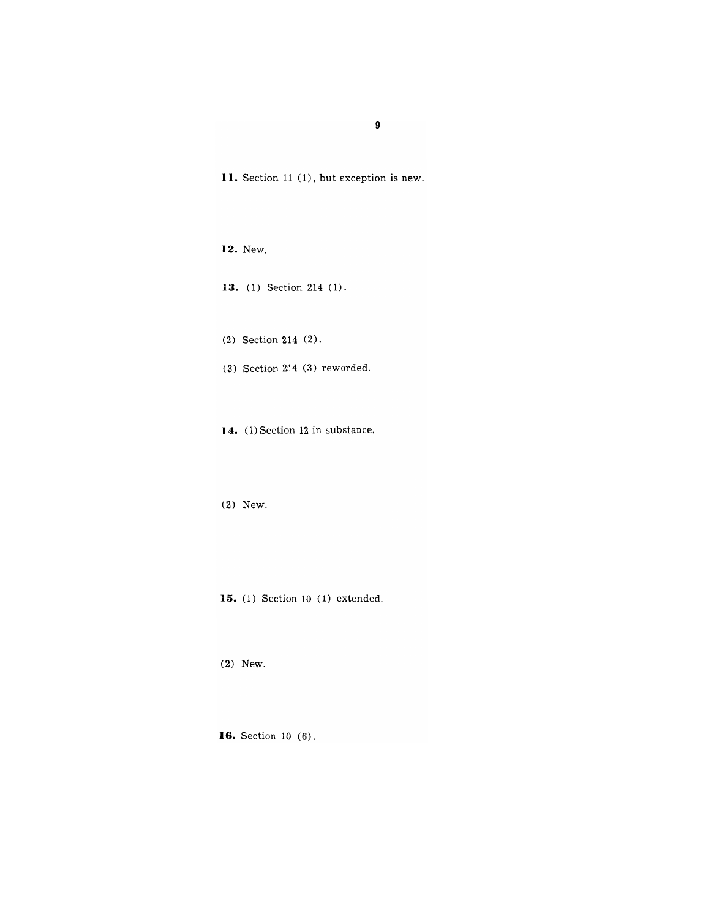**11.** Section 11 (1), but exception is new.

**12.** New.

**13.** (1) Section 214 (1).

(2) Section 214 (2).

(3) Section 214 (3) reworded.

**14.** (1) Section 12 in substance.

(2) New.

**15.** (1) Section 10 (1) extended.

(2) New.

**16.** Section 10 (6).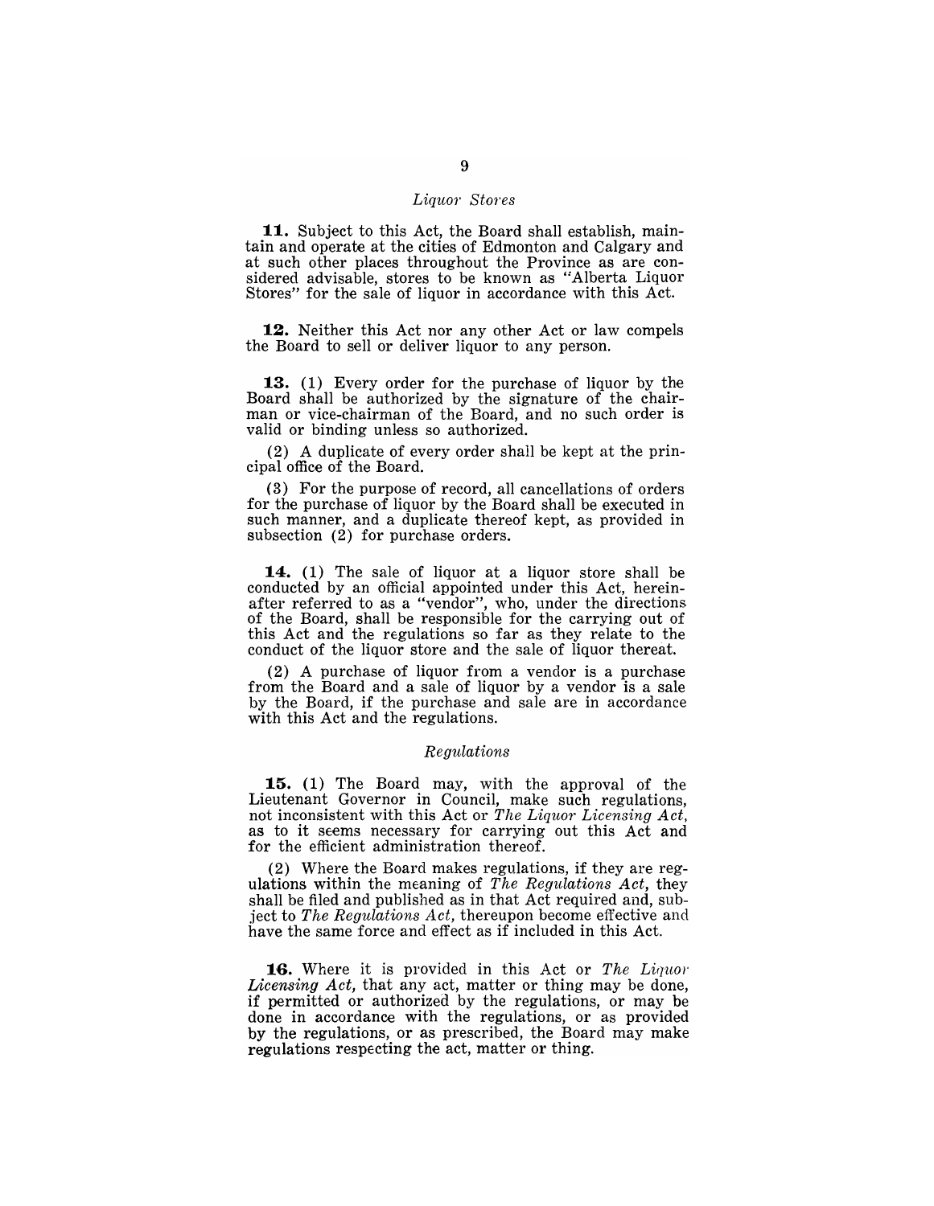### *Liquor Stores*

**11.** Subject to this Act, the Board shall establish, maintain and operate at the cities of Edmonton and Calgary and at such other places throughout the Province as are considered advisable, stores to be known as "Alberta Liquor Stores" for the sale of liquor in accordance with this Act.

**12.** Neither this Act nor any other Act or law compels the Board to sell or deliver liquor to any person.

**13.** (1) Every order for the purchase of liquor by the Board shall be authorized by the signature of the chairman or vice-chairman of the Board, and no such order is valid or binding unless so authorized.

(2) A duplicate of every order shall be kept at the principal office of the Board.

(3) For the purpose of record, all cancellations of orders for the purchase of liquor by the Board shall be executed in such manner, and a duplicate thereof kept, as provided in subsection (2) for purchase orders.

**14.** (1) The sale of liquor at a liquor store shall be conducted by an official appointed under this Act, hereinafter referred to as a "vendor", who, under the directions of the Board, shall be responsible for the carrying out of this Act and the regulations so far as they relate to the conduct of the liquor store and the sale of liquor thereat.

(2) A purchase of liquor from a vendor is a purchase from the Board and a sale of liquor by a vendor is a sale by the Board, if the purchase and sale are in accordance with this Act and the regulations.

### *Regulations*

**15.** (1) The Board may, with the approval of the Lieutenant Governor in Council, make such regulations, not inconsistent with this Act or *The Liquor Licensing Act*, as to it seems necessary for carrying out this Act and for the efficient administration thereof.

(2) Where the Board makes regulations, if they are regulations within the meaning of *The Regulations Act*, they shall be filed and published as in that Act required and, subject to *The Regulations Act*, thereupon become effective and have the same force and effect as if included in this Act.

**16.** Where it is provided in this Act or *The Liquor Licensing Act*, that any act, matter or thing may be done, if permitted or authorized by the regulations, or may be done in accordance with the regulations, or as provided by the regulations, or as prescribed, the Board may make regulations respecting the act, matter or thing.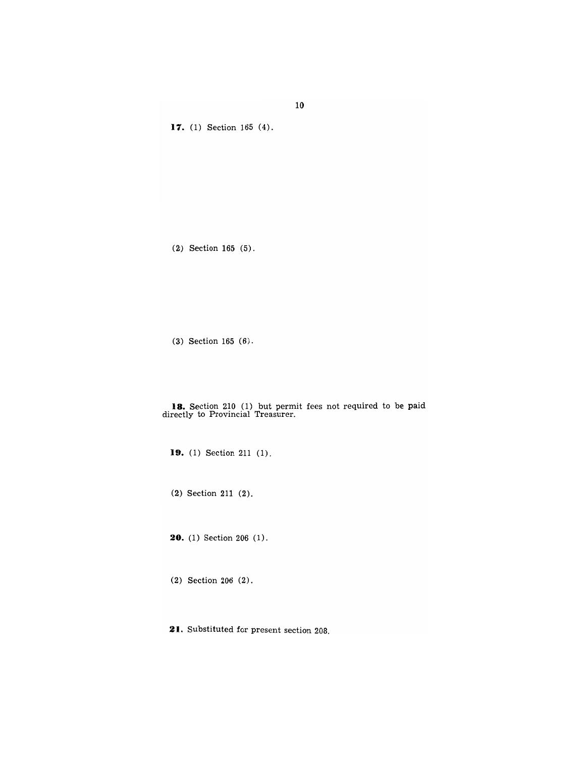**17.** (1) Section 165 (4).

(2) Section 165 (5).

(3) Section 165 (6).

**18.** Section 210 (1) but permit fees not required to be paid directly to Provincial Treasurer.

**19.** (1) Section 211 (1).

(2) Section 211 (2).

**20.** (1) Section 206 (1).

(2) Section 206 (2).

**21.** Substituted for present section 208.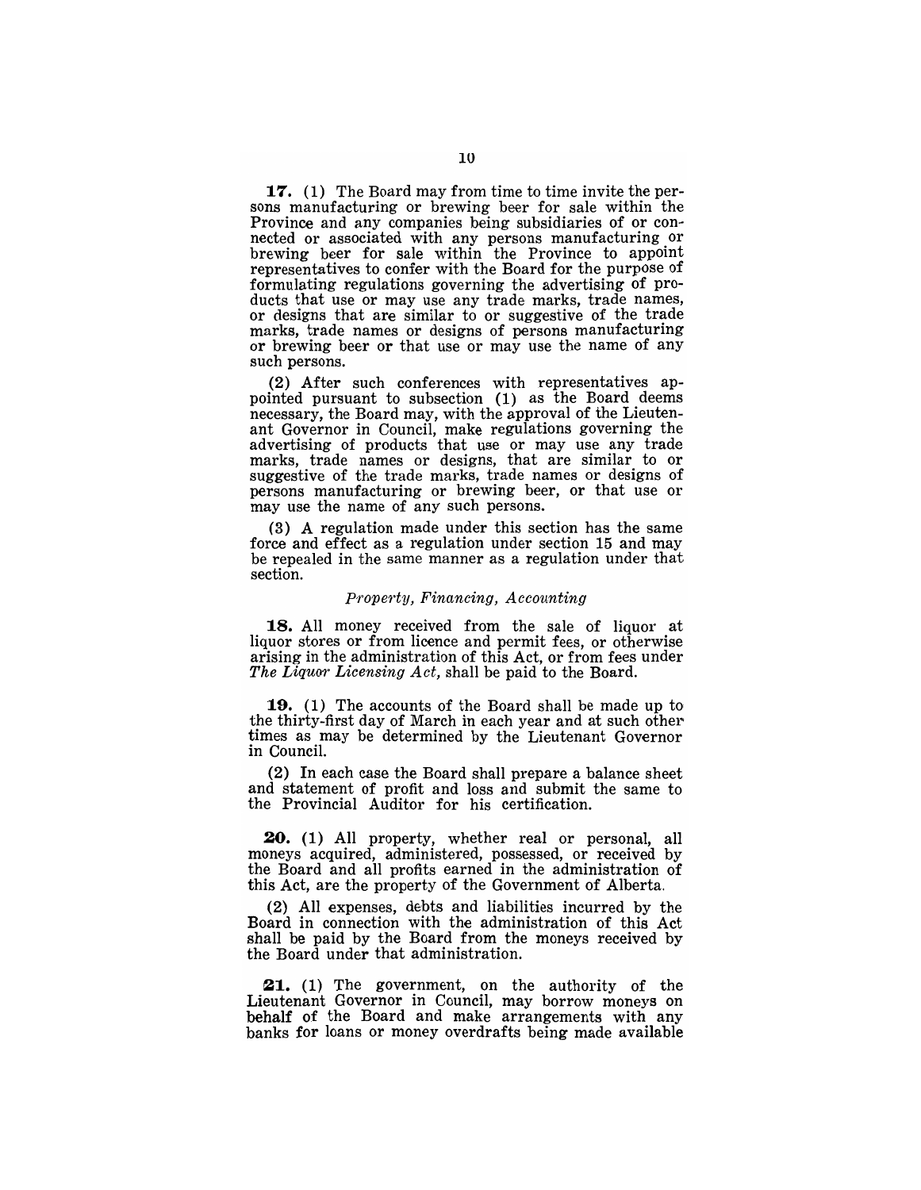**17.** (1) The Board may from time to time invite the persons manufacturing or brewing beer for sale within the Province and any companies being subsidiaries of or connected or associated with any persons manufacturing or brewing beer for sale within the Province to appoint representatives to confer with the Board for the purpose of formulating regulations governing the advertising of products that use or may use any trade marks, trade names, or designs that are similar to or suggestive of the trade marks, trade names or designs of persons manufacturing or brewing beer or that use or may use the name of any such persons.

(2) After such conferences with representatives appointed pursuant to subsection (1) as the Board deems necessary, the Board may, with the approval of the Lieutenant Governor in Council, make regulations governing the advertising of products that use or may use any trade marks, trade names or designs, that are similar to or suggestive of the trade marks, trade names or designs of persons manufacturing or brewing beer, or that use or may use the name of any such persons.

(3) A regulation made under this section has the same force and effect as a regulation under section 15 and may be repealed in the same manner as a regulation under that section.

*Property, Financing, Accounting*

**18.** All money received from the sale of liquor at liquor stores or from licence and permit fees, or otherwise arising in the administration of this Act, or from fees under *The Liquor Licensing Act,* shall be paid to the Board.

**19.** (1) The accounts of the Board shall be made up to the thirty-first day of March in each year and at such other times as may be determined by the Lieutenant Governor in Council.

(2) In each case the Board shall prepare a balance sheet and statement of profit and loss and submit the same to the Provincial Auditor for his certification.

**20.** (1) All property, whether real or personal, all moneys acquired, administered, possessed, or received by the Board and all profits earned in the administration of this Act, are the property of the Government of Alberta.

(2) All expenses, debts and liabilities incurred by the Board in connection with the administration of this Act shall be paid by the Board from the moneys received by the Board under that administration.

**21.** (1) The government, on the authority of the Lieutenant Governor in Council, may borrow moneys on behalf of the Board and make arrangements with any banks for loans or money overdrafts being made available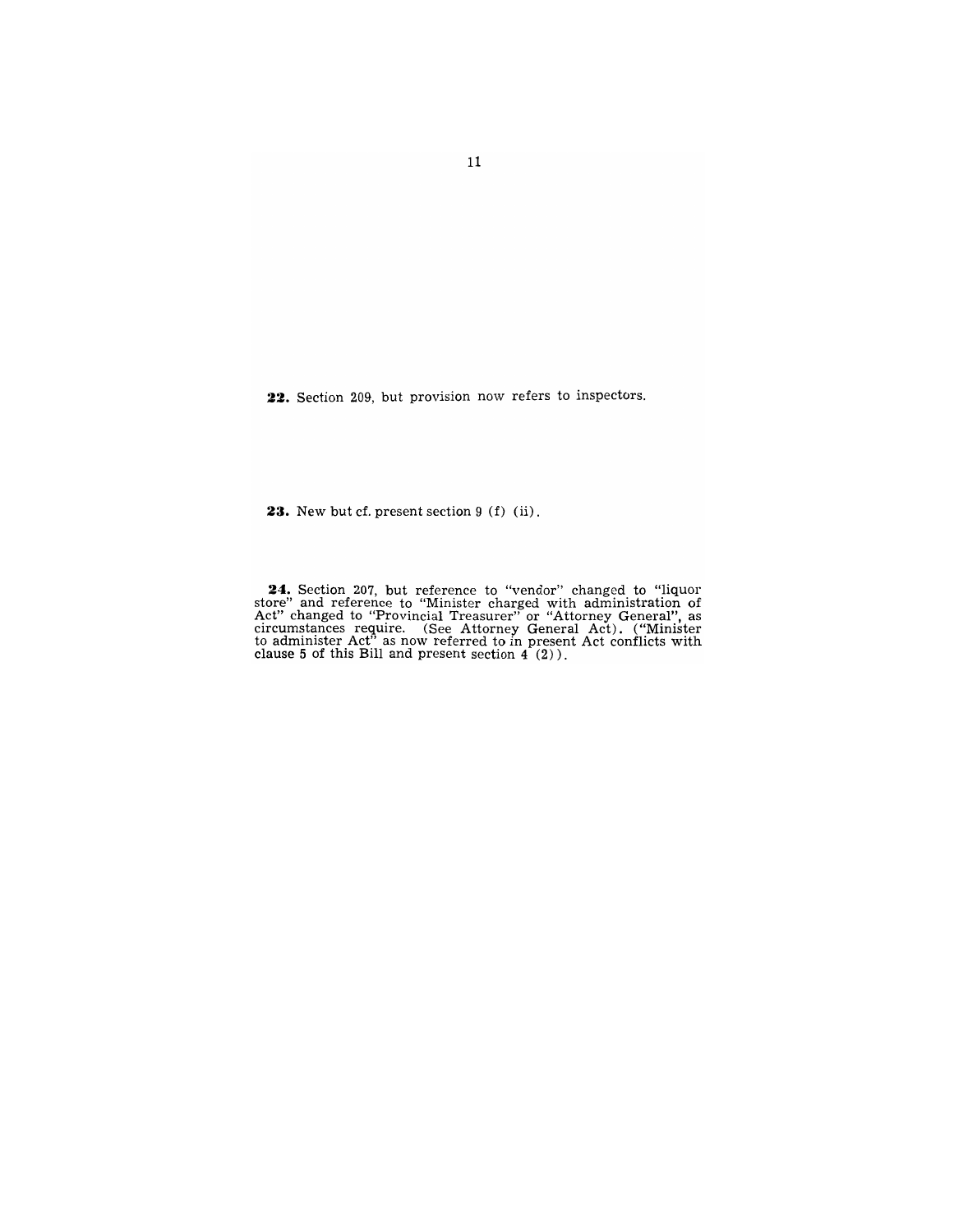**22.** Section 209, but provision now refers to inspectors.

**23.** New but cf. present section 9 (f) (ii).

**24.** Section 207, but reference to "vendor" changed to "liquor store" and reference to "Minister charged with administration of Act" changed to "Provincial Treasurer" or "Attorney General", as circumstances require. (See Attorney General Act). ("Minister to administer Act" as now referred to in present Act conflicts with clause 5 of this Bill and present section 4 (2)).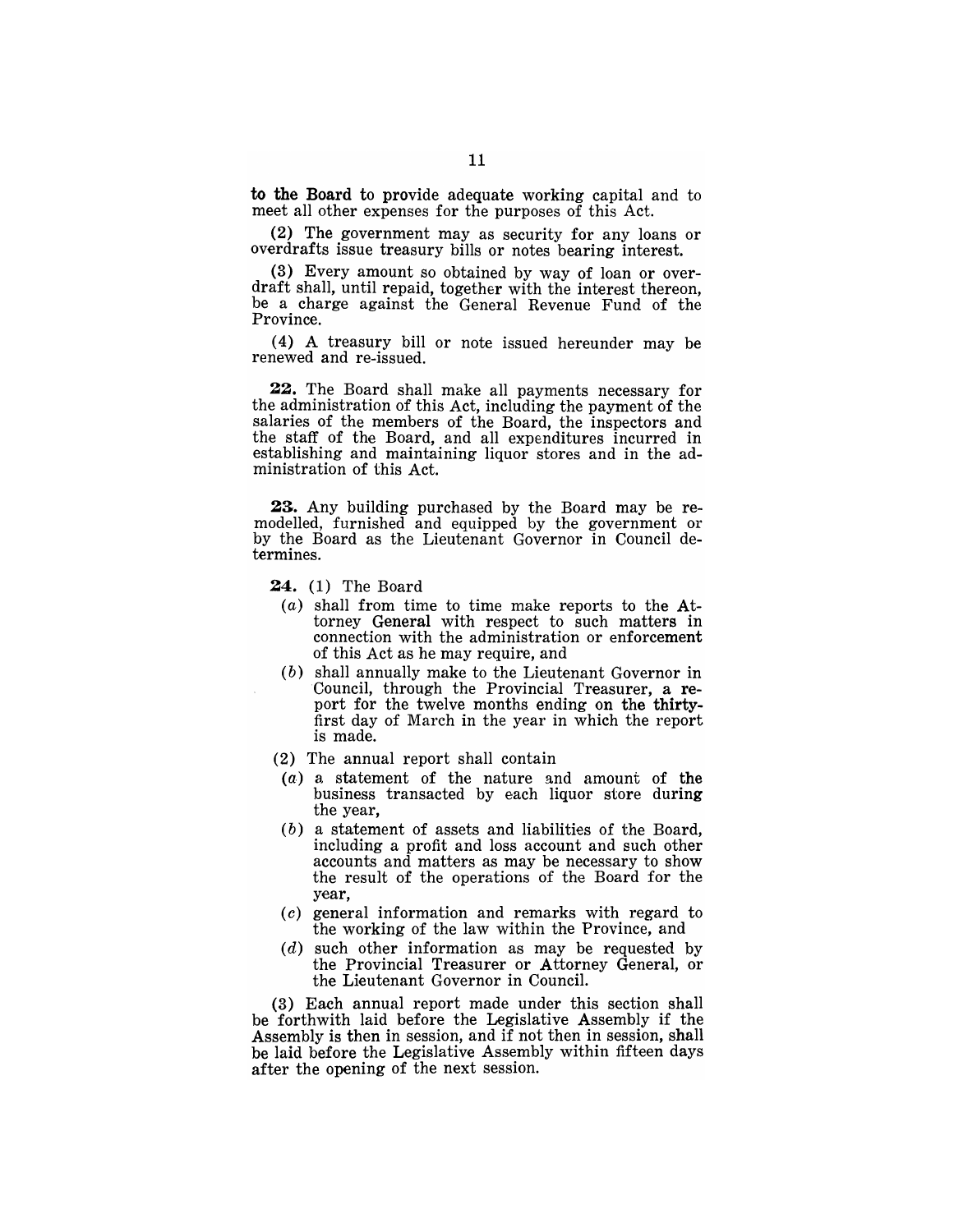to the Board to provide adequate working capital and to meet all other expenses for the purposes of this Act.

(2) The government may as security for any loans or overdrafts issue treasury bills or notes bearing interest.

(3) Every amount so obtained by way of loan or overdraft shall, until repaid, together with the interest thereon, be a charge against the General Revenue Fund of the Province.

(4) A treasury bill or note issued hereunder may be renewed and re-issued.

**22.** The Board shall make all payments necessary for the administration of this Act, including the payment of the salaries of the members of the Board, the inspectors and the staff of the Board, and all expenditures incurred in establishing and maintaining liquor stores and in the administration of this Act.

**23.** Any building purchased by the Board may be remodelled, furnished and equipped by the government or by the Board as the Lieutenant Governor in Council determines.

**24.** (1) The Board

- (*a*) shall from time to time make reports to the Attorney General with respect to such matters in connection with the administration or enforcement of this Act as he may require, and
- (*b*) shall annually make to the Lieutenant Governor in Council, through the Provincial Treasurer, a report for the twelve months ending on the thirty-first day of March in the year in which the report is made.

(2) The annual report shall contain

- (*a*) a statement of the nature and amount of the business transacted by each liquor store during the year,
- (*b*) a statement of assets and liabilities of the Board, including a profit and loss account and such other accounts and matters as may be necessary to show the result of the operations of the Board for the year,
- (*c*) general information and remarks with regard to the working of the law within the Province, and
- (*d*) such other information as may be requested by the Provincial Treasurer or Attorney General, or the Lieutenant Governor in Council.

(3) Each annual report made under this section shall be forthwith laid before the Legislative Assembly if the Assembly is then in session, and if not then in session, shall be laid before the Legislative Assembly within fifteen days after the opening of the next session.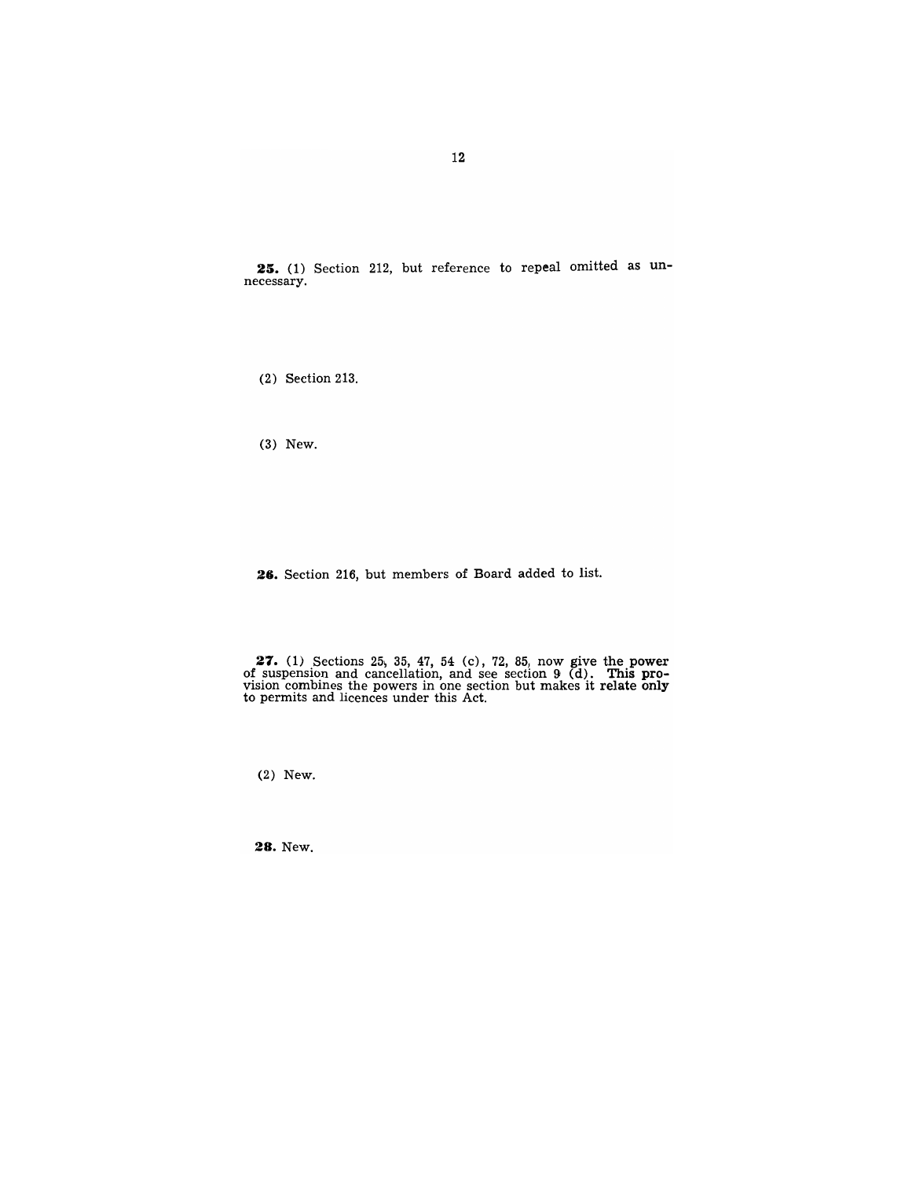**25.** (1) Section 212, but reference to repeal omitted as unnecessary.

(2) Section 213.

(3) New.

**26.** Section 216, but members of Board added to list.

**27.** (1) Sections 25, 35, 47, 54 (c), 72, 85, now give the power of suspension and cancellation, and see section 9 (d). This provision combines the powers in one section but makes it relate only to permits and licences under this Act.

(2) New.

**28.** New.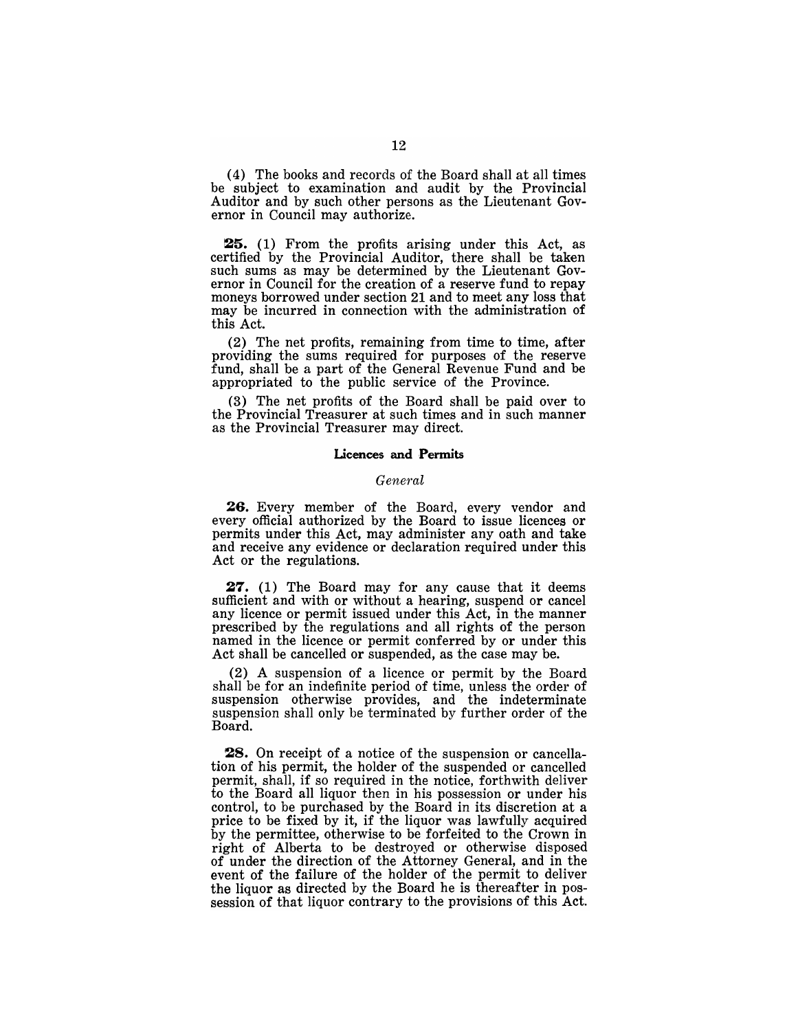(4) The books and records of the Board shall at all times be subject to examination and audit by the Provincial Auditor and by such other persons as the Lieutenant Governor in Council may authorize.

**25.** (1) From the profits arising under this Act, as certified by the Provincial Auditor, there shall be taken such sums as may be determined by the Lieutenant Governor in Council for the creation of a reserve fund to repay moneys borrowed under section 21 and to meet any loss that may be incurred in connection with the administration of this Act.

(2) The net profits, remaining from time to time, after providing the sums required for purposes of the reserve fund, shall be a part of the General Revenue Fund and be appropriated to the public service of the Province.

(3) The net profits of the Board shall be paid over to the Provincial Treasurer at such times and in such manner as the Provincial Treasurer may direct.

## Licences and Permits

### *General*

**26.** Every member of the Board, every vendor and every official authorized by the Board to issue licences or permits under this Act, may administer any oath and take and receive any evidence or declaration required under this Act or the regulations.

**27.** (1) The Board may for any cause that it deems sufficient and with or without a hearing, suspend or cancel any licence or permit issued under this Act, in the manner prescribed by the regulations and all rights of the person named in the licence or permit conferred by or under this Act shall be cancelled or suspended, as the case may be.

(2) A suspension of a licence or permit by the Board shall be for an indefinite period of time, unless the order of suspension otherwise provides, and the indeterminate suspension shall only be terminated by further order of the Board.

**28.** On receipt of a notice of the suspension or cancellation of his permit, the holder of the suspended or cancelled permit, shall, if so required in the notice, forthwith deliver to the Board all liquor then in his possession or under his control, to be purchased by the Board in its discretion at a price to be fixed by it, if the liquor was lawfully acquired by the permittee, otherwise to be forfeited to the Crown in right of Alberta to be destroyed or otherwise disposed of under the direction of the Attorney General, and in the event of the failure of the holder of the permit to deliver the liquor as directed by the Board he is thereafter in possession of that liquor contrary to the provisions of this Act.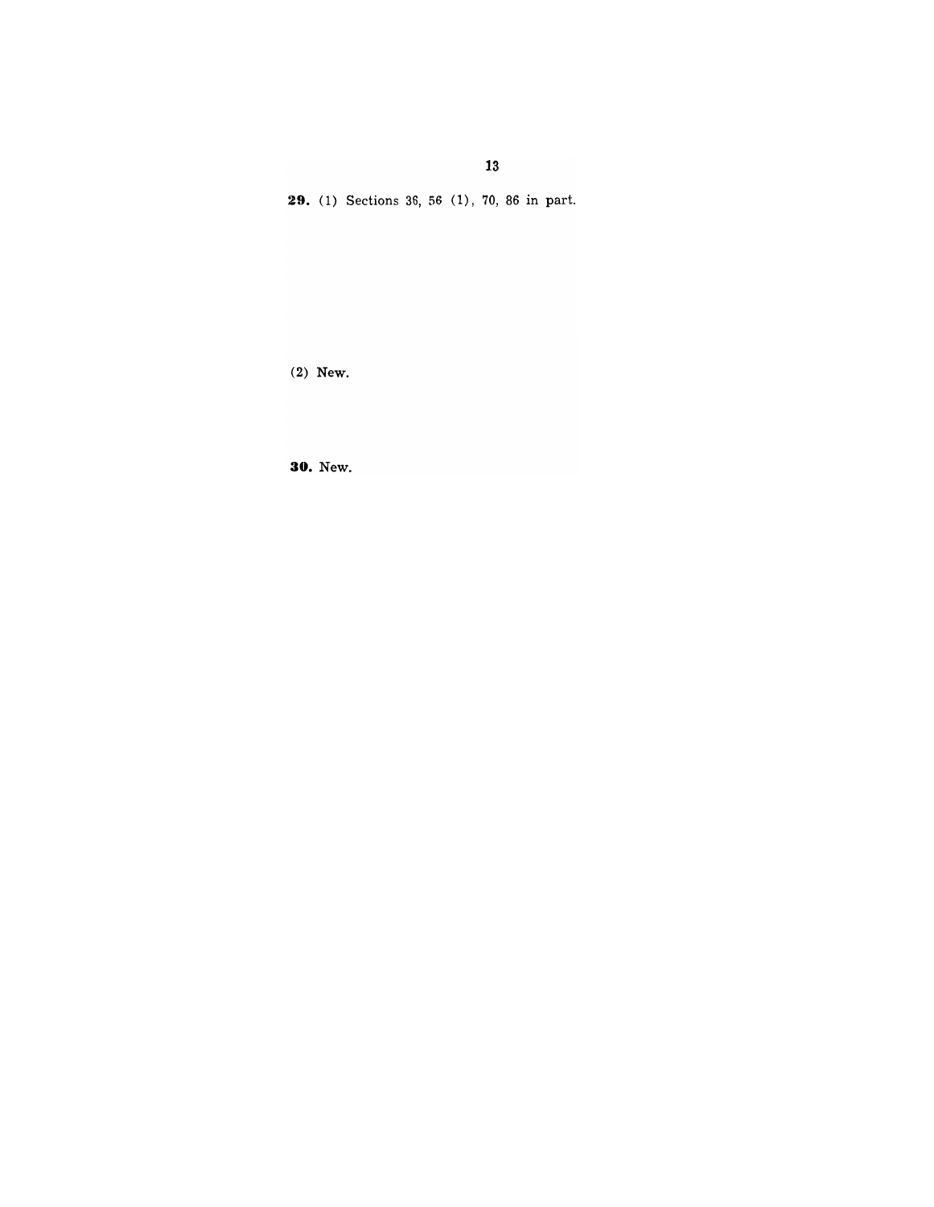**29.** (1) Sections 36, 56 (1), 70, 86 in part.

(2) New.

**30.** New.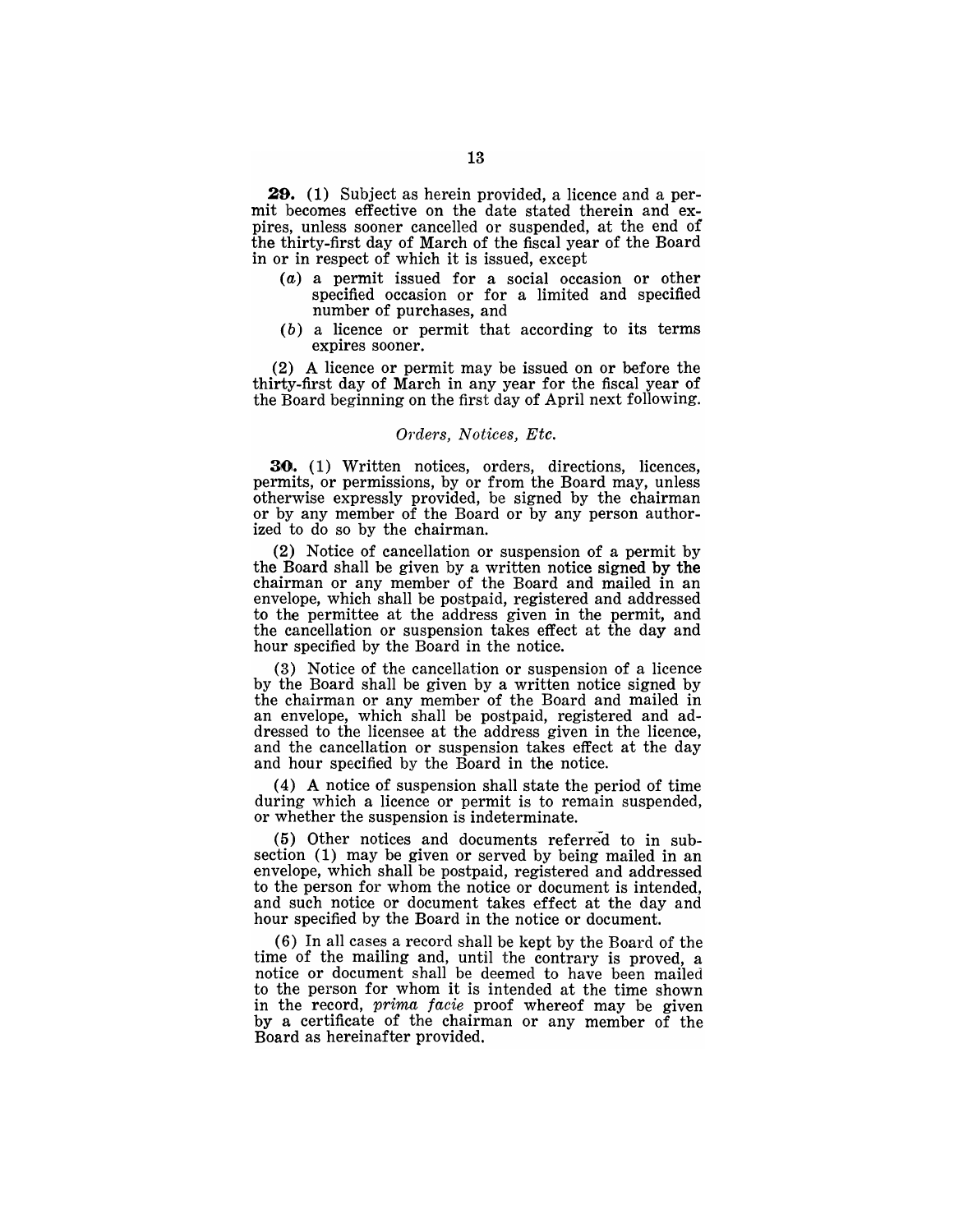**29.** (1) Subject as herein provided, a licence and a permit becomes effective on the date stated therein and expires, unless sooner cancelled or suspended, at the end of the thirty-first day of March of the fiscal year of the Board in or in respect of which it is issued, except

- (*a*) a permit issued for a social occasion or other specified occasion or for a limited and specified number of purchases, and
- (*b*) a licence or permit that according to its terms expires sooner.

(2) A licence or permit may be issued on or before the thirty-first day of March in any year for the fiscal year of the Board beginning on the first day of April next following.

*Orders, Notices, Etc.*

**30.** (1) Written notices, orders, directions, licences, permits, or permissions, by or from the Board may, unless otherwise expressly provided, be signed by the chairman or by any member of the Board or by any person authorized to do so by the chairman.

(2) Notice of cancellation or suspension of a permit by the Board shall be given by a written notice signed by the chairman or any member of the Board and mailed in an envelope, which shall be postpaid, registered and addressed to the permittee at the address given in the permit, and the cancellation or suspension takes effect at the day and hour specified by the Board in the notice.

(3) Notice of the cancellation or suspension of a licence by the Board shall be given by a written notice signed by the chairman or any member of the Board and mailed in an envelope, which shall be postpaid, registered and addressed to the licensee at the address given in the licence, and the cancellation or suspension takes effect at the day and hour specified by the Board in the notice.

(4) A notice of suspension shall state the period of time during which a licence or permit is to remain suspended, or whether the suspension is indeterminate.

(5) Other notices and documents referred to in subsection (1) may be given or served by being mailed in an envelope, which shall be postpaid, registered and addressed to the person for whom the notice or document is intended, and such notice or document takes effect at the day and hour specified by the Board in the notice or document.

(6) In all cases a record shall be kept by the Board of the time of the mailing and, until the contrary is proved, a notice or document shall be deemed to have been mailed to the person for whom it is intended at the time shown in the record, *prima facie* proof whereof may be given by a certificate of the chairman or any member of the Board as hereinafter provided.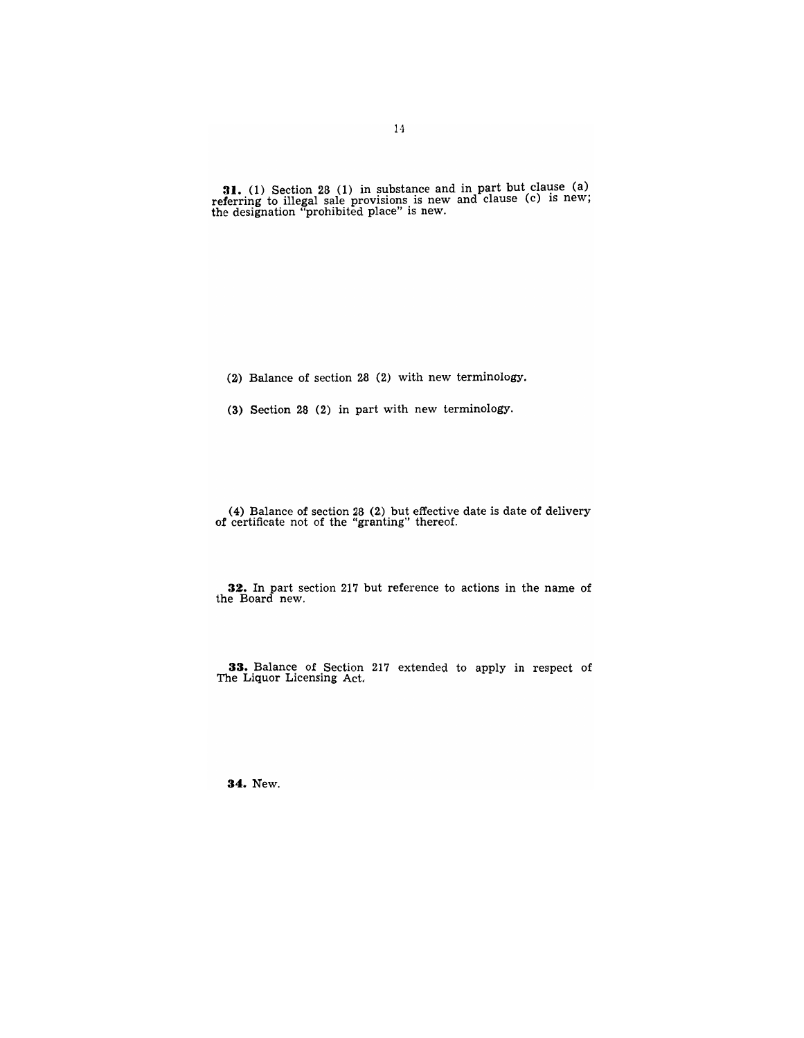**31.** (1) Section 28 (1) in substance and in part but clause (a) referring to illegal sale provisions is new and clause (c) is new; the designation "prohibited place" is new.

(2) Balance of section 28 (2) with new terminology.

(3) Section 28 (2) in part with new terminology.

(4) Balance of section 28 (2) but effective date is date of delivery of certificate not of the "granting" thereof.

**32.** In part section 217 but reference to actions in the name of the Board new.

**33.** Balance of Section 217 extended to apply in respect of The Liquor Licensing Act.

**34.** New.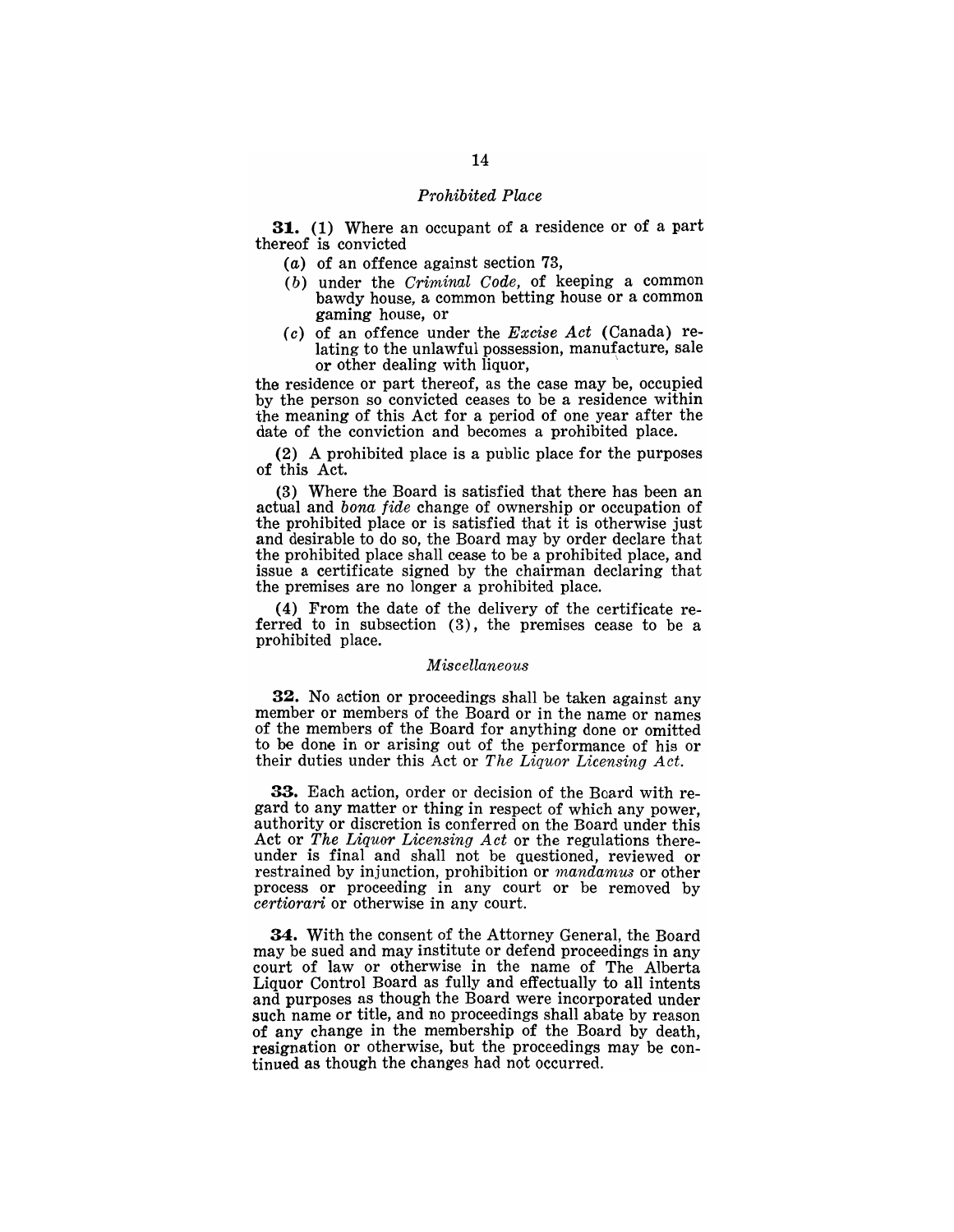### *Prohibited Place*

**31.** (1) Where an occupant of a residence or of a part thereof is convicted

- (*a*) of an offence against section 73,
- (*b*) under the *Criminal Code*, of keeping a common bawdy house, a common betting house or a common gaming house, or
- (*c*) of an offence under the *Excise Act* (Canada) relating to the unlawful possession, manufacture, sale or other dealing with liquor,

the residence or part thereof, as the case may be, occupied by the person so convicted ceases to be a residence within the meaning of this Act for a period of one year after the date of the conviction and becomes a prohibited place.

(2) A prohibited place is a public place for the purposes of this Act.

(3) Where the Board is satisfied that there has been an actual and *bona fide* change of ownership or occupation of the prohibited place or is satisfied that it is otherwise just and desirable to do so, the Board may by order declare that the prohibited place shall cease to be a prohibited place, and issue a certificate signed by the chairman declaring that the premises are no longer a prohibited place.

(4) From the date of the delivery of the certificate referred to in subsection (3), the premises cease to be a prohibited place.

### *Miscellaneous*

**32.** No action or proceedings shall be taken against any member or members of the Board or in the name or names of the members of the Board for anything done or omitted to be done in or arising out of the performance of his or their duties under this Act or *The Liquor Licensing Act*.

**33.** Each action, order or decision of the Board with regard to any matter or thing in respect of which any power, authority or discretion is conferred on the Board under this Act or *The Liquor Licensing Act* or the regulations thereunder is final and shall not be questioned, reviewed or restrained by injunction, prohibition or *mandamus* or other process or proceeding in any court or be removed by *certiorari* or otherwise in any court.

**34.** With the consent of the Attorney General, the Board may be sued and may institute or defend proceedings in any court of law or otherwise in the name of The Alberta Liquor Control Board as fully and effectually to all intents and purposes as though the Board were incorporated under such name or title, and no proceedings shall abate by reason of any change in the membership of the Board by death, resignation or otherwise, but the proceedings may be continued as though the changes had not occurred.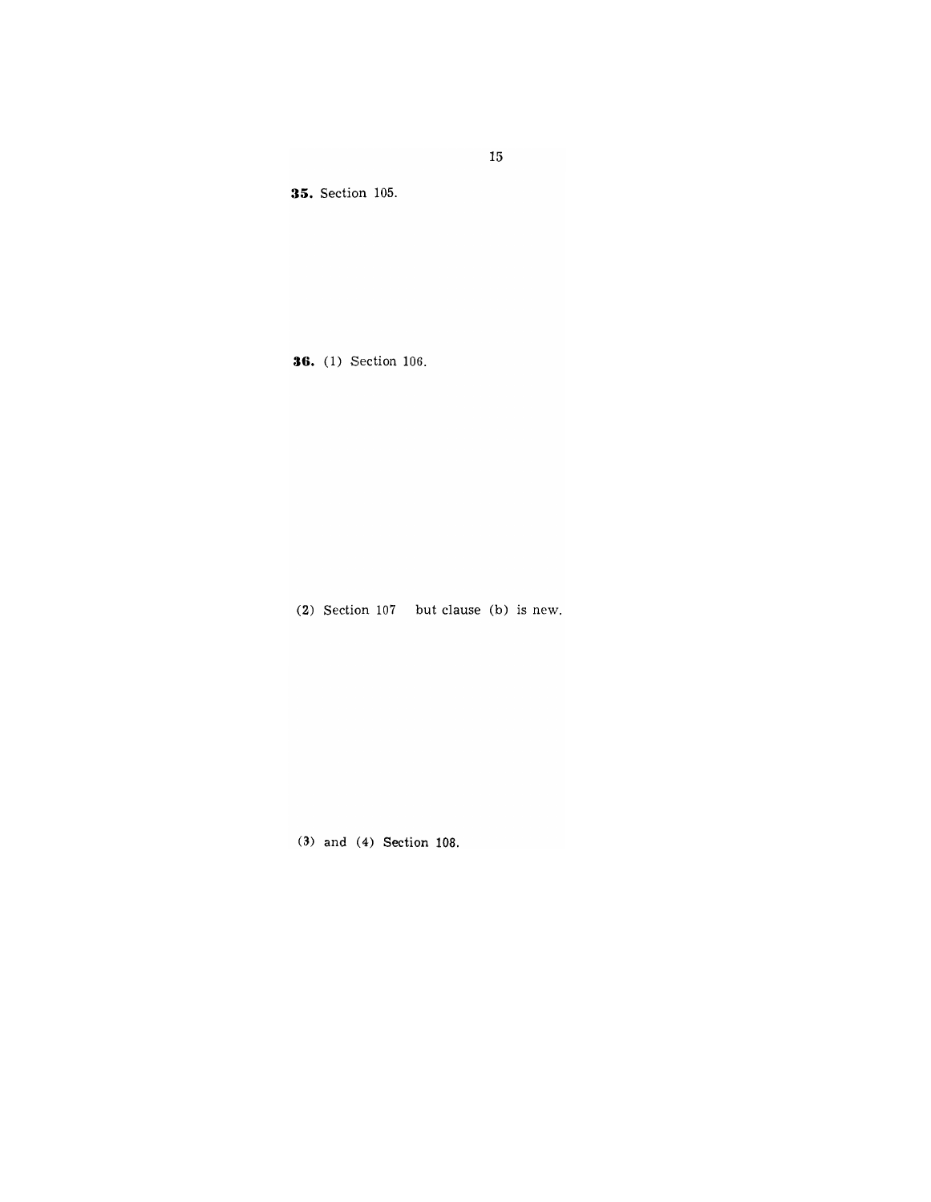**35.** Section 105.

**36.** (1) Section 106.

(2) Section 107 but clause (b) is new.

(3) and (4) Section 108.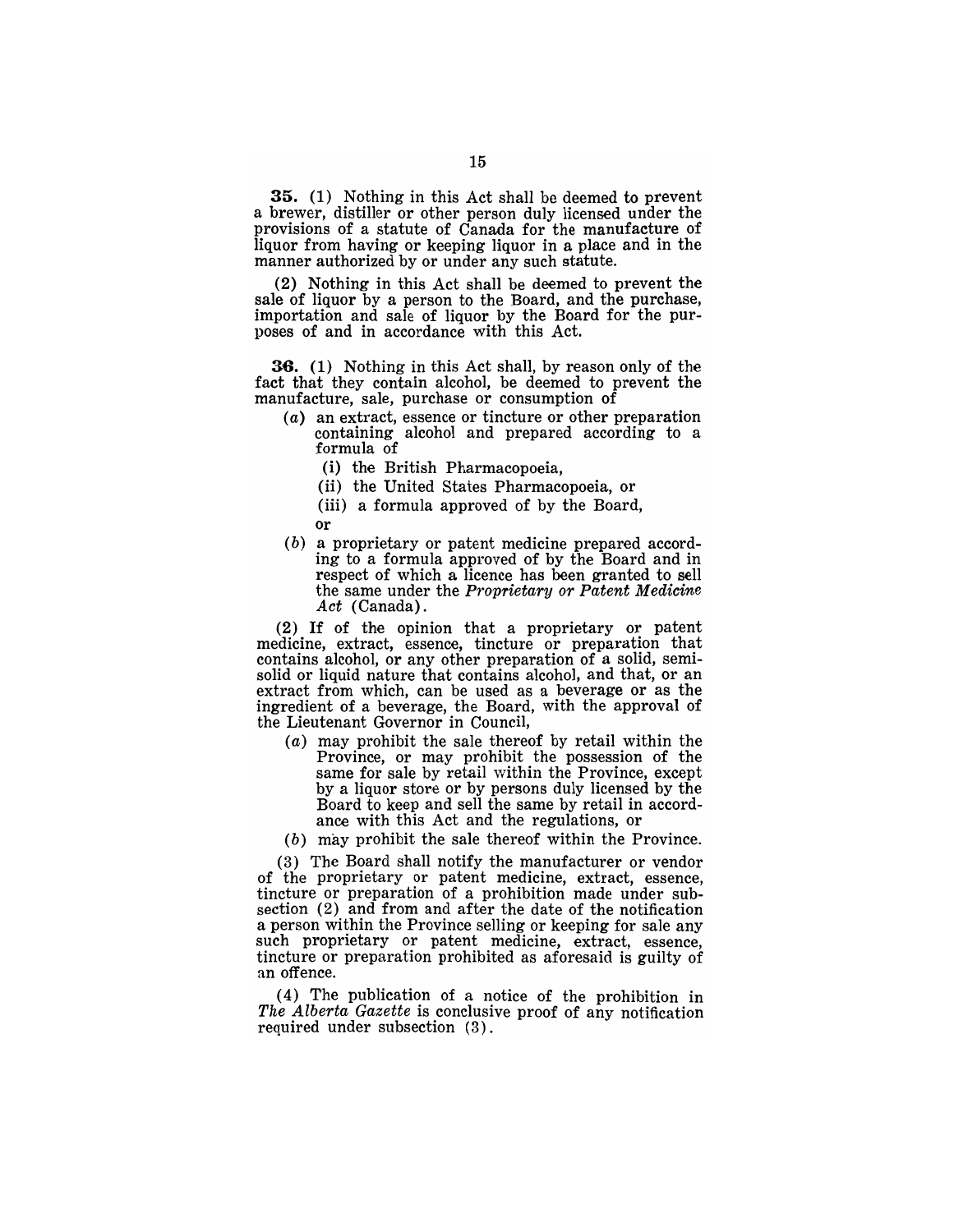**35.** (1) Nothing in this Act shall be deemed to prevent a brewer, distiller or other person duly licensed under the provisions of a statute of Canada for the manufacture of liquor from having or keeping liquor in a place and in the manner authorized by or under any such statute.

(2) Nothing in this Act shall be deemed to prevent the sale of liquor by a person to the Board, and the purchase, importation and sale of liquor by the Board for the purposes of and in accordance with this Act.

**36.** (1) Nothing in this Act shall, by reason only of the fact that they contain alcohol, be deemed to prevent the manufacture, sale, purchase or consumption of

- (*a*) an extract, essence or tincture or other preparation containing alcohol and prepared according to a formula of
  - (i) the British Pharmacopoeia,
  - (ii) the United States Pharmacopoeia, or
  - (iii) a formula approved of by the Board,

  or
- (*b*) a proprietary or patent medicine prepared according to a formula approved of by the Board and in respect of which a licence has been granted to sell the same under the *Proprietary or Patent Medicine Act* (Canada).

(2) If of the opinion that a proprietary or patent medicine, extract, essence, tincture or preparation that contains alcohol, or any other preparation of a solid, semisolid or liquid nature that contains alcohol, and that, or an extract from which, can be used as a beverage or as the ingredient of a beverage, the Board, with the approval of the Lieutenant Governor in Council,

- (*a*) may prohibit the sale thereof by retail within the Province, or may prohibit the possession of the same for sale by retail within the Province, except by a liquor store or by persons duly licensed by the Board to keep and sell the same by retail in accordance with this Act and the regulations, or
- (*b*) may prohibit the sale thereof within the Province.

(3) The Board shall notify the manufacturer or vendor of the proprietary or patent medicine, extract, essence, tincture or preparation of a prohibition made under subsection (2) and from and after the date of the notification a person within the Province selling or keeping for sale any such proprietary or patent medicine, extract, essence, tincture or preparation prohibited as aforesaid is guilty of an offence.

(4) The publication of a notice of the prohibition in *The Alberta Gazette* is conclusive proof of any notification required under subsection (3).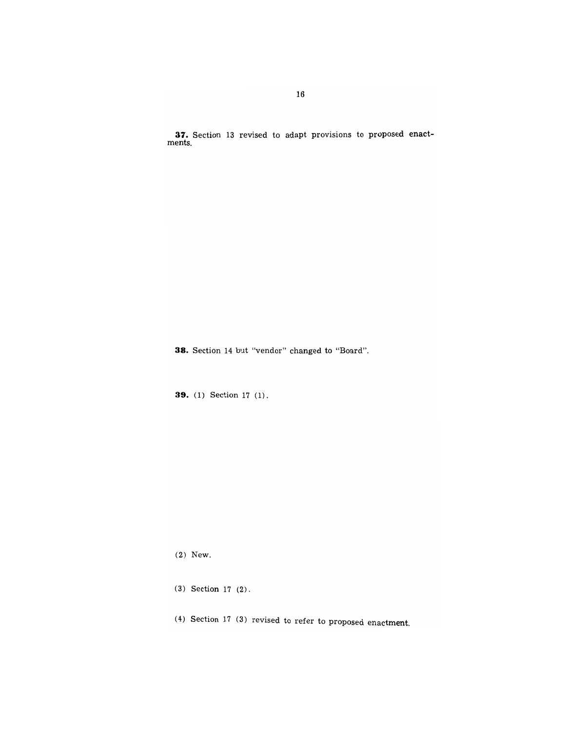**37.** Section 13 revised to adapt provisions to proposed enactments.

**38.** Section 14 but "vendor" changed to "Board".

**39.** (1) Section 17 (1).

(2) New.

(3) Section 17 (2).

(4) Section 17 (3) revised to refer to proposed enactment.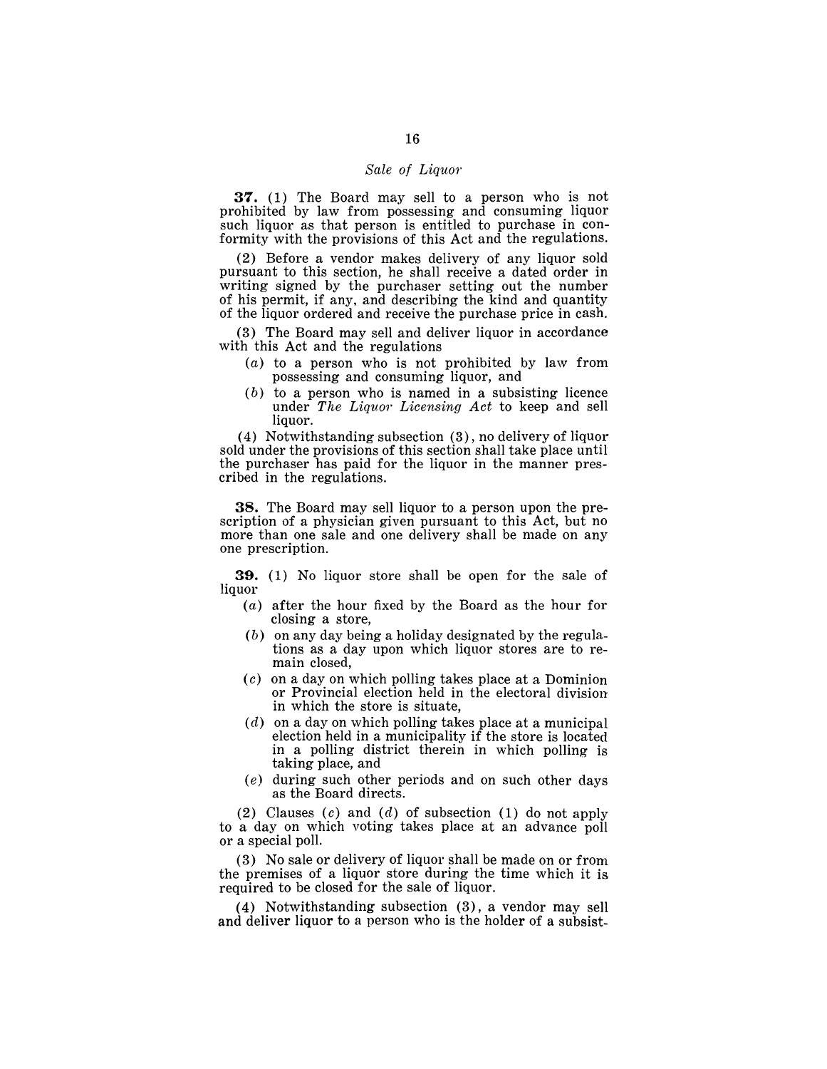### *Sale of Liquor*

**37.** (1) The Board may sell to a person who is not prohibited by law from possessing and consuming liquor such liquor as that person is entitled to purchase in conformity with the provisions of this Act and the regulations.

(2) Before a vendor makes delivery of any liquor sold pursuant to this section, he shall receive a dated order in writing signed by the purchaser setting out the number of his permit, if any, and describing the kind and quantity of the liquor ordered and receive the purchase price in cash.

(3) The Board may sell and deliver liquor in accordance with this Act and the regulations

- (*a*) to a person who is not prohibited by law from possessing and consuming liquor, and
- (*b*) to a person who is named in a subsisting licence under *The Liquor Licensing Act* to keep and sell liquor.

(4) Notwithstanding subsection (3), no delivery of liquor sold under the provisions of this section shall take place until the purchaser has paid for the liquor in the manner prescribed in the regulations.

**38.** The Board may sell liquor to a person upon the prescription of a physician given pursuant to this Act, but no more than one sale and one delivery shall be made on any one prescription.

**39.** (1) No liquor store shall be open for the sale of liquor

- (*a*) after the hour fixed by the Board as the hour for closing a store,
- (*b*) on any day being a holiday designated by the regulations as a day upon which liquor stores are to remain closed,
- (*c*) on a day on which polling takes place at a Dominion or Provincial election held in the electoral division in which the store is situate,
- (*d*) on a day on which polling takes place at a municipal election held in a municipality if the store is located in a polling district therein in which polling is taking place, and
- (*e*) during such other periods and on such other days as the Board directs.

(2) Clauses (*c*) and (*d*) of subsection (1) do not apply to a day on which voting takes place at an advance poll or a special poll.

(3) No sale or delivery of liquor shall be made on or from the premises of a liquor store during the time which it is required to be closed for the sale of liquor.

(4) Notwithstanding subsection (3), a vendor may sell and deliver liquor to a person who is the holder of a subsist-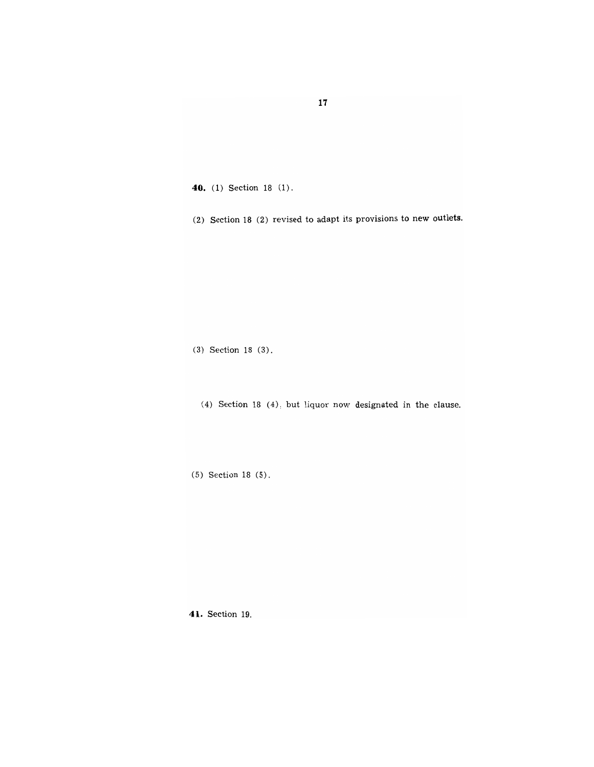**40.** (1) Section 18 (1).

(2) Section 18 (2) revised to adapt its provisions to new outlets.

(3) Section 18 (3).

(4) Section 18 (4), but liquor now designated in the clause.

(5) Section 18 (5).

**41.** Section 19.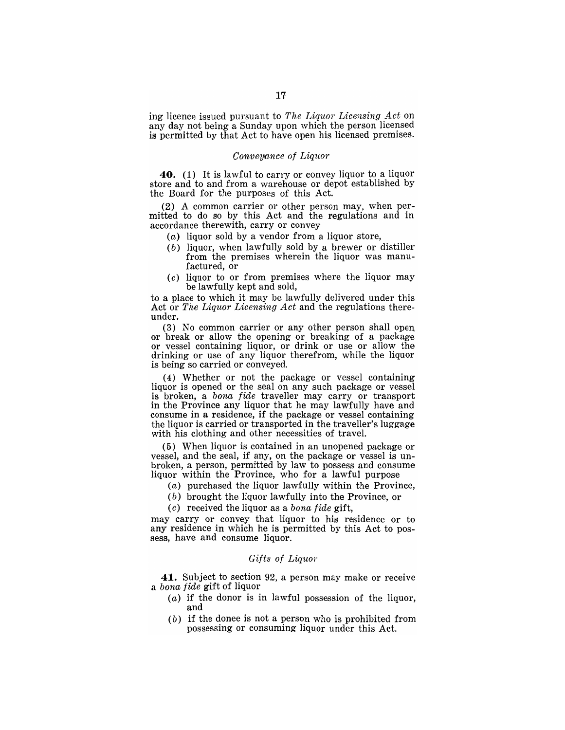ing licence issued pursuant to *The Liquor Licensing Act* on any day not being a Sunday upon which the person licensed is permitted by that Act to have open his licensed premises.

### *Conveyance of Liquor*

**40.** (1) It is lawful to carry or convey liquor to a liquor store and to and from a warehouse or depot established by the Board for the purposes of this Act.

(2) A common carrier or other person may, when permitted to do so by this Act and the regulations and in accordance therewith, carry or convey

- (*a*) liquor sold by a vendor from a liquor store,
- (*b*) liquor, when lawfully sold by a brewer or distiller from the premises wherein the liquor was manufactured, or
- (*c*) liquor to or from premises where the liquor may be lawfully kept and sold,

to a place to which it may be lawfully delivered under this Act or *The Liquor Licensing Act* and the regulations thereunder.

(3) No common carrier or any other person shall open or break or allow the opening or breaking of a package or vessel containing liquor, or drink or use or allow the drinking or use of any liquor therefrom, while the liquor is being so carried or conveyed.

(4) Whether or not the package or vessel containing liquor is opened or the seal on any such package or vessel is broken, a *bona fide* traveller may carry or transport in the Province any liquor that he may lawfully have and consume in a residence, if the package or vessel containing the liquor is carried or transported in the traveller's luggage with his clothing and other necessities of travel.

(5) When liquor is contained in an unopened package or vessel, and the seal, if any, on the package or vessel is unbroken, a person, permitted by law to possess and consume liquor within the Province, who for a lawful purpose

- (*a*) purchased the liquor lawfully within the Province,
- (*b*) brought the liquor lawfully into the Province, or
- (*c*) received the liquor as a *bona fide* gift,

may carry or convey that liquor to his residence or to any residence in which he is permitted by this Act to possess, have and consume liquor.

### *Gifts of Liquor*

**41.** Subject to section 92, a person may make or receive a *bona fide* gift of liquor

- (*a*) if the donor is in lawful possession of the liquor, and
- (*b*) if the donee is not a person who is prohibited from possessing or consuming liquor under this Act.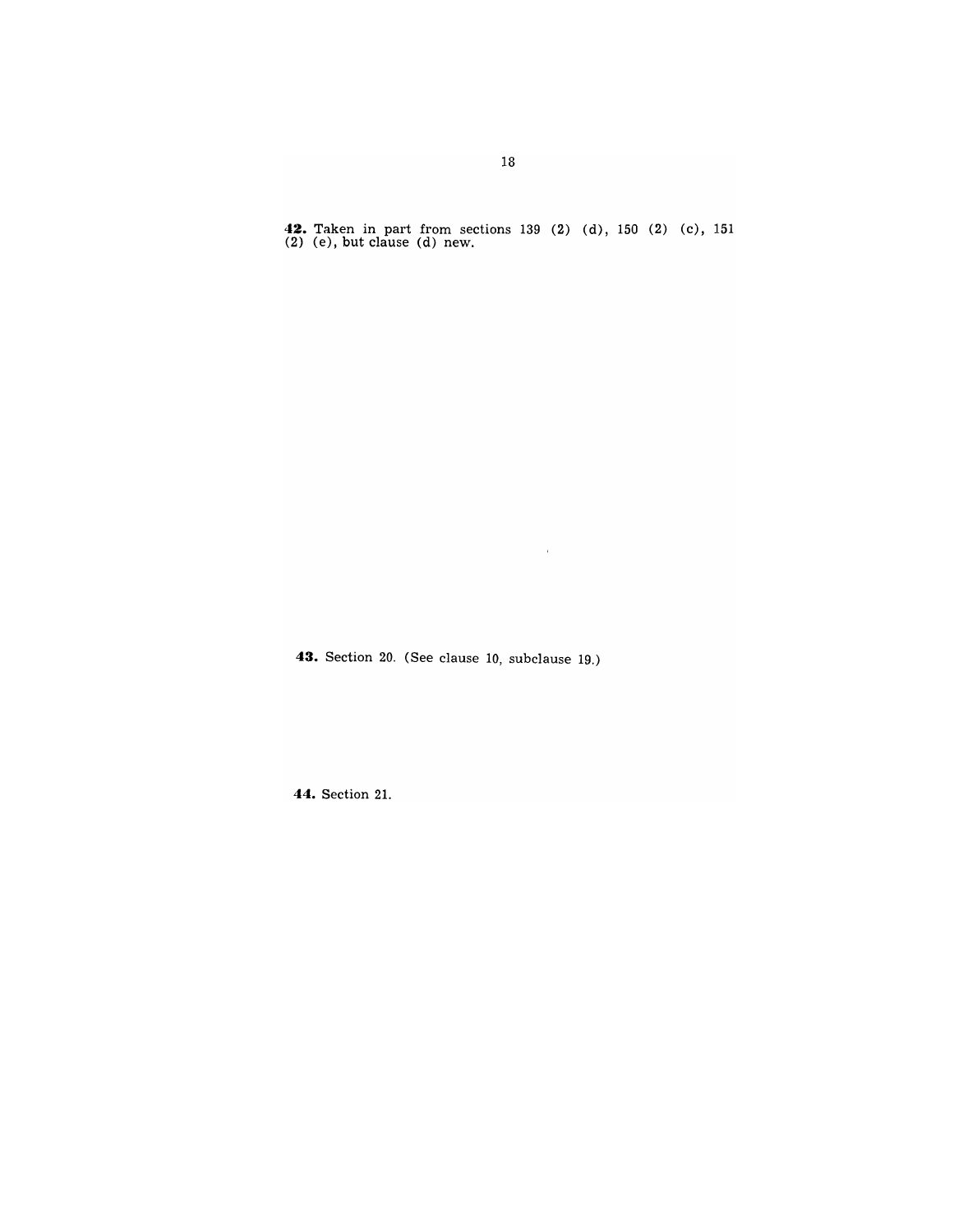**42.** Taken in part from sections 139 (2) (d), 150 (2) (c), 151 (2) (e), but clause (d) new.

**43.** Section 20. (See clause 10, subclause 19.)

**44.** Section 21.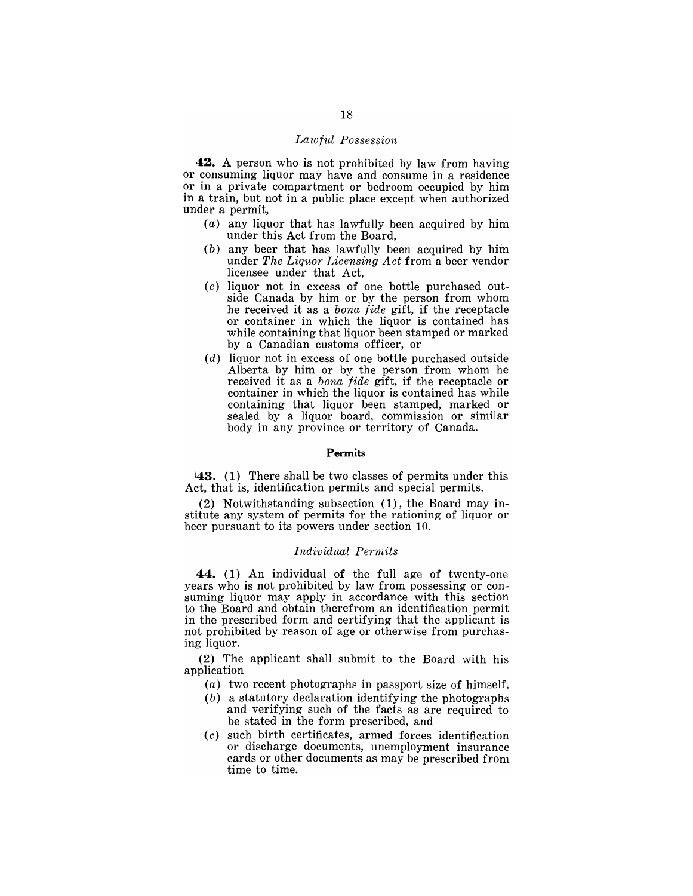*Lawful Possession*

**42.** A person who is not prohibited by law from having or consuming liquor may have and consume in a residence or in a private compartment or bedroom occupied by him in a train, but not in a public place except when authorized under a permit,

- (*a*) any liquor that has lawfully been acquired by him under this Act from the Board,
- (*b*) any beer that has lawfully been acquired by him under *The Liquor Licensing Act* from a beer vendor licensee under that Act,
- (*c*) liquor not in excess of one bottle purchased outside Canada by him or by the person from whom he received it as a *bona fide* gift, if the receptacle or container in which the liquor is contained has while containing that liquor been stamped or marked by a Canadian customs officer, or
- (*d*) liquor not in excess of one bottle purchased outside Alberta by him or by the person from whom he received it as a *bona fide* gift, if the receptacle or container in which the liquor is contained has while containing that liquor been stamped, marked or sealed by a liquor board, commission or similar body in any province or territory of Canada.

**Permits**

**43.** (1) There shall be two classes of permits under this Act, that is, identification permits and special permits.

(2) Notwithstanding subsection (1), the Board may institute any system of permits for the rationing of liquor or beer pursuant to its powers under section 10.

*Individual Permits*

**44.** (1) An individual of the full age of twenty-one years who is not prohibited by law from possessing or consuming liquor may apply in accordance with this section to the Board and obtain therefrom an identification permit in the prescribed form and certifying that the applicant is not prohibited by reason of age or otherwise from purchasing liquor.

(2) The applicant shall submit to the Board with his application

- (*a*) two recent photographs in passport size of himself,
- (*b*) a statutory declaration identifying the photographs and verifying such of the facts as are required to be stated in the form prescribed, and
- (*c*) such birth certificates, armed forces identification or discharge documents, unemployment insurance cards or other documents as may be prescribed from time to time.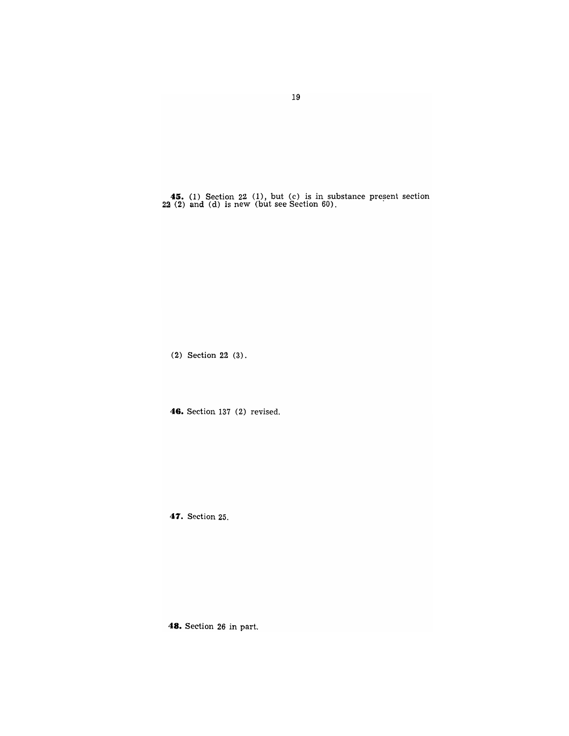**45.** (1) Section 22 (1), but (c) is in substance present section 22 (2) and (d) is new (but see Section 60).

(2) Section 22 (3).

**46.** Section 137 (2) revised.

**47.** Section 25.

**48.** Section 26 in part.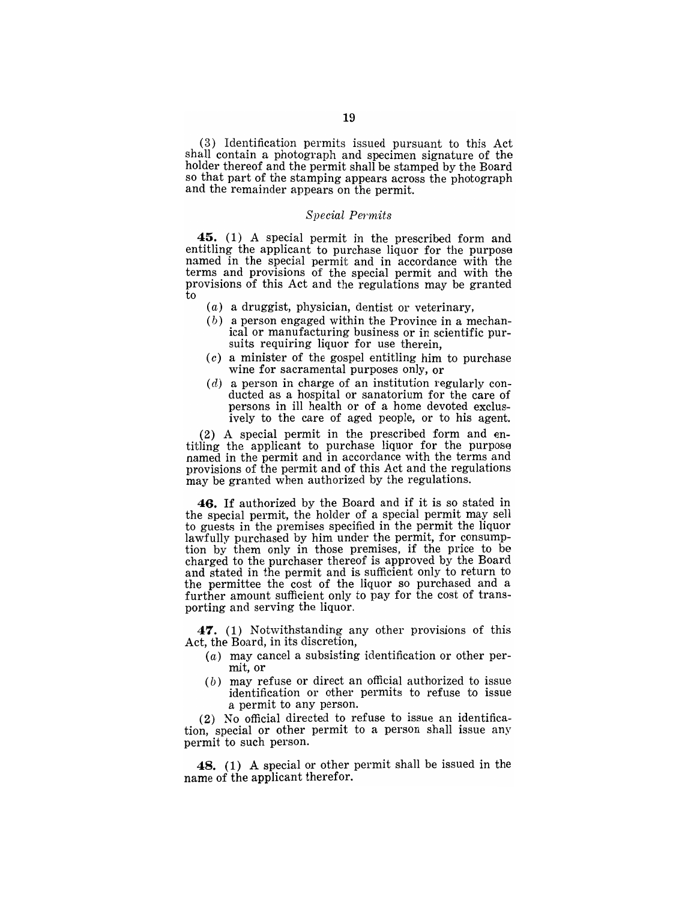(3) Identification permits issued pursuant to this Act shall contain a photograph and specimen signature of the holder thereof and the permit shall be stamped by the Board so that part of the stamping appears across the photograph and the remainder appears on the permit.

### *Special Permits*

**45.** (1) A special permit in the prescribed form and entitling the applicant to purchase liquor for the purpose named in the special permit and in accordance with the terms and provisions of the special permit and with the provisions of this Act and the regulations may be granted to

(*a*) a druggist, physician, dentist or veterinary,

(*b*) a person engaged within the Province in a mechanical or manufacturing business or in scientific pursuits requiring liquor for use therein,

(*c*) a minister of the gospel entitling him to purchase wine for sacramental purposes only, or

(*d*) a person in charge of an institution regularly conducted as a hospital or sanatorium for the care of persons in ill health or of a home devoted exclusively to the care of aged people, or to his agent.

(2) A special permit in the prescribed form and entitling the applicant to purchase liquor for the purpose named in the permit and in accordance with the terms and provisions of the permit and of this Act and the regulations may be granted when authorized by the regulations.

**46.** If authorized by the Board and if it is so stated in the special permit, the holder of a special permit may sell to guests in the premises specified in the permit the liquor lawfully purchased by him under the permit, for consumption by them only in those premises, if the price to be charged to the purchaser thereof is approved by the Board and stated in the permit and is sufficient only to return to the permittee the cost of the liquor so purchased and a further amount sufficient only to pay for the cost of transporting and serving the liquor.

**47.** (1) Notwithstanding any other provisions of this Act, the Board, in its discretion,

(*a*) may cancel a subsisting identification or other permit, or

(*b*) may refuse or direct an official authorized to issue identification or other permits to refuse to issue a permit to any person.

(2) No official directed to refuse to issue an identification, special or other permit to a person shall issue any permit to such person.

**48.** (1) A special or other permit shall be issued in the name of the applicant therefor.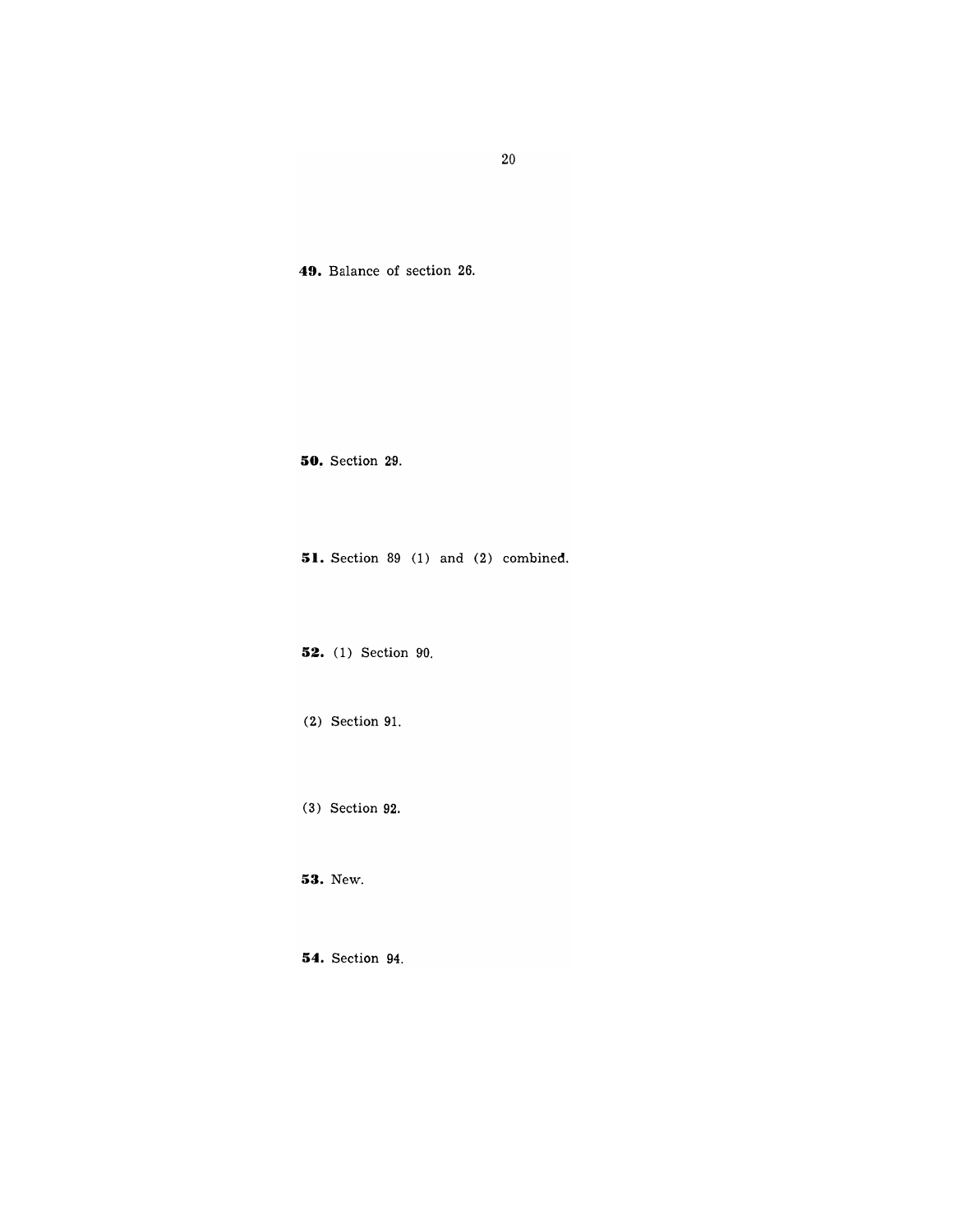**49.** Balance of section 26.

**50.** Section 29.

**51.** Section 89 (1) and (2) combined.

**52.** (1) Section 90.

(2) Section 91.

(3) Section 92.

**53.** New.

**54.** Section 94.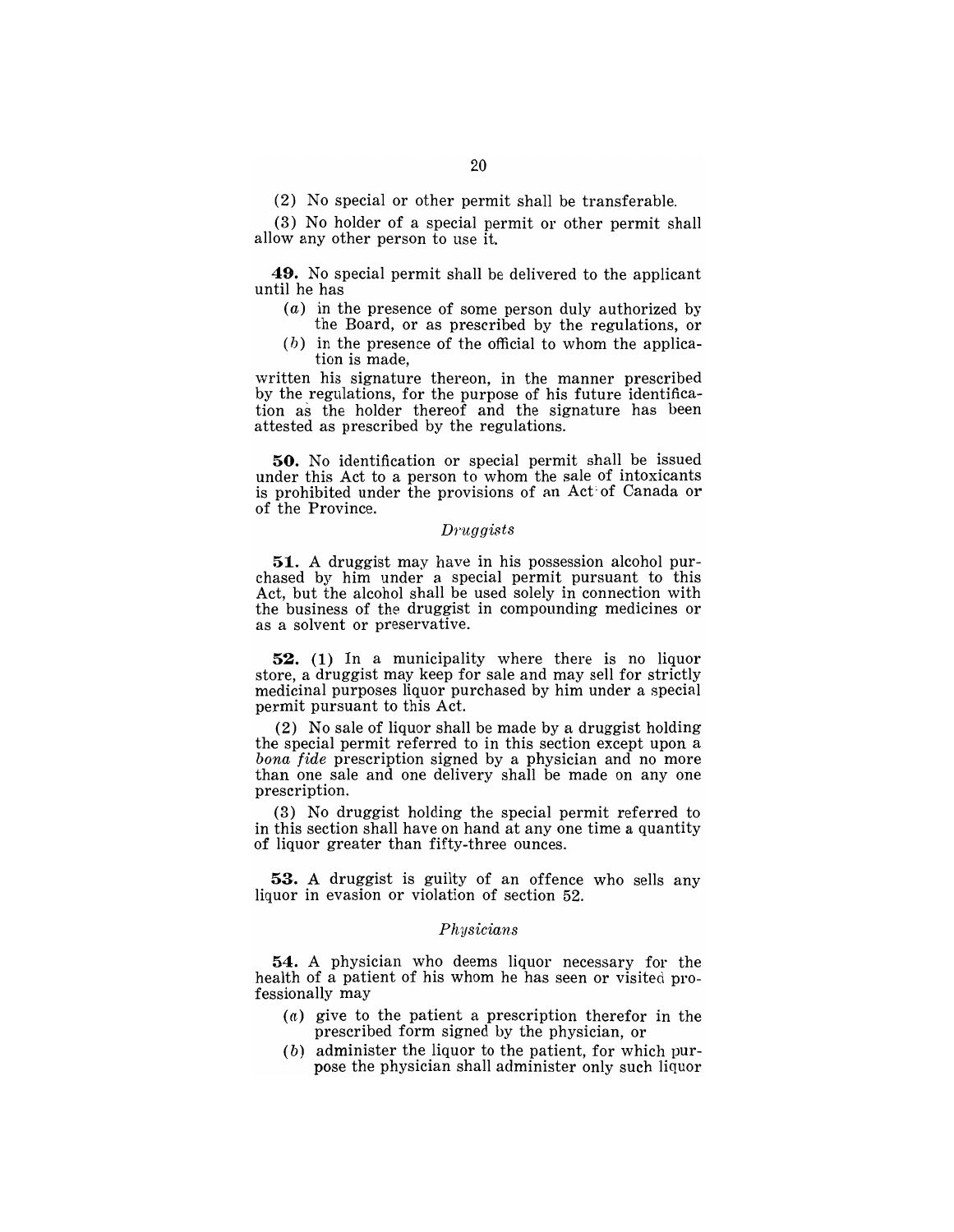(2) No special or other permit shall be transferable.

(3) No holder of a special permit or other permit shall allow any other person to use it.

**49.** No special permit shall be delivered to the applicant until he has

- (*a*) in the presence of some person duly authorized by the Board, or as prescribed by the regulations, or
- (*b*) in the presence of the official to whom the application is made,

written his signature thereon, in the manner prescribed by the regulations, for the purpose of his future identification as the holder thereof and the signature has been attested as prescribed by the regulations.

**50.** No identification or special permit shall be issued under this Act to a person to whom the sale of intoxicants is prohibited under the provisions of an Act of Canada or of the Province.

*Druggists*

**51.** A druggist may have in his possession alcohol purchased by him under a special permit pursuant to this Act, but the alcohol shall be used solely in connection with the business of the druggist in compounding medicines or as a solvent or preservative.

**52.** (1) In a municipality where there is no liquor store, a druggist may keep for sale and may sell for strictly medicinal purposes liquor purchased by him under a special permit pursuant to this Act.

(2) No sale of liquor shall be made by a druggist holding the special permit referred to in this section except upon a *bona fide* prescription signed by a physician and no more than one sale and one delivery shall be made on any one prescription.

(3) No druggist holding the special permit referred to in this section shall have on hand at any one time a quantity of liquor greater than fifty-three ounces.

**53.** A druggist is guilty of an offence who sells any liquor in evasion or violation of section 52.

*Physicians*

**54.** A physician who deems liquor necessary for the health of a patient of his whom he has seen or visited professionally may

- (*a*) give to the patient a prescription therefor in the prescribed form signed by the physician, or
- (*b*) administer the liquor to the patient, for which purpose the physician shall administer only such liquor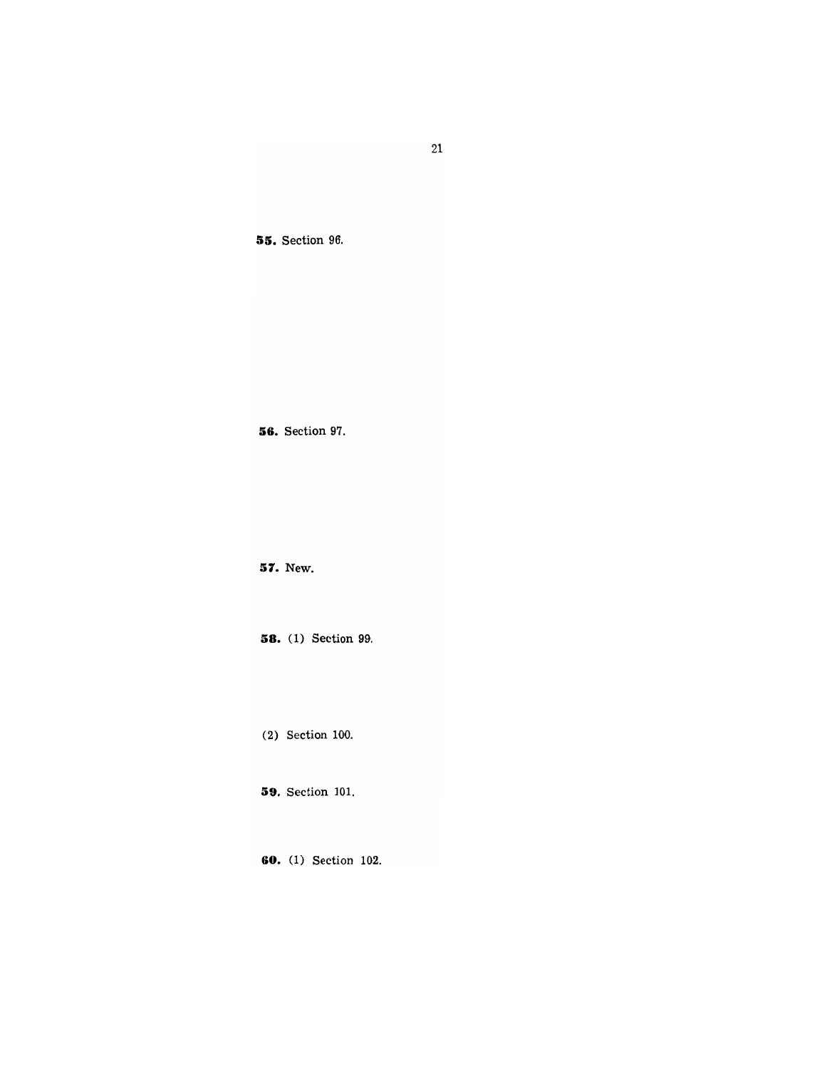**55.** Section 96.

**56.** Section 97.

**57.** New.

**58.** (1) Section 99.

(2) Section 100.

**59.** Section 101.

**60.** (1) Section 102.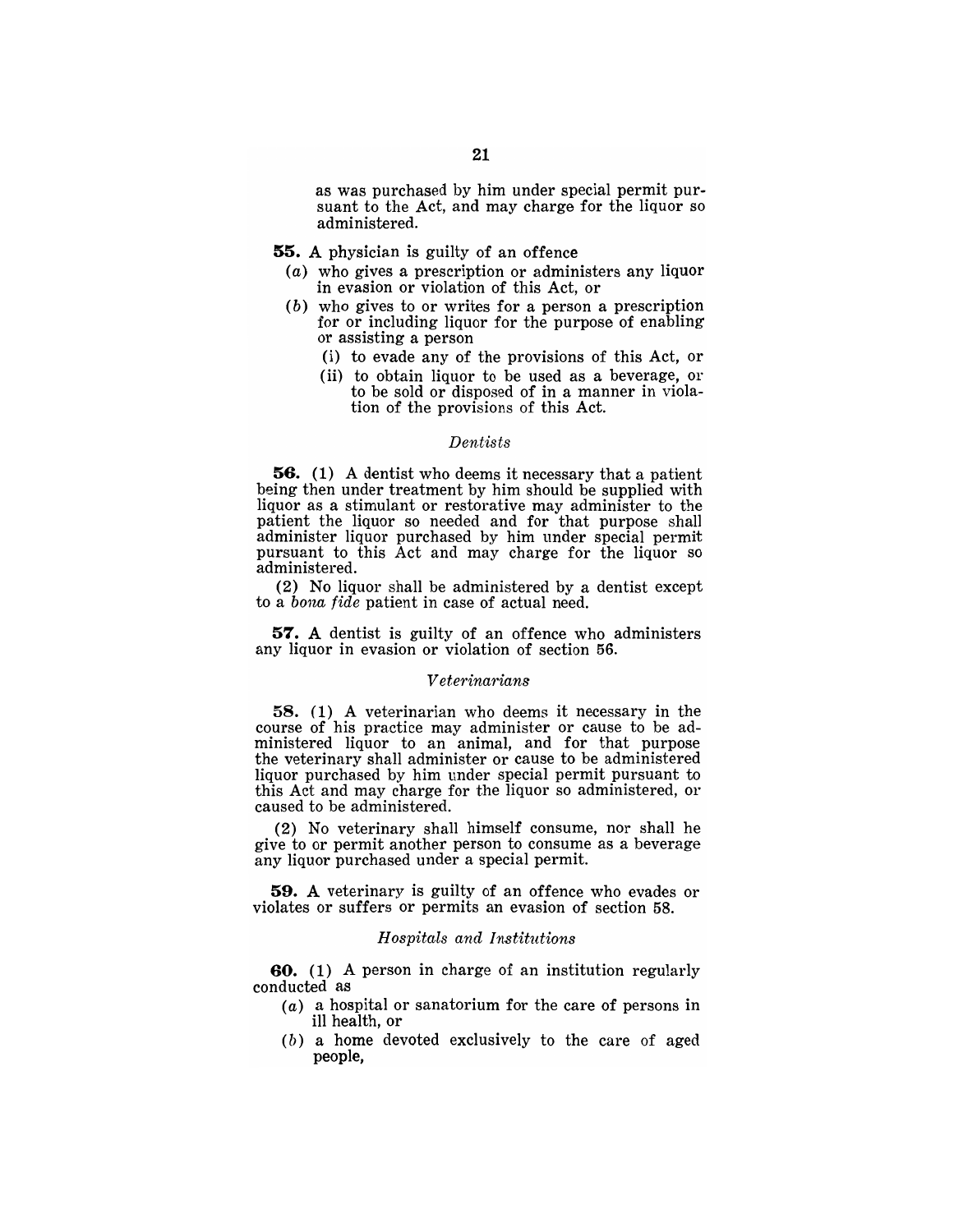as was purchased by him under special permit pursuant to the Act, and may charge for the liquor so administered.

**55.** A physician is guilty of an offence

(*a*) who gives a prescription or administers any liquor in evasion or violation of this Act, or

(*b*) who gives to or writes for a person a prescription for or including liquor for the purpose of enabling or assisting a person

(i) to evade any of the provisions of this Act, or

(ii) to obtain liquor to be used as a beverage, or to be sold or disposed of in a manner in violation of the provisions of this Act.

*Dentists*

**56.** (1) A dentist who deems it necessary that a patient being then under treatment by him should be supplied with liquor as a stimulant or restorative may administer to the patient the liquor so needed and for that purpose shall administer liquor purchased by him under special permit pursuant to this Act and may charge for the liquor so administered.

(2) No liquor shall be administered by a dentist except to a *bona fide* patient in case of actual need.

**57.** A dentist is guilty of an offence who administers any liquor in evasion or violation of section 56.

*Veterinarians*

**58.** (1) A veterinarian who deems it necessary in the course of his practice may administer or cause to be administered liquor to an animal, and for that purpose the veterinary shall administer or cause to be administered liquor purchased by him under special permit pursuant to this Act and may charge for the liquor so administered, or caused to be administered.

(2) No veterinary shall himself consume, nor shall he give to or permit another person to consume as a beverage any liquor purchased under a special permit.

**59.** A veterinary is guilty of an offence who evades or violates or suffers or permits an evasion of section 58.

*Hospitals and Institutions*

**60.** (1) A person in charge of an institution regularly conducted as

(*a*) a hospital or sanatorium for the care of persons in ill health, or

(*b*) a home devoted exclusively to the care of aged people,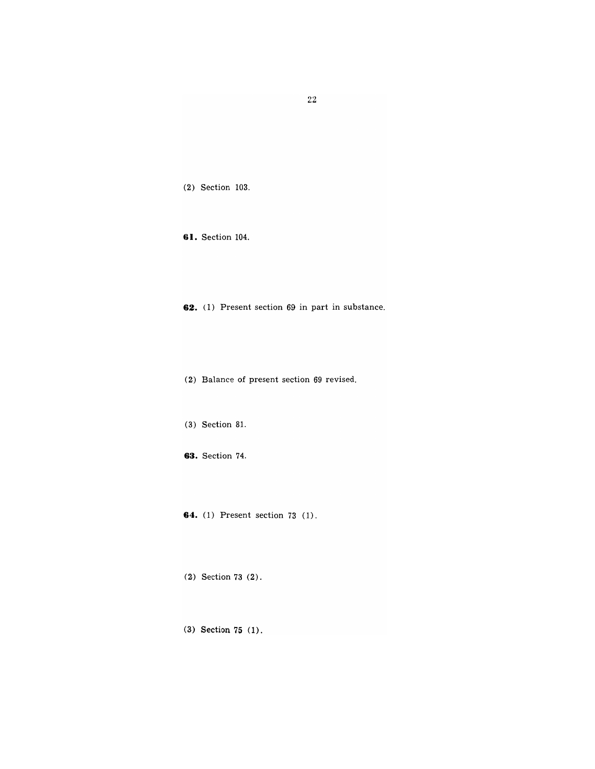(2) Section 103.

**61.** Section 104.

**62.** (1) Present section 69 in part in substance.

(2) Balance of present section 69 revised.

(3) Section 81.

**63.** Section 74.

**64.** (1) Present section 73 (1).

(2) Section 73 (2).

(3) Section 75 (1).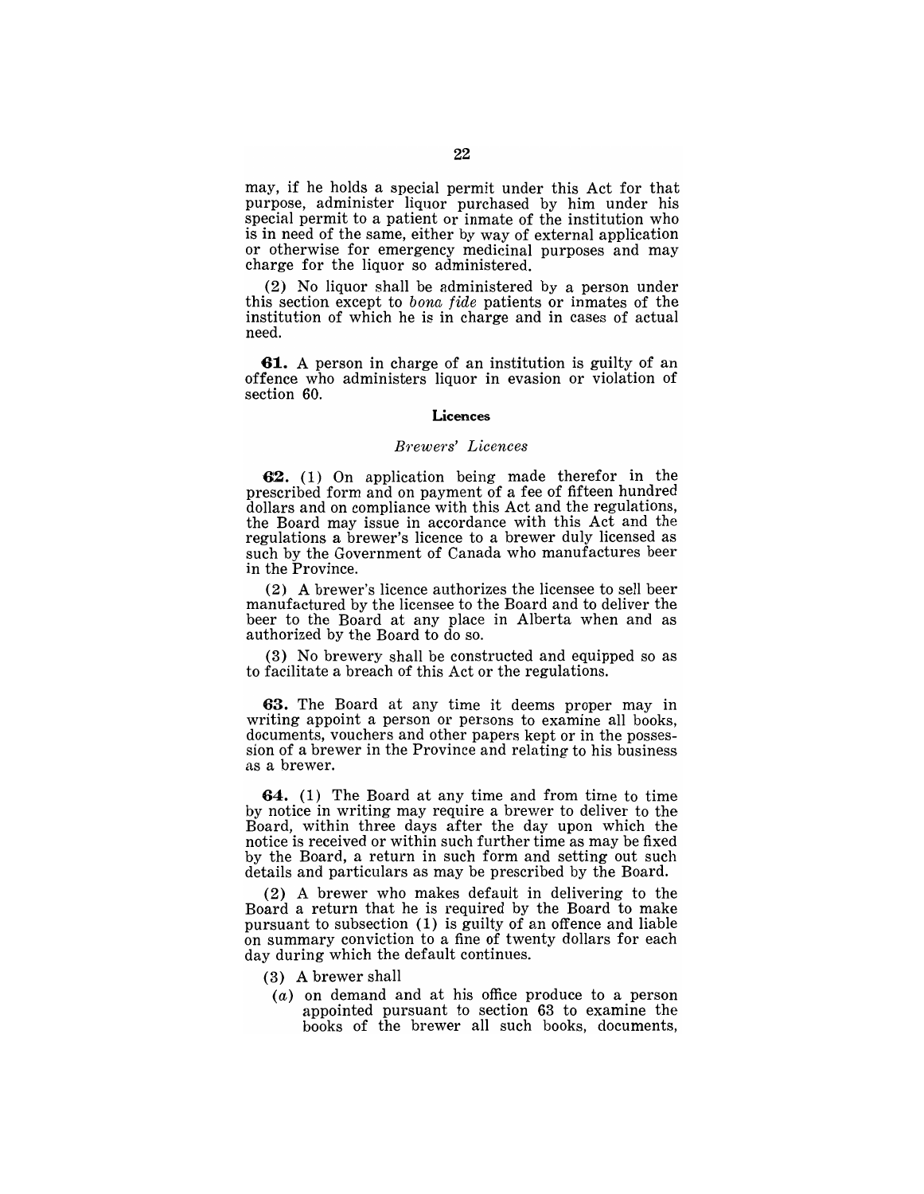may, if he holds a special permit under this Act for that purpose, administer liquor purchased by him under his special permit to a patient or inmate of the institution who is in need of the same, either by way of external application or otherwise for emergency medicinal purposes and may charge for the liquor so administered.

(2) No liquor shall be administered by a person under this section except to *bona fide* patients or inmates of the institution of which he is in charge and in cases of actual need.

**61.** A person in charge of an institution is guilty of an offence who administers liquor in evasion or violation of section 60.

### Licences

#### *Brewers' Licences*

**62.** (1) On application being made therefor in the prescribed form and on payment of a fee of fifteen hundred dollars and on compliance with this Act and the regulations, the Board may issue in accordance with this Act and the regulations a brewer's licence to a brewer duly licensed as such by the Government of Canada who manufactures beer in the Province.

(2) A brewer's licence authorizes the licensee to sell beer manufactured by the licensee to the Board and to deliver the beer to the Board at any place in Alberta when and as authorized by the Board to do so.

(3) No brewery shall be constructed and equipped so as to facilitate a breach of this Act or the regulations.

**63.** The Board at any time it deems proper may in writing appoint a person or persons to examine all books, documents, vouchers and other papers kept or in the possession of a brewer in the Province and relating to his business as a brewer.

**64.** (1) The Board at any time and from time to time by notice in writing may require a brewer to deliver to the Board, within three days after the day upon which the notice is received or within such further time as may be fixed by the Board, a return in such form and setting out such details and particulars as may be prescribed by the Board.

(2) A brewer who makes default in delivering to the Board a return that he is required by the Board to make pursuant to subsection (1) is guilty of an offence and liable on summary conviction to a fine of twenty dollars for each day during which the default continues.

(3) A brewer shall

(*a*) on demand and at his office produce to a person appointed pursuant to section 63 to examine the books of the brewer all such books, documents,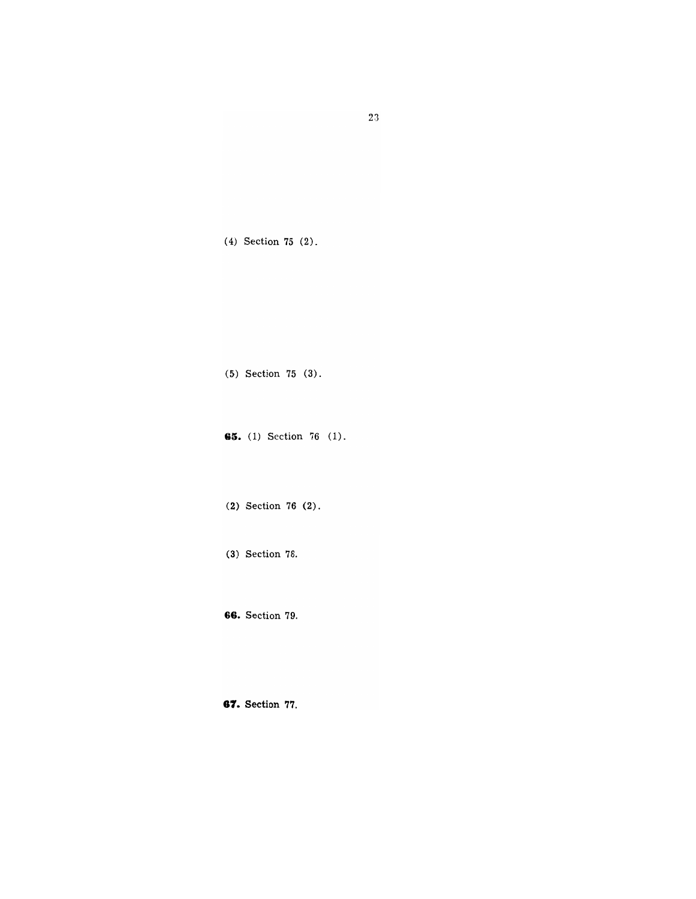(4) Section 75 (2).

(5) Section 75 (3).

**65.** (1) Section 76 (1).

(2) Section 76 (2).

(3) Section 78.

**66.** Section 79.

**67.** Section 77.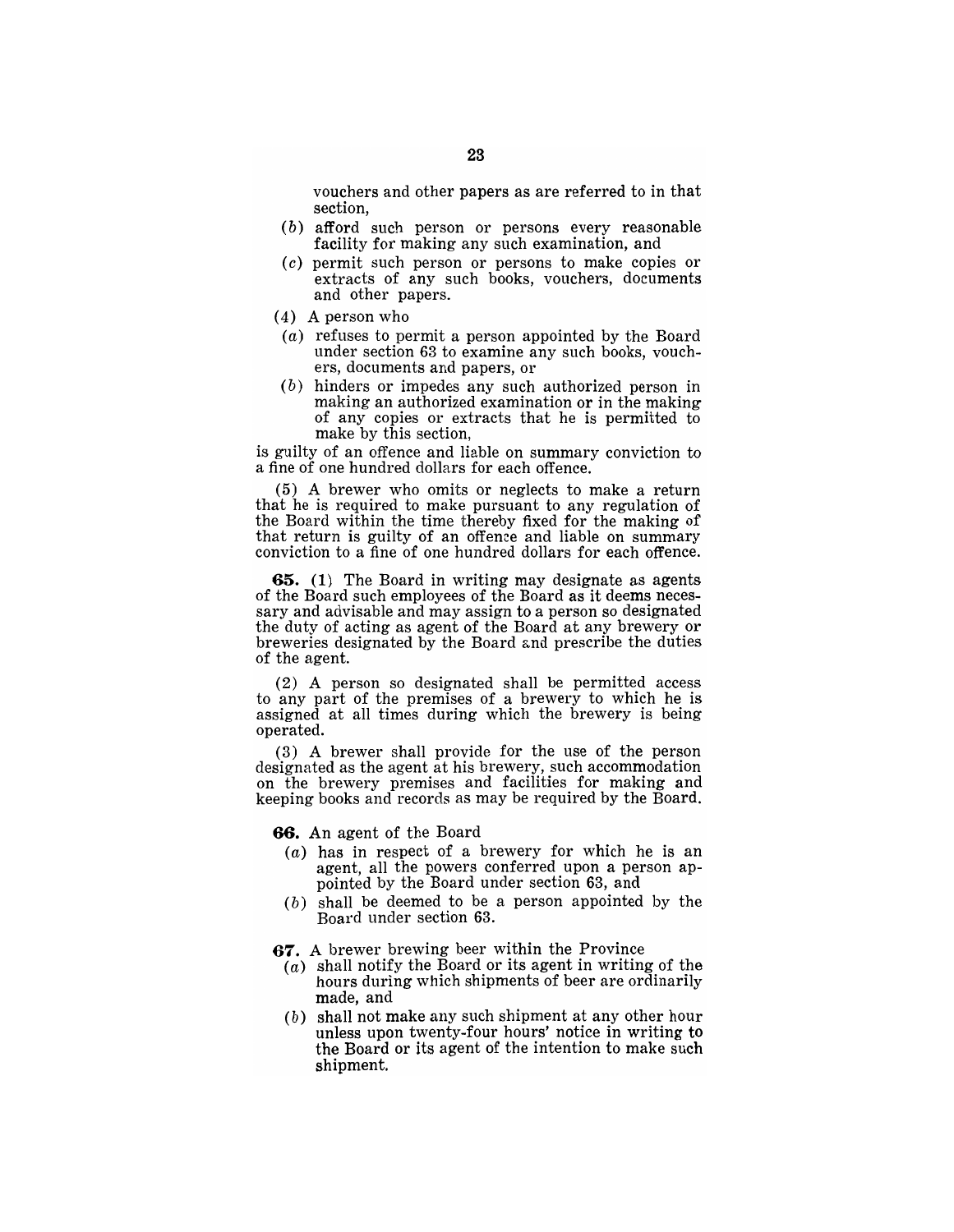vouchers and other papers as are referred to in that section,

(*b*) afford such person or persons every reasonable facility for making any such examination, and

(*c*) permit such person or persons to make copies or extracts of any such books, vouchers, documents and other papers.

(4) A person who

(*a*) refuses to permit a person appointed by the Board under section 63 to examine any such books, vouchers, documents and papers, or

(*b*) hinders or impedes any such authorized person in making an authorized examination or in the making of any copies or extracts that he is permitted to make by this section,

is guilty of an offence and liable on summary conviction to a fine of one hundred dollars for each offence.

(5) A brewer who omits or neglects to make a return that he is required to make pursuant to any regulation of the Board within the time thereby fixed for the making of that return is guilty of an offence and liable on summary conviction to a fine of one hundred dollars for each offence.

**65.** (1) The Board in writing may designate as agents of the Board such employees of the Board as it deems necessary and advisable and may assign to a person so designated the duty of acting as agent of the Board at any brewery or breweries designated by the Board and prescribe the duties of the agent.

(2) A person so designated shall be permitted access to any part of the premises of a brewery to which he is assigned at all times during which the brewery is being operated.

(3) A brewer shall provide for the use of the person designated as the agent at his brewery, such accommodation on the brewery premises and facilities for making and keeping books and records as may be required by the Board.

**66.** An agent of the Board

(*a*) has in respect of a brewery for which he is an agent, all the powers conferred upon a person appointed by the Board under section 63, and

(*b*) shall be deemed to be a person appointed by the Board under section 63.

**67.** A brewer brewing beer within the Province

(*a*) shall notify the Board or its agent in writing of the hours during which shipments of beer are ordinarily made, and

(*b*) shall not make any such shipment at any other hour unless upon twenty-four hours' notice in writing to the Board or its agent of the intention to make such shipment.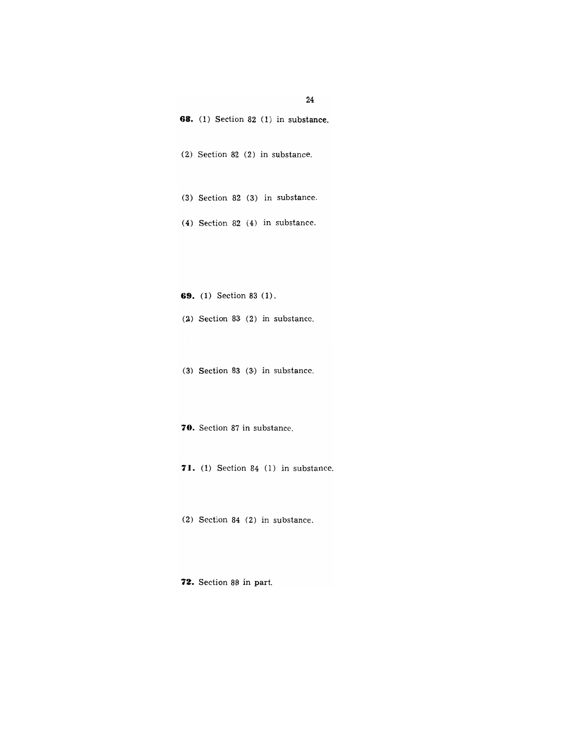**68.** (1) Section 82 (1) in substance.

(2) Section 82 (2) in substance.

(3) Section 82 (3) in substance.

(4) Section 82 (4) in substance.

**69.** (1) Section 83 (1).

(2) Section 83 (2) in substance.

(3) Section 83 (3) in substance.

**70.** Section 87 in substance.

**71.** (1) Section 84 (1) in substance.

(2) Section 84 (2) in substance.

**72.** Section 88 in part.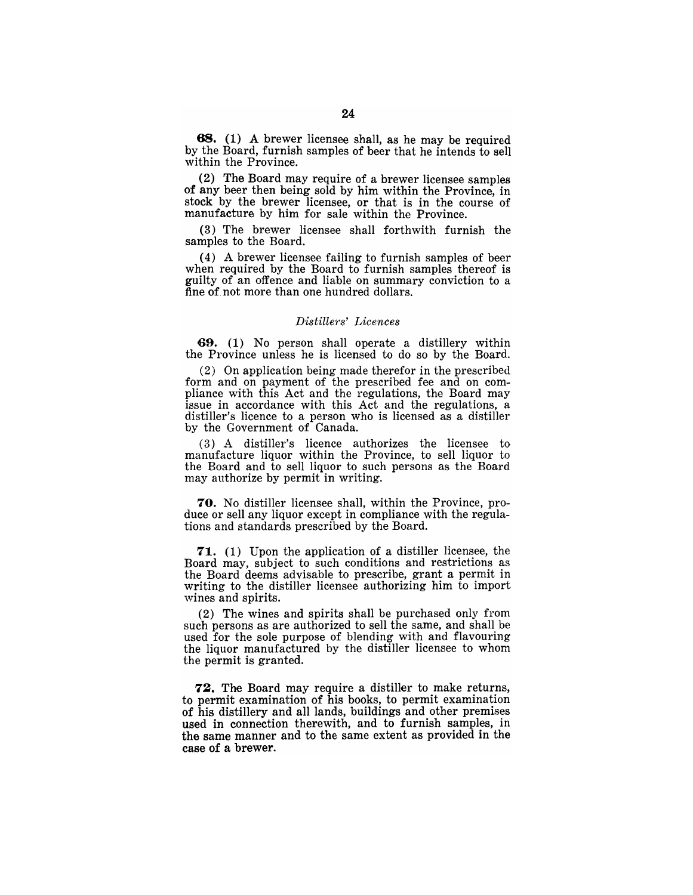**68.** (1) A brewer licensee shall, as he may be required by the Board, furnish samples of beer that he intends to sell within the Province.

(2) The Board may require of a brewer licensee samples of any beer then being sold by him within the Province, in stock by the brewer licensee, or that is in the course of manufacture by him for sale within the Province.

(3) The brewer licensee shall forthwith furnish the samples to the Board.

(4) A brewer licensee failing to furnish samples of beer when required by the Board to furnish samples thereof is guilty of an offence and liable on summary conviction to a fine of not more than one hundred dollars.

*Distillers' Licences*

**69.** (1) No person shall operate a distillery within the Province unless he is licensed to do so by the Board.

(2) On application being made therefor in the prescribed form and on payment of the prescribed fee and on compliance with this Act and the regulations, the Board may issue in accordance with this Act and the regulations, a distiller's licence to a person who is licensed as a distiller by the Government of Canada.

(3) A distiller's licence authorizes the licensee to manufacture liquor within the Province, to sell liquor to the Board and to sell liquor to such persons as the Board may authorize by permit in writing.

**70.** No distiller licensee shall, within the Province, produce or sell any liquor except in compliance with the regulations and standards prescribed by the Board.

**71.** (1) Upon the application of a distiller licensee, the Board may, subject to such conditions and restrictions as the Board deems advisable to prescribe, grant a permit in writing to the distiller licensee authorizing him to import wines and spirits.

(2) The wines and spirits shall be purchased only from such persons as are authorized to sell the same, and shall be used for the sole purpose of blending with and flavouring the liquor manufactured by the distiller licensee to whom the permit is granted.

**72.** The Board may require a distiller to make returns, to permit examination of his books, to permit examination of his distillery and all lands, buildings and other premises used in connection therewith, and to furnish samples, in the same manner and to the same extent as provided in the case of a brewer.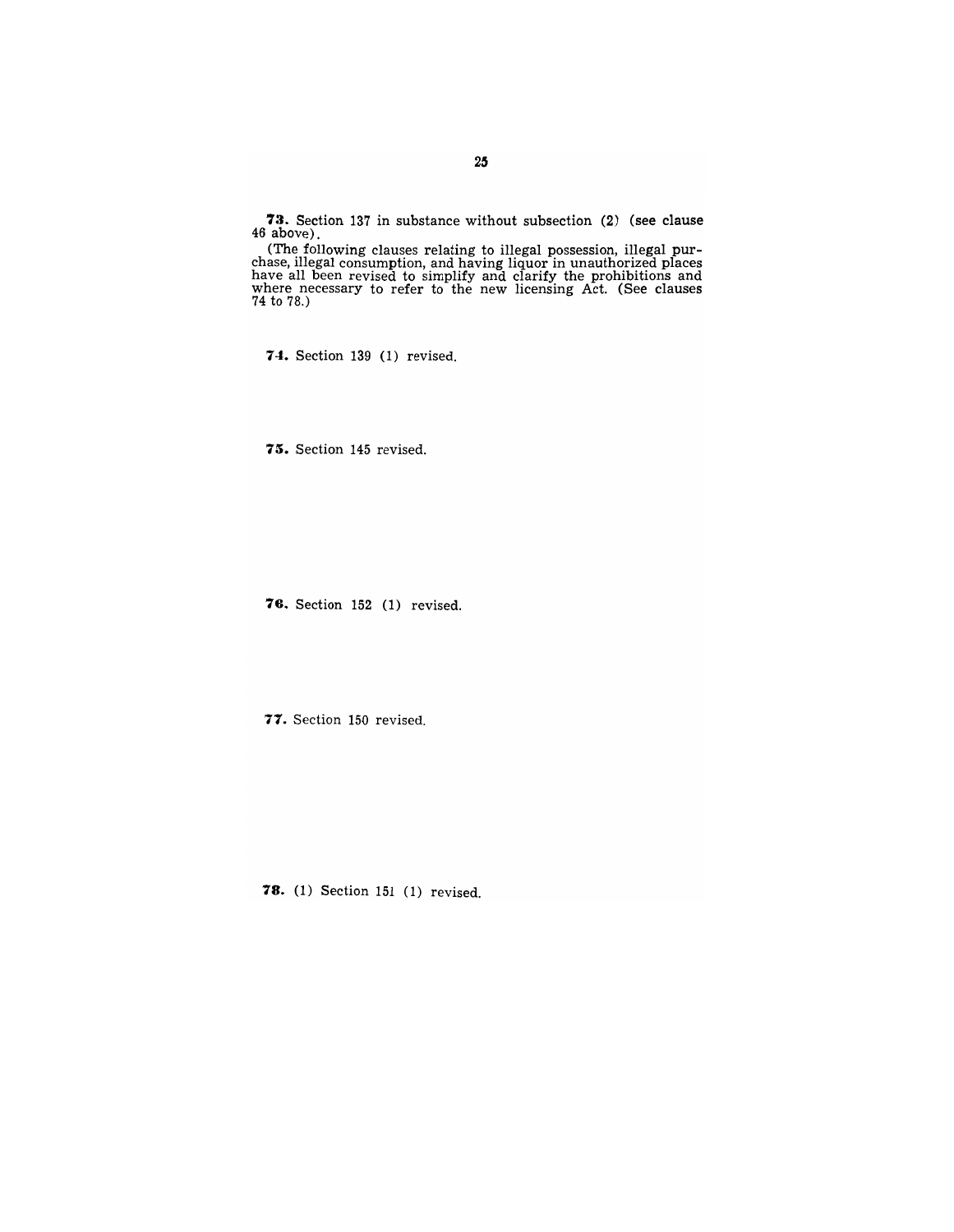**73.** Section 137 in substance without subsection (2) (see clause 46 above).

(The following clauses relating to illegal possession, illegal purchase, illegal consumption, and having liquor in unauthorized places have all been revised to simplify and clarify the prohibitions and where necessary to refer to the new licensing Act. (See clauses 74 to 78.)

**74.** Section 139 (1) revised.

**75.** Section 145 revised.

**76.** Section 152 (1) revised.

**77.** Section 150 revised.

**78.** (1) Section 151 (1) revised.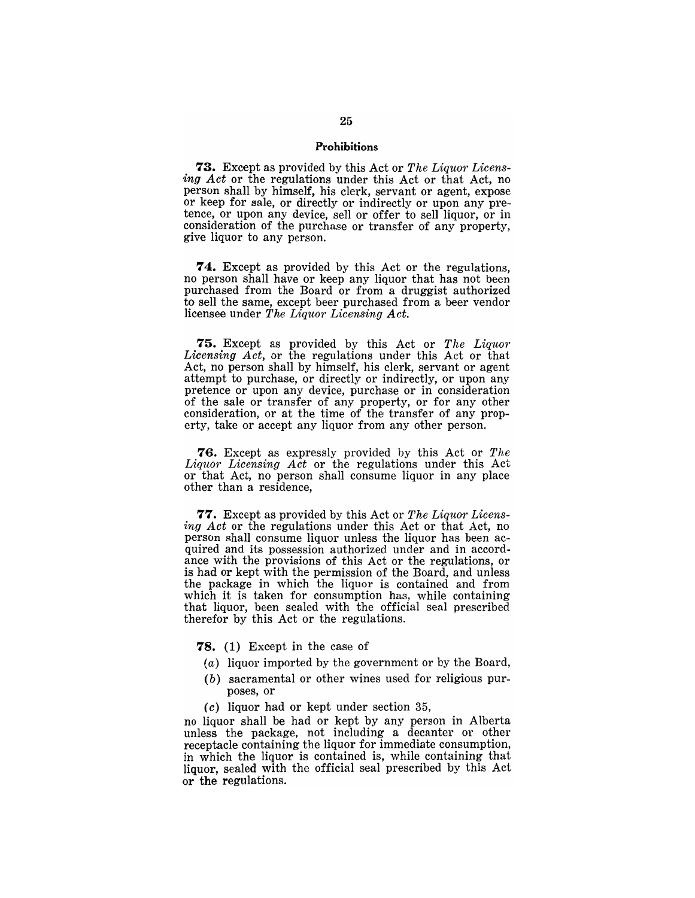## Prohibitions

**73.** Except as provided by this Act or *The Liquor Licensing Act* or the regulations under this Act or that Act, no person shall by himself, his clerk, servant or agent, expose or keep for sale, or directly or indirectly or upon any pretence, or upon any device, sell or offer to sell liquor, or in consideration of the purchase or transfer of any property, give liquor to any person.

**74.** Except as provided by this Act or the regulations, no person shall have or keep any liquor that has not been purchased from the Board or from a druggist authorized to sell the same, except beer purchased from a beer vendor licensee under *The Liquor Licensing Act*.

**75.** Except as provided by this Act or *The Liquor Licensing Act*, or the regulations under this Act or that Act, no person shall by himself, his clerk, servant or agent attempt to purchase, or directly or indirectly, or upon any pretence or upon any device, purchase or in consideration of the sale or transfer of any property, or for any other consideration, or at the time of the transfer of any property, take or accept any liquor from any other person.

**76.** Except as expressly provided by this Act or *The Liquor Licensing Act* or the regulations under this Act or that Act, no person shall consume liquor in any place other than a residence,

**77.** Except as provided by this Act or *The Liquor Licensing Act* or the regulations under this Act or that Act, no person shall consume liquor unless the liquor has been acquired and its possession authorized under and in accordance with the provisions of this Act or the regulations, or is had or kept with the permission of the Board, and unless the package in which the liquor is contained and from which it is taken for consumption has, while containing that liquor, been sealed with the official seal prescribed therefor by this Act or the regulations.

**78.** (1) Except in the case of

(*a*) liquor imported by the government or by the Board,

(*b*) sacramental or other wines used for religious purposes, or

(*c*) liquor had or kept under section 35,

no liquor shall be had or kept by any person in Alberta unless the package, not including a decanter or other receptacle containing the liquor for immediate consumption, in which the liquor is contained is, while containing that liquor, sealed with the official seal prescribed by this Act or the regulations.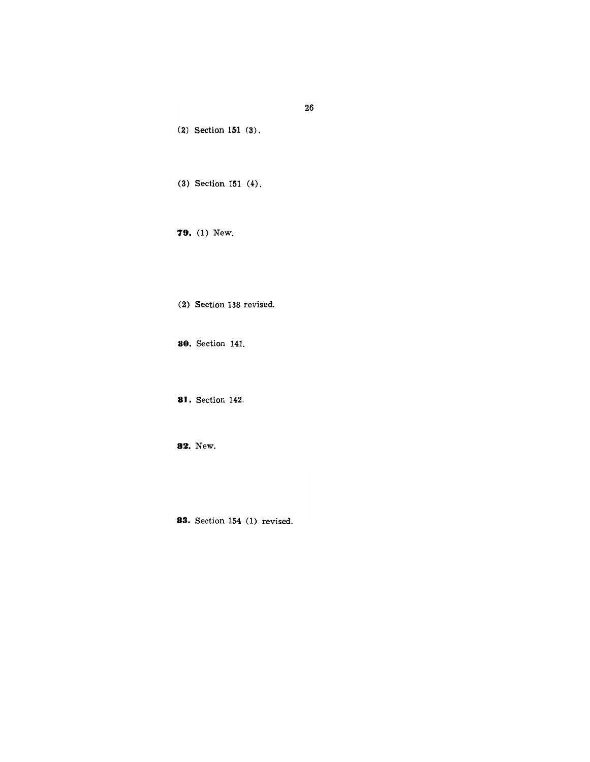(2) Section 151 (3).

(3) Section 151 (4).

**79.** (1) New.

(2) Section 138 revised.

**80.** Section 141.

**81.** Section 142.

**82.** New.

**83.** Section 154 (1) revised.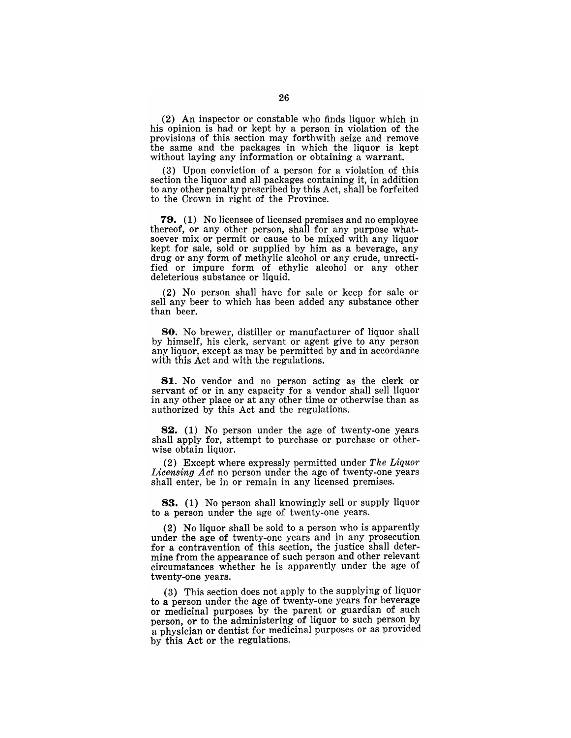(2) An inspector or constable who finds liquor which in his opinion is had or kept by a person in violation of the provisions of this section may forthwith seize and remove the same and the packages in which the liquor is kept without laying any information or obtaining a warrant.

(3) Upon conviction of a person for a violation of this section the liquor and all packages containing it, in addition to any other penalty prescribed by this Act, shall be forfeited to the Crown in right of the Province.

**79.** (1) No licensee of licensed premises and no employee thereof, or any other person, shall for any purpose whatsoever mix or permit or cause to be mixed with any liquor kept for sale, sold or supplied by him as a beverage, any drug or any form of methylic alcohol or any crude, unrectified or impure form of ethylic alcohol or any other deleterious substance or liquid.

(2) No person shall have for sale or keep for sale or sell any beer to which has been added any substance other than beer.

**80.** No brewer, distiller or manufacturer of liquor shall by himself, his clerk, servant or agent give to any person any liquor, except as may be permitted by and in accordance with this Act and with the regulations.

**81.** No vendor and no person acting as the clerk or servant of or in any capacity for a vendor shall sell liquor in any other place or at any other time or otherwise than as authorized by this Act and the regulations.

**82.** (1) No person under the age of twenty-one years shall apply for, attempt to purchase or purchase or otherwise obtain liquor.

(2) Except where expressly permitted under *The Liquor Licensing Act* no person under the age of twenty-one years shall enter, be in or remain in any licensed premises.

**83.** (1) No person shall knowingly sell or supply liquor to a person under the age of twenty-one years.

(2) No liquor shall be sold to a person who is apparently under the age of twenty-one years and in any prosecution for a contravention of this section, the justice shall determine from the appearance of such person and other relevant circumstances whether he is apparently under the age of twenty-one years.

(3) This section does not apply to the supplying of liquor to a person under the age of twenty-one years for beverage or medicinal purposes by the parent or guardian of such person, or to the administering of liquor to such person by a physician or dentist for medicinal purposes or as provided by this Act or the regulations.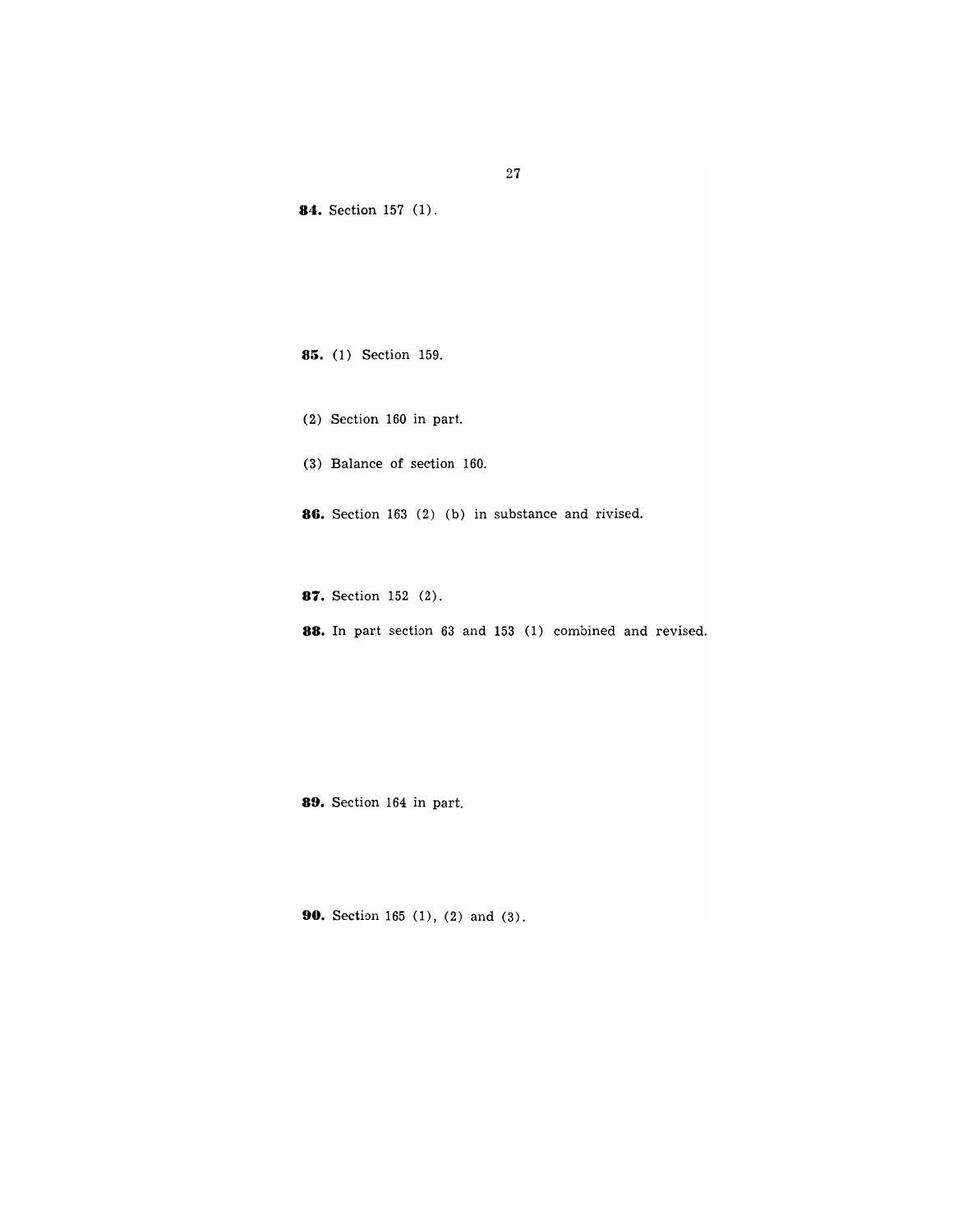**84.** Section 157 (1).

**85.** (1) Section 159.

(2) Section 160 in part.

(3) Balance of section 160.

**86.** Section 163 (2) (b) in substance and rivised.

**87.** Section 152 (2).

**88.** In part section 63 and 153 (1) combined and revised.

**89.** Section 164 in part.

**90.** Section 165 (1), (2) and (3).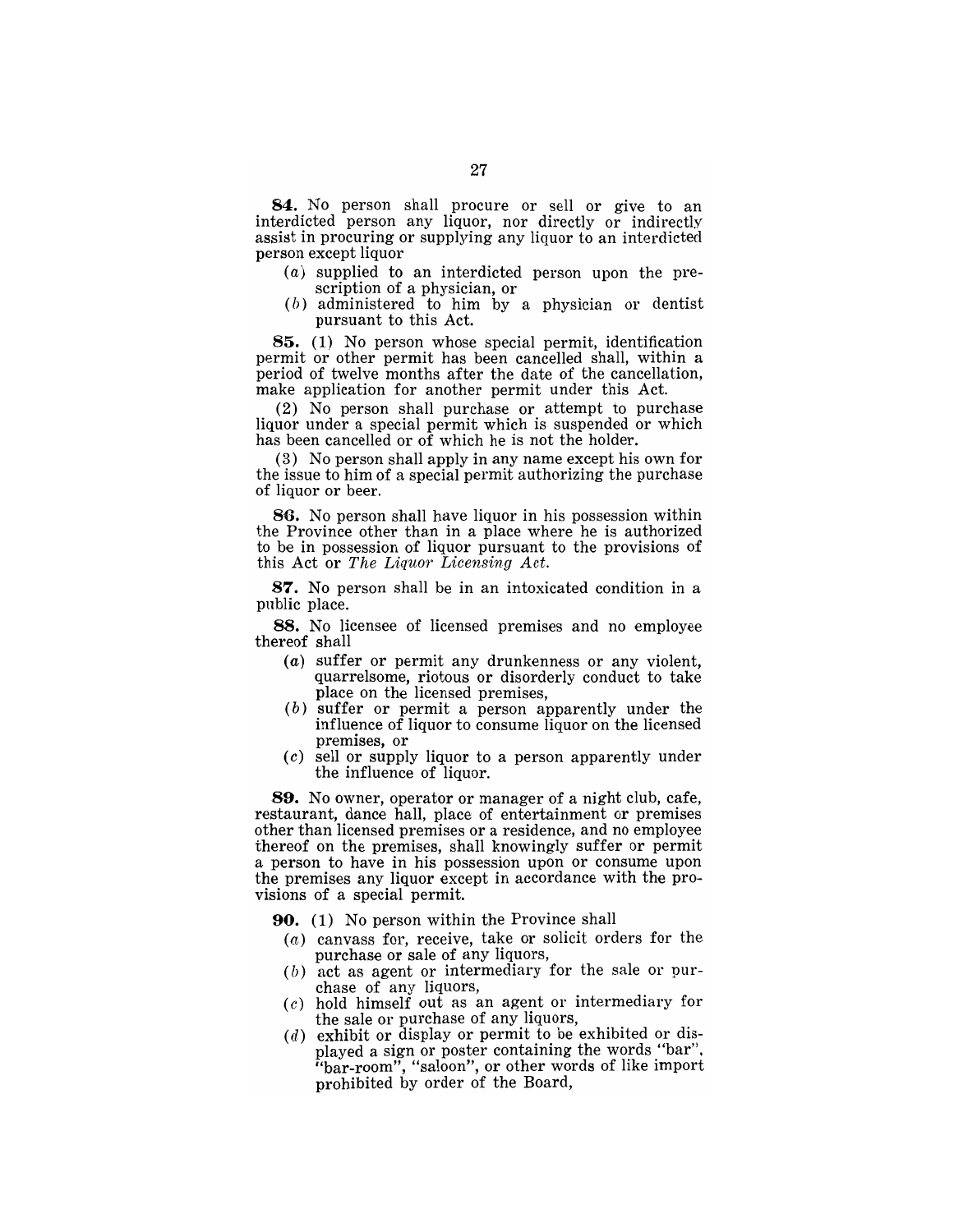**84.** No person shall procure or sell or give to an interdicted person any liquor, nor directly or indirectly assist in procuring or supplying any liquor to an interdicted person except liquor

(*a*) supplied to an interdicted person upon the prescription of a physician, or

(*b*) administered to him by a physician or dentist pursuant to this Act.

**85.** (1) No person whose special permit, identification permit or other permit has been cancelled shall, within a period of twelve months after the date of the cancellation, make application for another permit under this Act.

(2) No person shall purchase or attempt to purchase liquor under a special permit which is suspended or which has been cancelled or of which he is not the holder.

(3) No person shall apply in any name except his own for the issue to him of a special permit authorizing the purchase of liquor or beer.

**86.** No person shall have liquor in his possession within the Province other than in a place where he is authorized to be in possession of liquor pursuant to the provisions of this Act or *The Liquor Licensing Act.*

**87.** No person shall be in an intoxicated condition in a public place.

**88.** No licensee of licensed premises and no employee thereof shall

(*a*) suffer or permit any drunkenness or any violent, quarrelsome, riotous or disorderly conduct to take place on the licensed premises,

(*b*) suffer or permit a person apparently under the influence of liquor to consume liquor on the licensed premises, or

(*c*) sell or supply liquor to a person apparently under the influence of liquor.

**89.** No owner, operator or manager of a night club, cafe, restaurant, dance hall, place of entertainment or premises other than licensed premises or a residence, and no employee thereof on the premises, shall knowingly suffer or permit a person to have in his possession upon or consume upon the premises any liquor except in accordance with the provisions of a special permit.

**90.** (1) No person within the Province shall

(*a*) canvass for, receive, take or solicit orders for the purchase or sale of any liquors,

(*b*) act as agent or intermediary for the sale or purchase of any liquors,

(*c*) hold himself out as an agent or intermediary for the sale or purchase of any liquors,

(*d*) exhibit or display or permit to be exhibited or displayed a sign or poster containing the words "bar", "bar-room", "saloon", or other words of like import prohibited by order of the Board,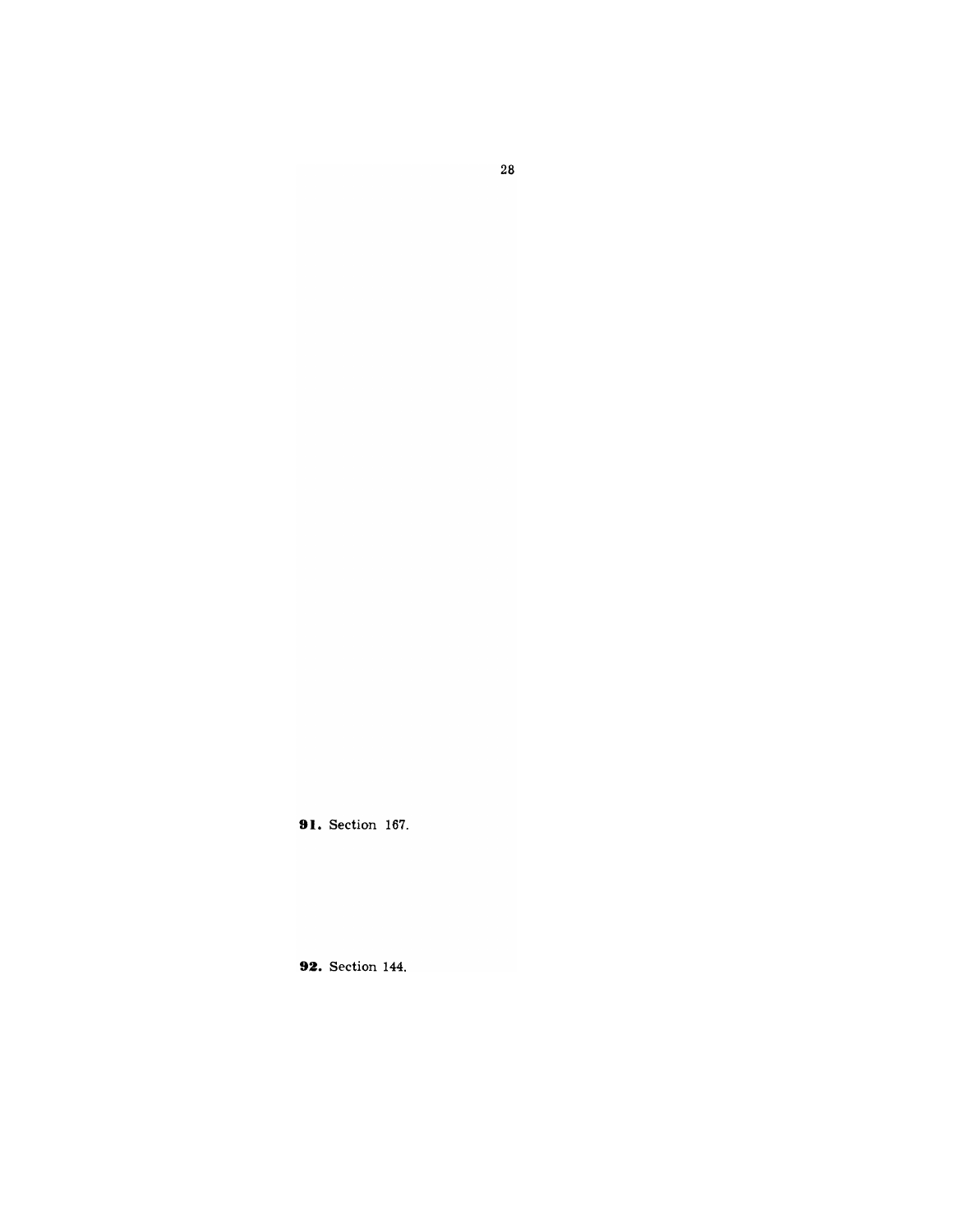**91.** Section 167.

**92.** Section 144.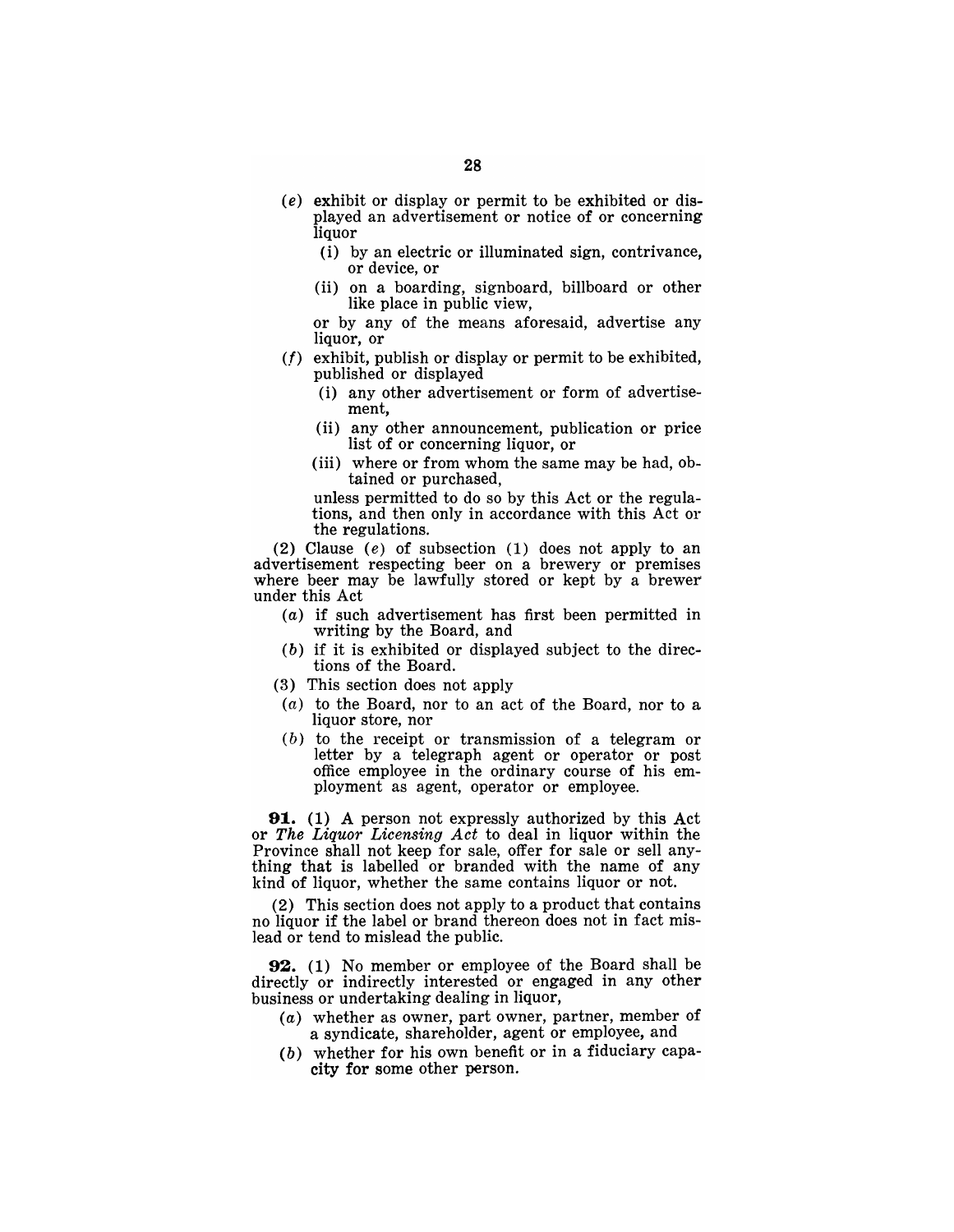(*e*) exhibit or display or permit to be exhibited or displayed an advertisement or notice of or concerning liquor

  (i) by an electric or illuminated sign, contrivance, or device, or

  (ii) on a boarding, signboard, billboard or other like place in public view,

  or by any of the means aforesaid, advertise any liquor, or

(*f*) exhibit, publish or display or permit to be exhibited, published or displayed

  (i) any other advertisement or form of advertisement,

  (ii) any other announcement, publication or price list of or concerning liquor, or

  (iii) where or from whom the same may be had, obtained or purchased,

  unless permitted to do so by this Act or the regulations, and then only in accordance with this Act or the regulations.

(2) Clause (*e*) of subsection (1) does not apply to an advertisement respecting beer on a brewery or premises where beer may be lawfully stored or kept by a brewer under this Act

(*a*) if such advertisement has first been permitted in writing by the Board, and

(*b*) if it is exhibited or displayed subject to the directions of the Board.

(3) This section does not apply

(*a*) to the Board, nor to an act of the Board, nor to a liquor store, nor

(*b*) to the receipt or transmission of a telegram or letter by a telegraph agent or operator or post office employee in the ordinary course of his employment as agent, operator or employee.

**91.** (1) A person not expressly authorized by this Act or *The Liquor Licensing Act* to deal in liquor within the Province shall not keep for sale, offer for sale or sell anything that is labelled or branded with the name of any kind of liquor, whether the same contains liquor or not.

(2) This section does not apply to a product that contains no liquor if the label or brand thereon does not in fact mislead or tend to mislead the public.

**92.** (1) No member or employee of the Board shall be directly or indirectly interested or engaged in any other business or undertaking dealing in liquor,

(*a*) whether as owner, part owner, partner, member of a syndicate, shareholder, agent or employee, and

(*b*) whether for his own benefit or in a fiduciary capacity for some other person.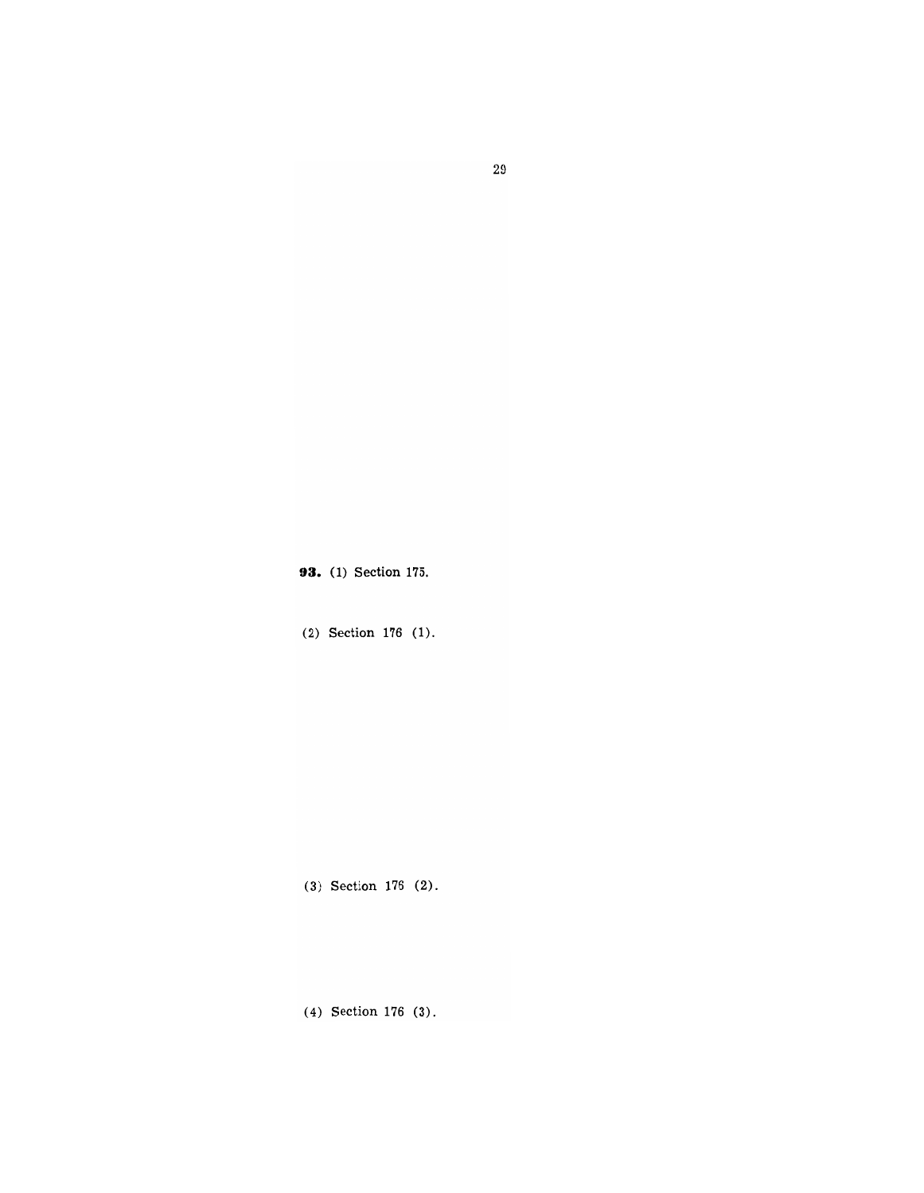**93.** (1) Section 175.

(2) Section 176 (1).

(3) Section 176 (2).

(4) Section 176 (3).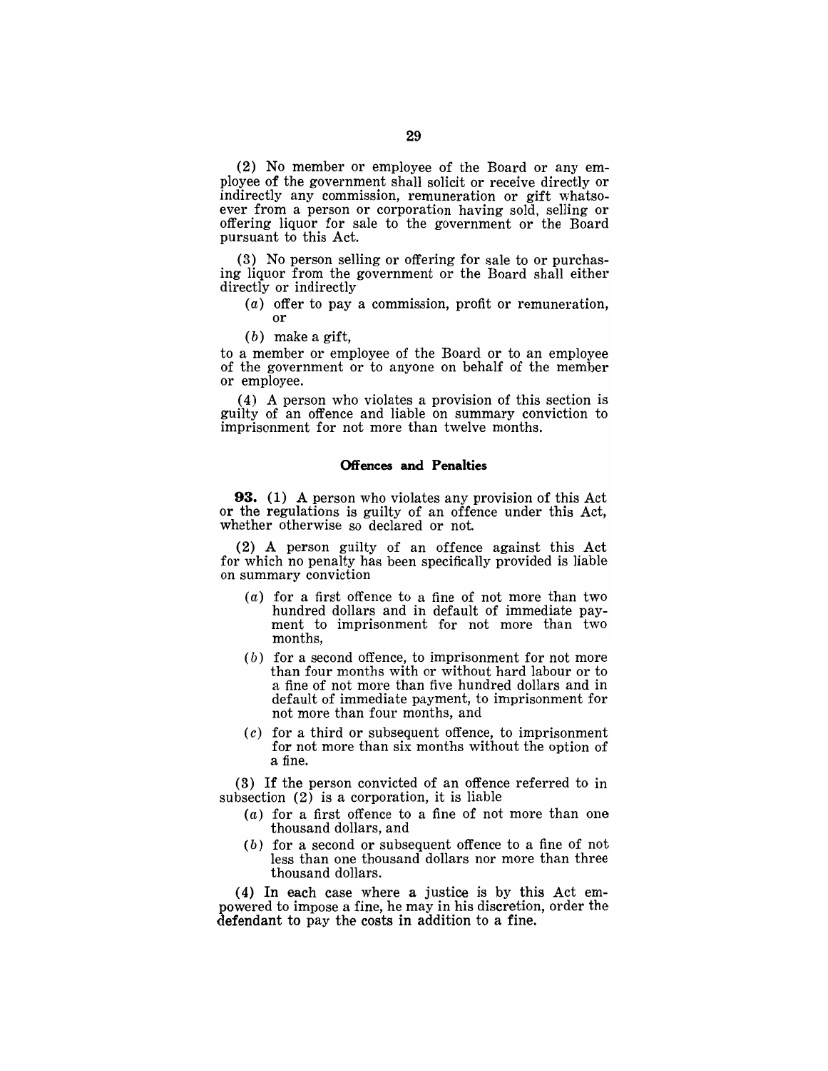(2) No member or employee of the Board or any employee of the government shall solicit or receive directly or indirectly any commission, remuneration or gift whatsoever from a person or corporation having sold, selling or offering liquor for sale to the government or the Board pursuant to this Act.

(3) No person selling or offering for sale to or purchasing liquor from the government or the Board shall either directly or indirectly

- (*a*) offer to pay a commission, profit or remuneration, or
- (*b*) make a gift,

to a member or employee of the Board or to an employee of the government or to anyone on behalf of the member or employee.

(4) A person who violates a provision of this section is guilty of an offence and liable on summary conviction to imprisonment for not more than twelve months.

### Offences and Penalties

**93.** (1) A person who violates any provision of this Act or the regulations is guilty of an offence under this Act, whether otherwise so declared or not.

(2) A person guilty of an offence against this Act for which no penalty has been specifically provided is liable on summary conviction

- (*a*) for a first offence to a fine of not more than two hundred dollars and in default of immediate payment to imprisonment for not more than two months,
- (*b*) for a second offence, to imprisonment for not more than four months with or without hard labour or to a fine of not more than five hundred dollars and in default of immediate payment, to imprisonment for not more than four months, and
- (*c*) for a third or subsequent offence, to imprisonment for not more than six months without the option of a fine.

(3) If the person convicted of an offence referred to in subsection (2) is a corporation, it is liable

- (*a*) for a first offence to a fine of not more than one thousand dollars, and
- (*b*) for a second or subsequent offence to a fine of not less than one thousand dollars nor more than three thousand dollars.

(4) In each case where a justice is by this Act empowered to impose a fine, he may in his discretion, order the defendant to pay the costs in addition to a fine.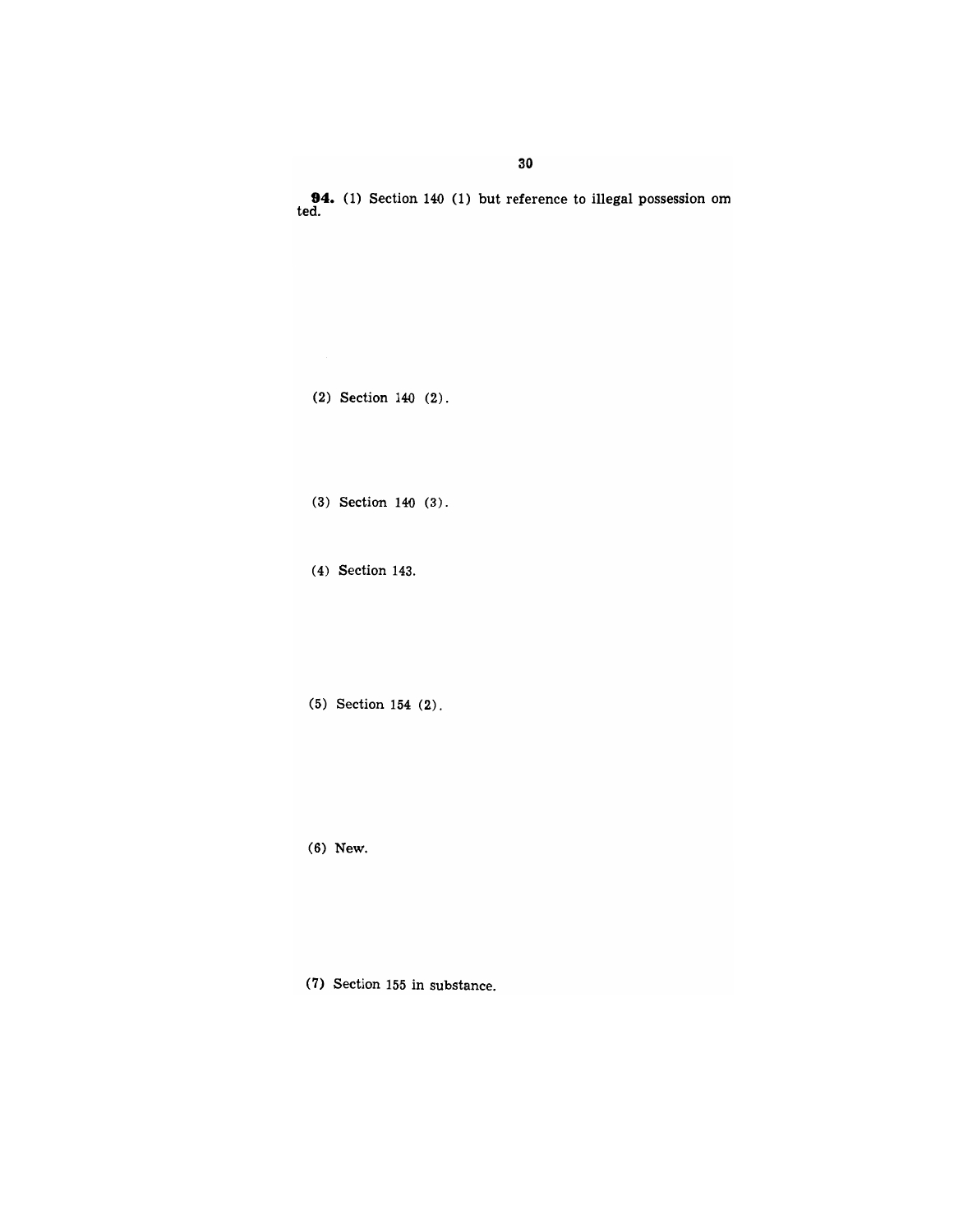**94.** (1) Section 140 (1) but reference to illegal possession om ted.

(2) Section 140 (2).

(3) Section 140 (3).

(4) Section 143.

(5) Section 154 (2).

(6) New.

(7) Section 155 in substance.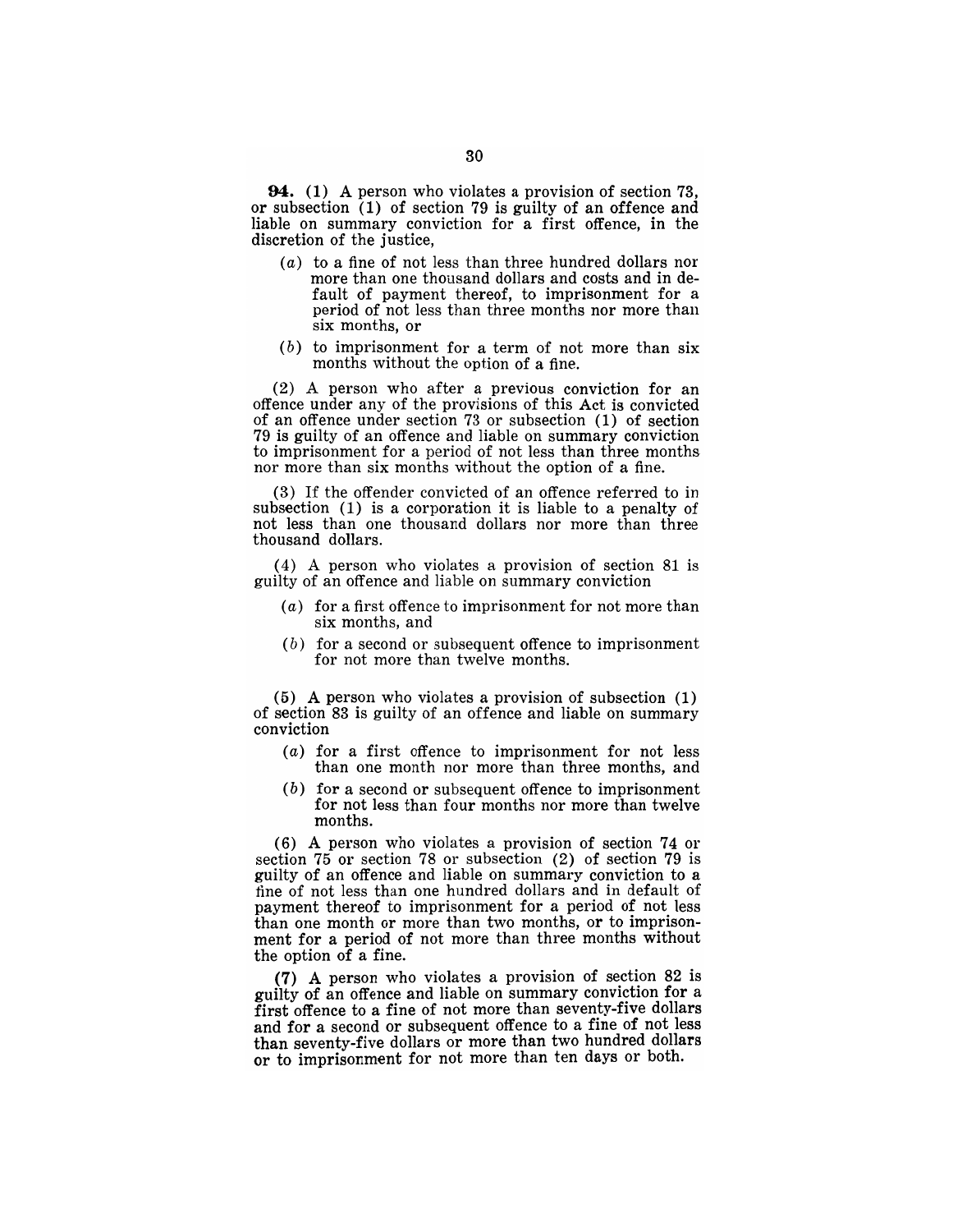**94.** (1) A person who violates a provision of section 73, or subsection (1) of section 79 is guilty of an offence and liable on summary conviction for a first offence, in the discretion of the justice,

- (*a*) to a fine of not less than three hundred dollars nor more than one thousand dollars and costs and in default of payment thereof, to imprisonment for a period of not less than three months nor more than six months, or
- (*b*) to imprisonment for a term of not more than six months without the option of a fine.

(2) A person who after a previous conviction for an offence under any of the provisions of this Act is convicted of an offence under section 73 or subsection (1) of section 79 is guilty of an offence and liable on summary conviction to imprisonment for a period of not less than three months nor more than six months without the option of a fine.

(3) If the offender convicted of an offence referred to in subsection (1) is a corporation it is liable to a penalty of not less than one thousand dollars nor more than three thousand dollars.

(4) A person who violates a provision of section 81 is guilty of an offence and liable on summary conviction

- (*a*) for a first offence to imprisonment for not more than six months, and
- (*b*) for a second or subsequent offence to imprisonment for not more than twelve months.

(5) A person who violates a provision of subsection (1) of section 83 is guilty of an offence and liable on summary conviction

- (*a*) for a first offence to imprisonment for not less than one month nor more than three months, and
- (*b*) for a second or subsequent offence to imprisonment for not less than four months nor more than twelve months.

(6) A person who violates a provision of section 74 or section 75 or section 78 or subsection (2) of section 79 is guilty of an offence and liable on summary conviction to a fine of not less than one hundred dollars and in default of payment thereof to imprisonment for a period of not less than one month or more than two months, or to imprisonment for a period of not more than three months without the option of a fine.

(7) A person who violates a provision of section 82 is guilty of an offence and liable on summary conviction for a first offence to a fine of not more than seventy-five dollars and for a second or subsequent offence to a fine of not less than seventy-five dollars or more than two hundred dollars or to imprisonment for not more than ten days or both.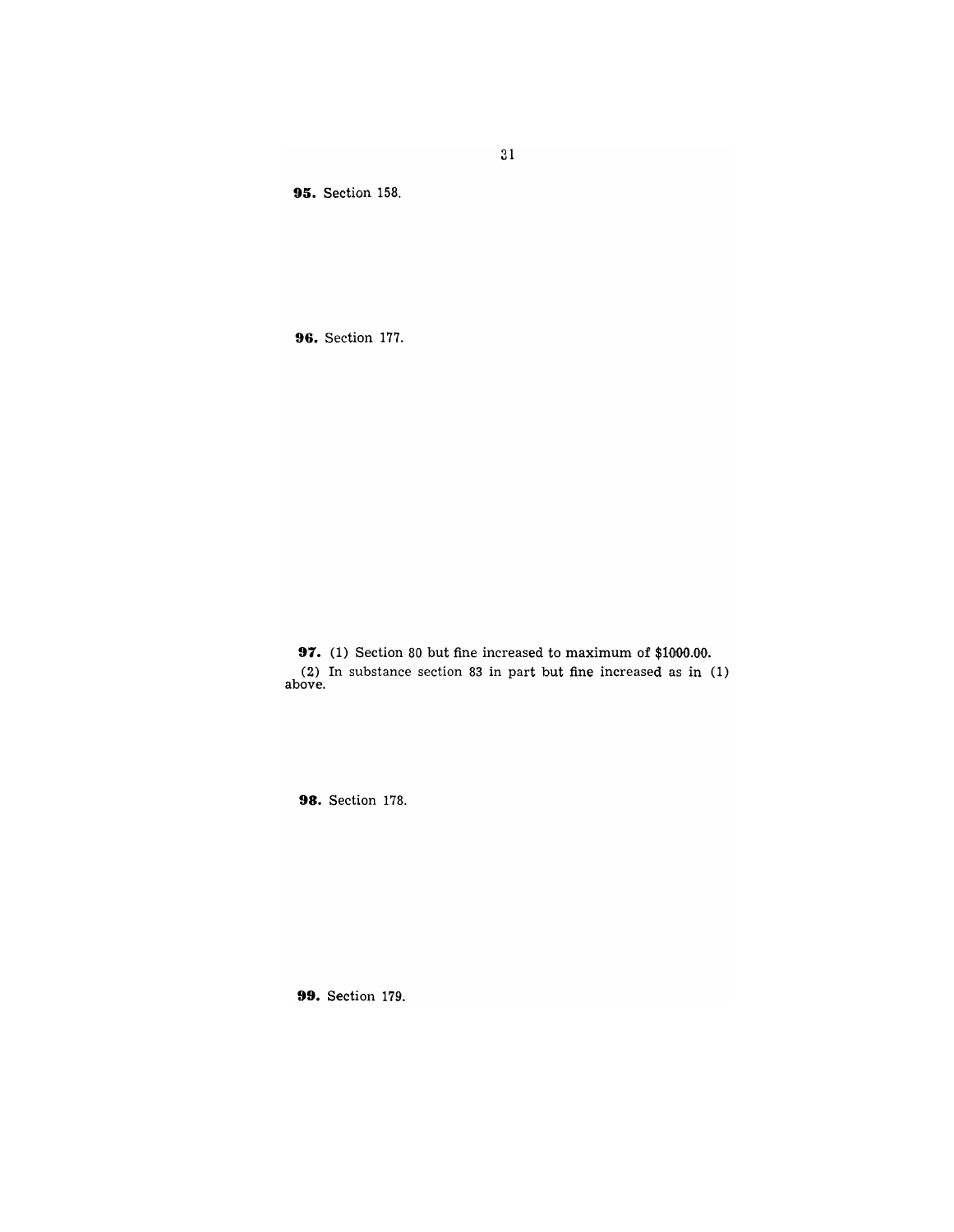**95.** Section 158.

**96.** Section 177.

**97.** (1) Section 80 but fine increased to maximum of $1000.00.

(2) In substance section 83 in part but fine increased as in (1) above.

**98.** Section 178.

**99.** Section 179.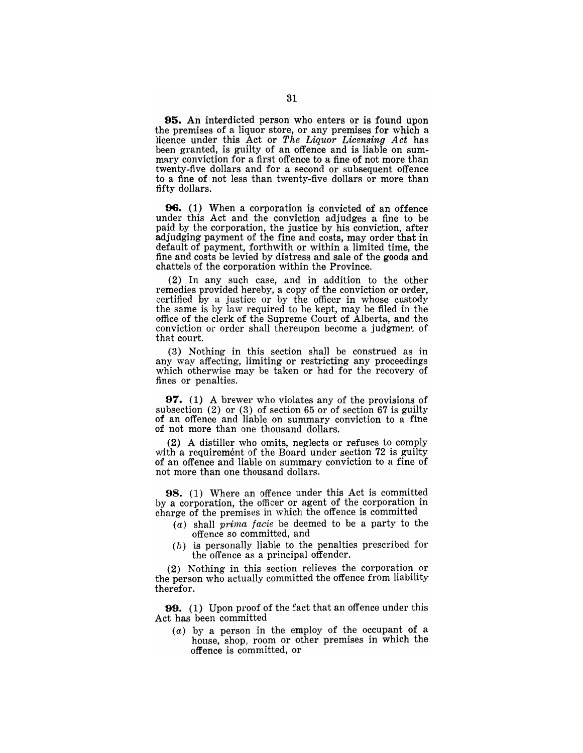**95.** An interdicted person who enters or is found upon the premises of a liquor store, or any premises for which a licence under this Act or *The Liquor Licensing Act* has been granted, is guilty of an offence and is liable on summary conviction for a first offence to a fine of not more than twenty-five dollars and for a second or subsequent offence to a fine of not less than twenty-five dollars or more than fifty dollars.

**96.** (1) When a corporation is convicted of an offence under this Act and the conviction adjudges a fine to be paid by the corporation, the justice by his conviction, after adjudging payment of the fine and costs, may order that in default of payment, forthwith or within a limited time, the fine and costs be levied by distress and sale of the goods and chattels of the corporation within the Province.

(2) In any such case, and in addition to the other remedies provided hereby, a copy of the conviction or order, certified by a justice or by the officer in whose custody the same is by law required to be kept, may be filed in the office of the clerk of the Supreme Court of Alberta, and the conviction or order shall thereupon become a judgment of that court.

(3) Nothing in this section shall be construed as in any way affecting, limiting or restricting any proceedings which otherwise may be taken or had for the recovery of fines or penalties.

**97.** (1) A brewer who violates any of the provisions of subsection (2) or (3) of section 65 or of section 67 is guilty of an offence and liable on summary conviction to a fine of not more than one thousand dollars.

(2) A distiller who omits, neglects or refuses to comply with a requiremént of the Board under section 72 is guilty of an offence and liable on summary conviction to a fine of not more than one thousand dollars.

**98.** (1) Where an offence under this Act is committed by a corporation, the officer or agent of the corporation in charge of the premises in which the offence is committed

- (*a*) shall *prima facie* be deemed to be a party to the offence so committed, and
- (*b*) is personally liable to the penalties prescribed for the offence as a principal offender.

(2) Nothing in this section relieves the corporation or the person who actually committed the offence from liability therefor.

**99.** (1) Upon proof of the fact that an offence under this Act has been committed

- (*a*) by a person in the employ of the occupant of a house, shop, room or other premises in which the offence is committed, or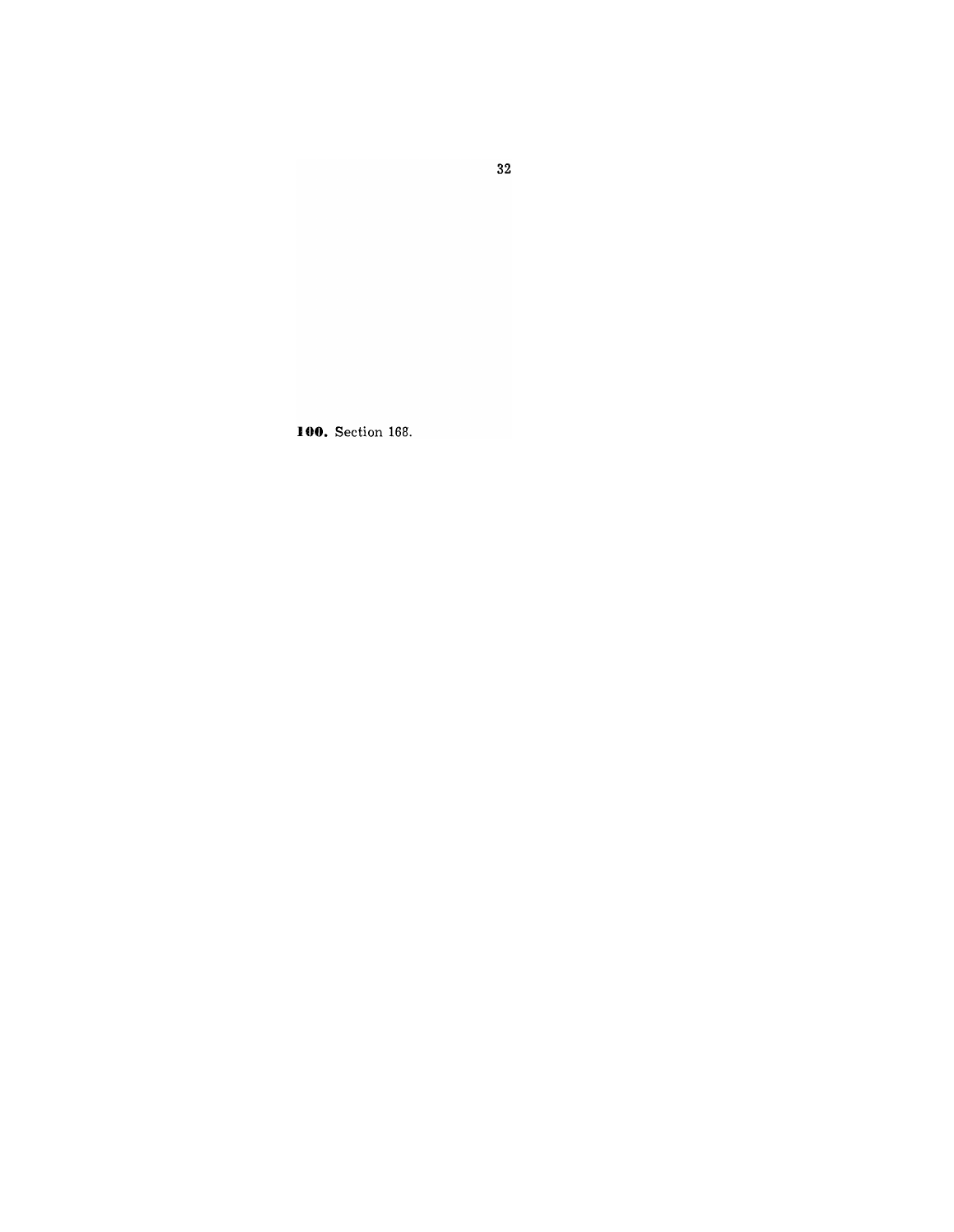**100.** Section 168.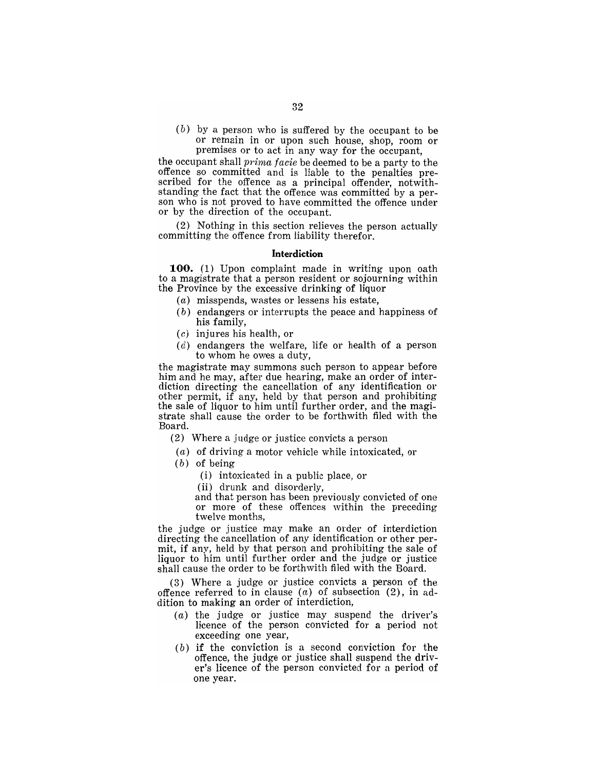(*b*) by a person who is suffered by the occupant to be or remain in or upon such house, shop, room or premises or to act in any way for the occupant,

the occupant shall *prima facie* be deemed to be a party to the offence so committed and is liable to the penalties prescribed for the offence as a principal offender, notwithstanding the fact that the offence was committed by a person who is not proved to have committed the offence under or by the direction of the occupant.

(2) Nothing in this section relieves the person actually committing the offence from liability therefor.

### Interdiction

**100.** (1) Upon complaint made in writing upon oath to a magistrate that a person resident or sojourning within the Province by the excessive drinking of liquor

- (*a*) misspends, wastes or lessens his estate,
- (*b*) endangers or interrupts the peace and happiness of his family,
- (*c*) injures his health, or
- (*d*) endangers the welfare, life or health of a person to whom he owes a duty,

the magistrate may summons such person to appear before him and he may, after due hearing, make an order of interdiction directing the cancellation of any identification or other permit, if any, held by that person and prohibiting the sale of liquor to him until further order, and the magistrate shall cause the order to be forthwith filed with the Board.

(2) Where a judge or justice convicts a person

- (*a*) of driving a motor vehicle while intoxicated, or
- (*b*) of being
  - (i) intoxicated in a public place, or
  - (ii) drunk and disorderly,

  and that person has been previously convicted of one or more of these offences within the preceding twelve months,

the judge or justice may make an order of interdiction directing the cancellation of any identification or other permit, if any, held by that person and prohibiting the sale of liquor to him until further order and the judge or justice shall cause the order to be forthwith filed with the Board.

(3) Where a judge or justice convicts a person of the offence referred to in clause (*a*) of subsection (2), in addition to making an order of interdiction,

- (*a*) the judge or justice may suspend the driver's licence of the person convicted for a period not exceeding one year,
- (*b*) if the conviction is a second conviction for the offence, the judge or justice shall suspend the driver's licence of the person convicted for a period of one year.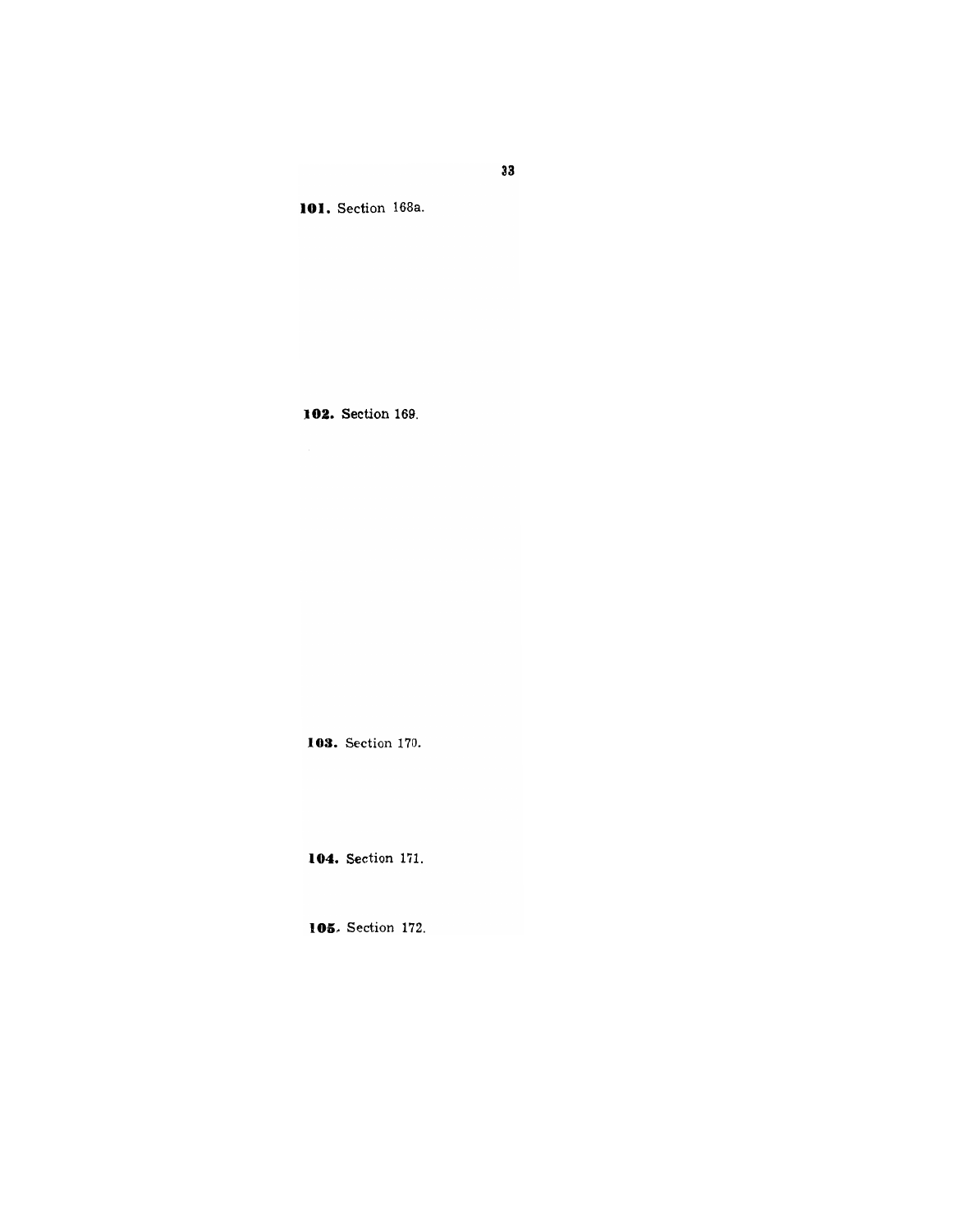**101.** Section 168a.

**102.** Section 169.

**103.** Section 170.

**104.** Section 171.

**105.** Section 172.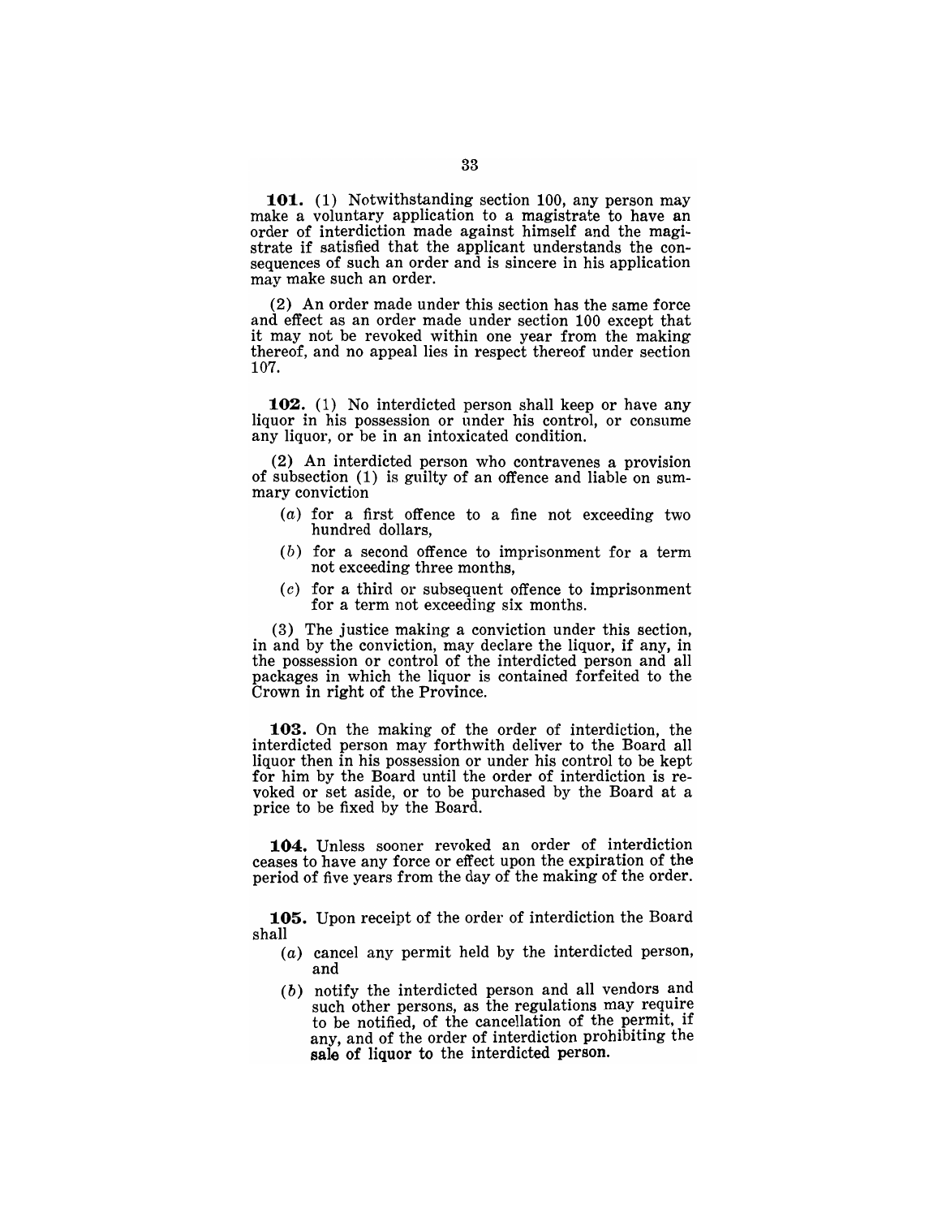**101.** (1) Notwithstanding section 100, any person may make a voluntary application to a magistrate to have an order of interdiction made against himself and the magistrate if satisfied that the applicant understands the consequences of such an order and is sincere in his application may make such an order.

(2) An order made under this section has the same force and effect as an order made under section 100 except that it may not be revoked within one year from the making thereof, and no appeal lies in respect thereof under section 107.

**102.** (1) No interdicted person shall keep or have any liquor in his possession or under his control, or consume any liquor, or be in an intoxicated condition.

(2) An interdicted person who contravenes a provision of subsection (1) is guilty of an offence and liable on summary conviction

- (*a*) for a first offence to a fine not exceeding two hundred dollars,
- (*b*) for a second offence to imprisonment for a term not exceeding three months,
- (*c*) for a third or subsequent offence to imprisonment for a term not exceeding six months.

(3) The justice making a conviction under this section, in and by the conviction, may declare the liquor, if any, in the possession or control of the interdicted person and all packages in which the liquor is contained forfeited to the Crown in right of the Province.

**103.** On the making of the order of interdiction, the interdicted person may forthwith deliver to the Board all liquor then in his possession or under his control to be kept for him by the Board until the order of interdiction is revoked or set aside, or to be purchased by the Board at a price to be fixed by the Board.

**104.** Unless sooner revoked an order of interdiction ceases to have any force or effect upon the expiration of the period of five years from the day of the making of the order.

**105.** Upon receipt of the order of interdiction the Board shall

- (*a*) cancel any permit held by the interdicted person, and
- (*b*) notify the interdicted person and all vendors and such other persons, as the regulations may require to be notified, of the cancellation of the permit, if any, and of the order of interdiction prohibiting the sale of liquor to the interdicted person.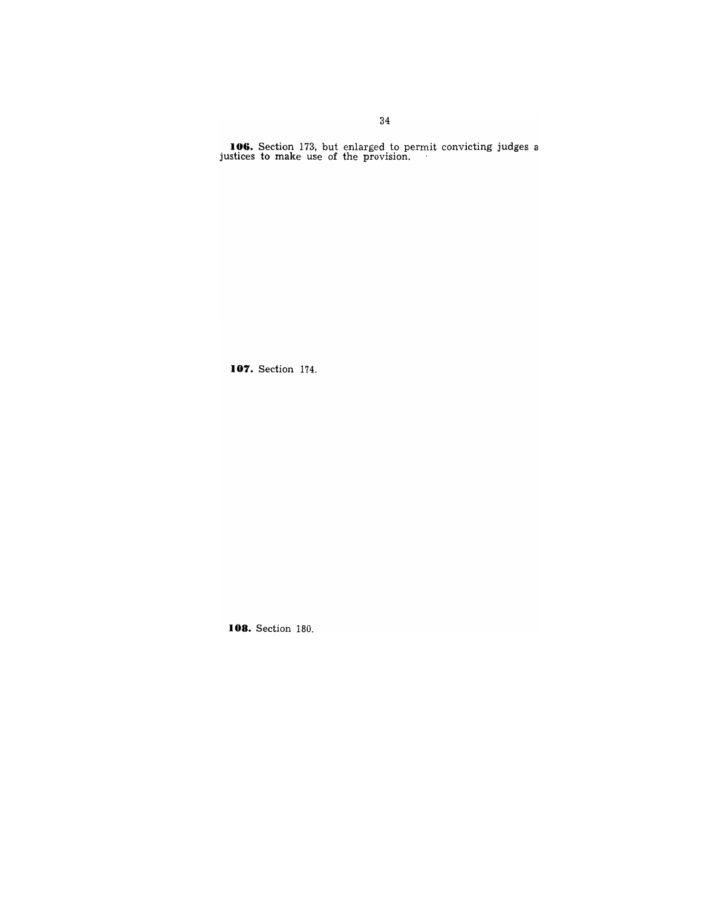**106.** Section 173, but enlarged to permit convicting judges a justices to make use of the provision.

**107.** Section 174.

**108.** Section 180.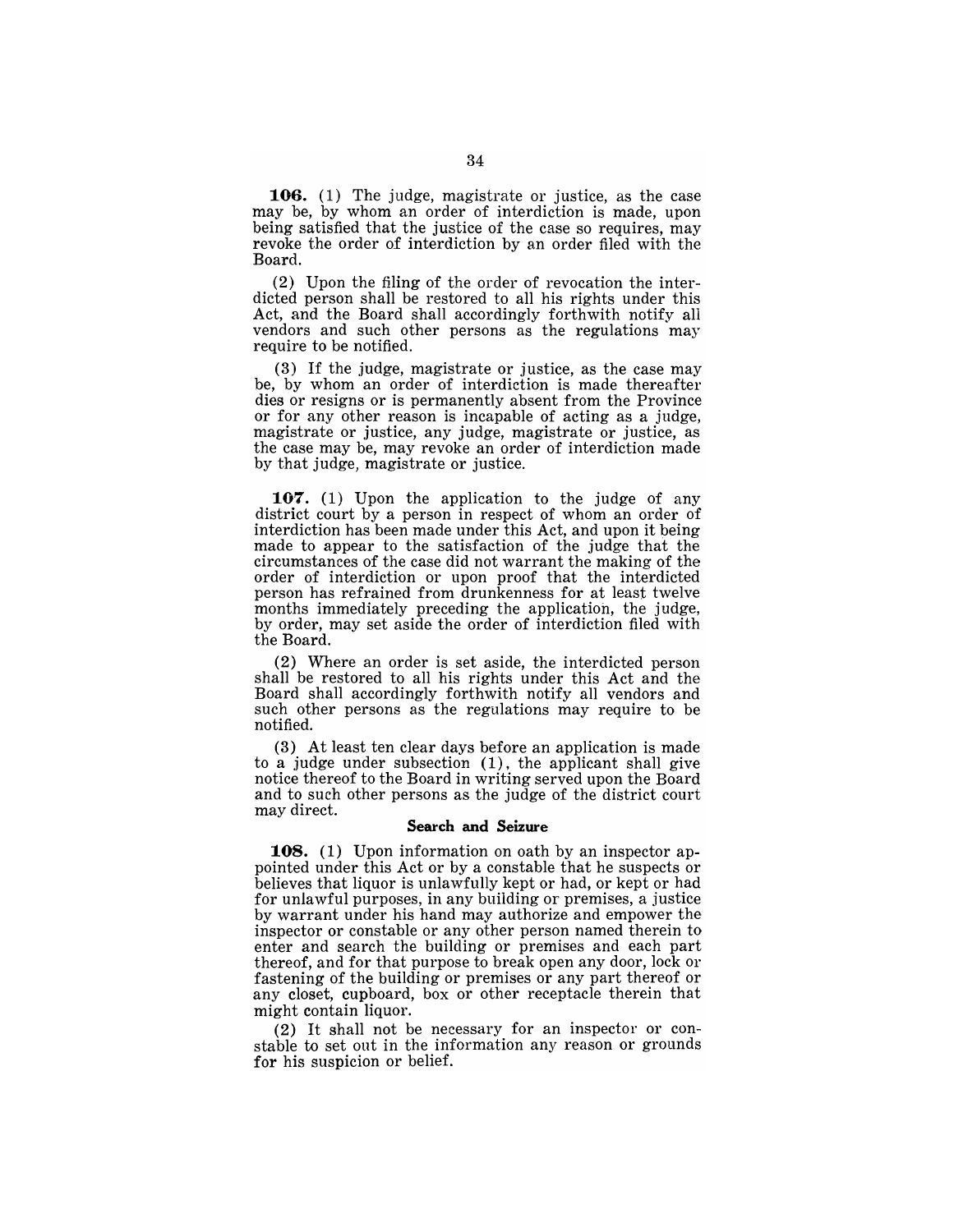**106.** (1) The judge, magistrate or justice, as the case may be, by whom an order of interdiction is made, upon being satisfied that the justice of the case so requires, may revoke the order of interdiction by an order filed with the Board.

(2) Upon the filing of the order of revocation the interdicted person shall be restored to all his rights under this Act, and the Board shall accordingly forthwith notify all vendors and such other persons as the regulations may require to be notified.

(3) If the judge, magistrate or justice, as the case may be, by whom an order of interdiction is made thereafter dies or resigns or is permanently absent from the Province or for any other reason is incapable of acting as a judge, magistrate or justice, any judge, magistrate or justice, as the case may be, may revoke an order of interdiction made by that judge, magistrate or justice.

**107.** (1) Upon the application to the judge of any district court by a person in respect of whom an order of interdiction has been made under this Act, and upon it being made to appear to the satisfaction of the judge that the circumstances of the case did not warrant the making of the order of interdiction or upon proof that the interdicted person has refrained from drunkenness for at least twelve months immediately preceding the application, the judge, by order, may set aside the order of interdiction filed with the Board.

(2) Where an order is set aside, the interdicted person shall be restored to all his rights under this Act and the Board shall accordingly forthwith notify all vendors and such other persons as the regulations may require to be notified.

(3) At least ten clear days before an application is made to a judge under subsection (1), the applicant shall give notice thereof to the Board in writing served upon the Board and to such other persons as the judge of the district court may direct.

### Search and Seizure

**108.** (1) Upon information on oath by an inspector appointed under this Act or by a constable that he suspects or believes that liquor is unlawfully kept or had, or kept or had for unlawful purposes, in any building or premises, a justice by warrant under his hand may authorize and empower the inspector or constable or any other person named therein to enter and search the building or premises and each part thereof, and for that purpose to break open any door, lock or fastening of the building or premises or any part thereof or any closet, cupboard, box or other receptacle therein that might contain liquor.

(2) It shall not be necessary for an inspector or constable to set out in the information any reason or grounds for his suspicion or belief.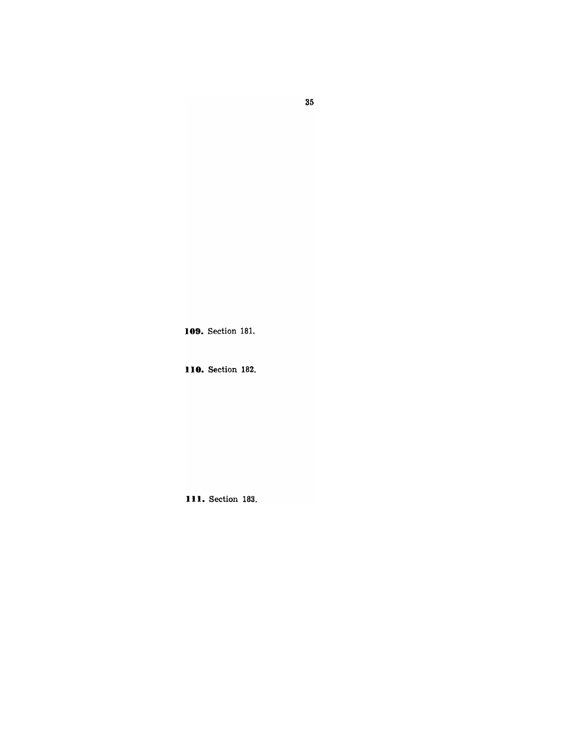**109.** Section 181.

**110.** Section 182.

**111.** Section 183.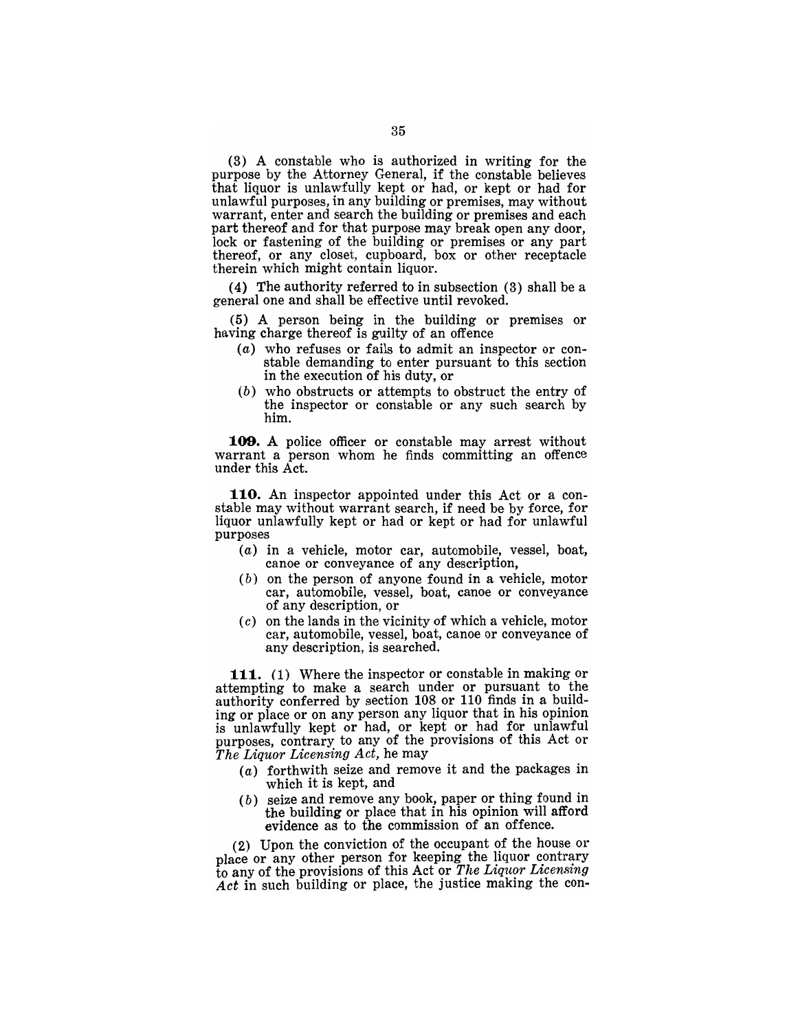(3) A constable who is authorized in writing for the purpose by the Attorney General, if the constable believes that liquor is unlawfully kept or had, or kept or had for unlawful purposes, in any building or premises, may without warrant, enter and search the building or premises and each part thereof and for that purpose may break open any door, lock or fastening of the building or premises or any part thereof, or any closet, cupboard, box or other receptacle therein which might contain liquor.

(4) The authority referred to in subsection (3) shall be a general one and shall be effective until revoked.

(5) A person being in the building or premises or having charge thereof is guilty of an offence

- (*a*) who refuses or fails to admit an inspector or constable demanding to enter pursuant to this section in the execution of his duty, or
- (*b*) who obstructs or attempts to obstruct the entry of the inspector or constable or any such search by him.

**109.** A police officer or constable may arrest without warrant a person whom he finds committing an offence under this Act.

**110.** An inspector appointed under this Act or a constable may without warrant search, if need be by force, for liquor unlawfully kept or had or kept or had for unlawful purposes

- (*a*) in a vehicle, motor car, automobile, vessel, boat, canoe or conveyance of any description,
- (*b*) on the person of anyone found in a vehicle, motor car, automobile, vessel, boat, canoe or conveyance of any description, or
- (*c*) on the lands in the vicinity of which a vehicle, motor car, automobile, vessel, boat, canoe or conveyance of any description, is searched.

**111.** (1) Where the inspector or constable in making or attempting to make a search under or pursuant to the authority conferred by section 108 or 110 finds in a building or place or on any person any liquor that in his opinion is unlawfully kept or had, or kept or had for unlawful purposes, contrary to any of the provisions of this Act or *The Liquor Licensing Act,* he may

- (*a*) forthwith seize and remove it and the packages in which it is kept, and
- (*b*) seize and remove any book, paper or thing found in the building or place that in his opinion will afford evidence as to the commission of an offence.

(2) Upon the conviction of the occupant of the house or place or any other person for keeping the liquor contrary to any of the provisions of this Act or *The Liquor Licensing Act* in such building or place, the justice making the con-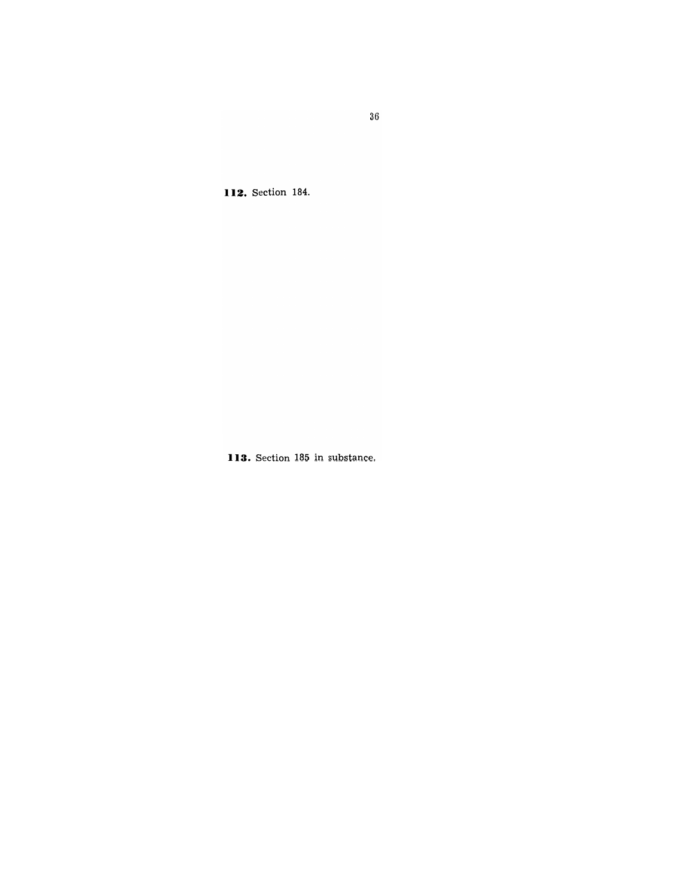**112.** Section 184.

**113.** Section 185 in substance.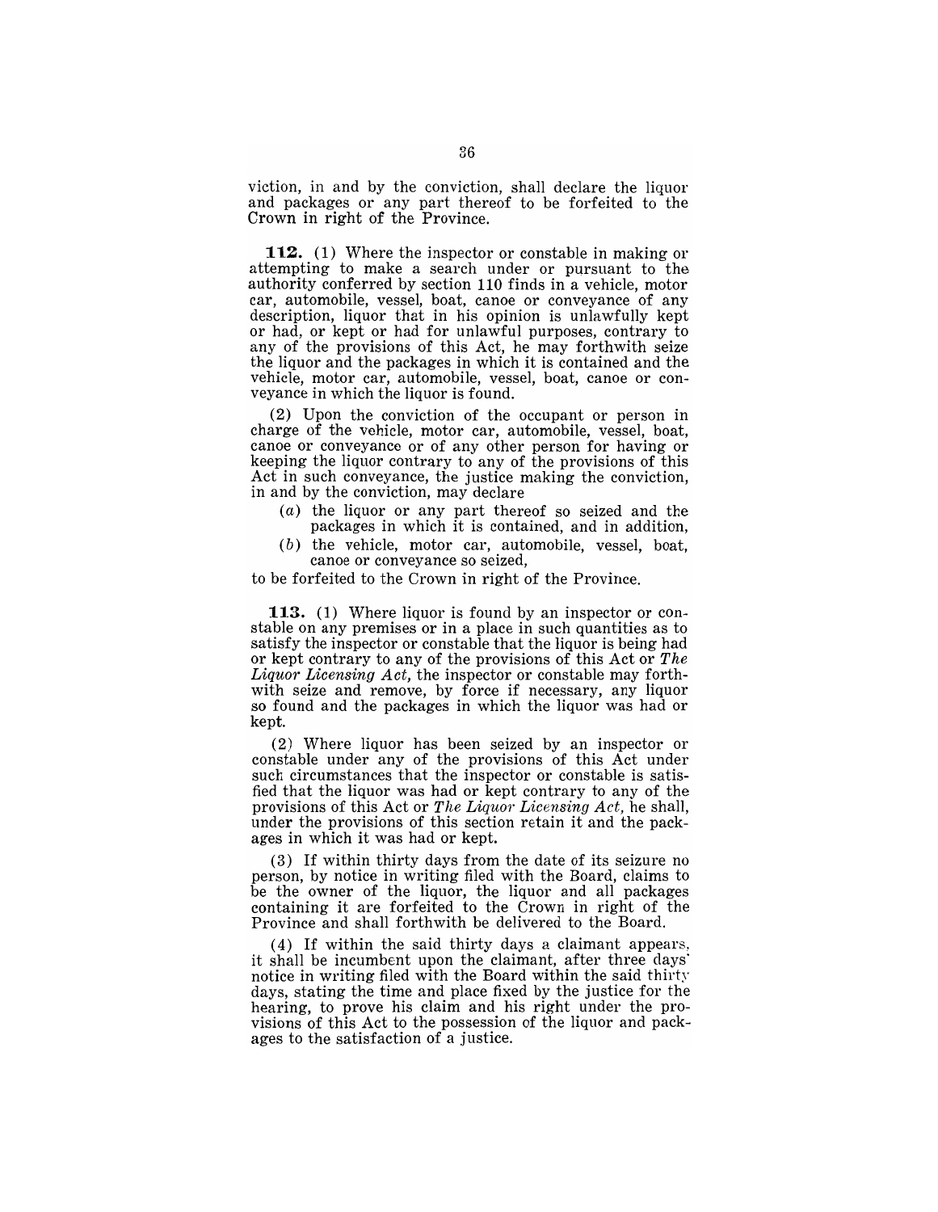viction, in and by the conviction, shall declare the liquor and packages or any part thereof to be forfeited to the Crown in right of the Province.

**112.** (1) Where the inspector or constable in making or attempting to make a search under or pursuant to the authority conferred by section 110 finds in a vehicle, motor car, automobile, vessel, boat, canoe or conveyance of any description, liquor that in his opinion is unlawfully kept or had, or kept or had for unlawful purposes, contrary to any of the provisions of this Act, he may forthwith seize the liquor and the packages in which it is contained and the vehicle, motor car, automobile, vessel, boat, canoe or conveyance in which the liquor is found.

(2) Upon the conviction of the occupant or person in charge of the vehicle, motor car, automobile, vessel, boat, canoe or conveyance or of any other person for having or keeping the liquor contrary to any of the provisions of this Act in such conveyance, the justice making the conviction, in and by the conviction, may declare

- (*a*) the liquor or any part thereof so seized and the packages in which it is contained, and in addition,
- (*b*) the vehicle, motor car, automobile, vessel, boat, canoe or conveyance so seized,

to be forfeited to the Crown in right of the Province.

**113.** (1) Where liquor is found by an inspector or constable on any premises or in a place in such quantities as to satisfy the inspector or constable that the liquor is being had or kept contrary to any of the provisions of this Act or *The Liquor Licensing Act*, the inspector or constable may forthwith seize and remove, by force if necessary, any liquor so found and the packages in which the liquor was had or kept.

(2) Where liquor has been seized by an inspector or constable under any of the provisions of this Act under such circumstances that the inspector or constable is satisfied that the liquor was had or kept contrary to any of the provisions of this Act or *The Liquor Licensing Act*, he shall, under the provisions of this section retain it and the packages in which it was had or kept.

(3) If within thirty days from the date of its seizure no person, by notice in writing filed with the Board, claims to be the owner of the liquor, the liquor and all packages containing it are forfeited to the Crown in right of the Province and shall forthwith be delivered to the Board.

(4) If within the said thirty days a claimant appears, it shall be incumbent upon the claimant, after three days' notice in writing filed with the Board within the said thirty days, stating the time and place fixed by the justice for the hearing, to prove his claim and his right under the provisions of this Act to the possession of the liquor and packages to the satisfaction of a justice.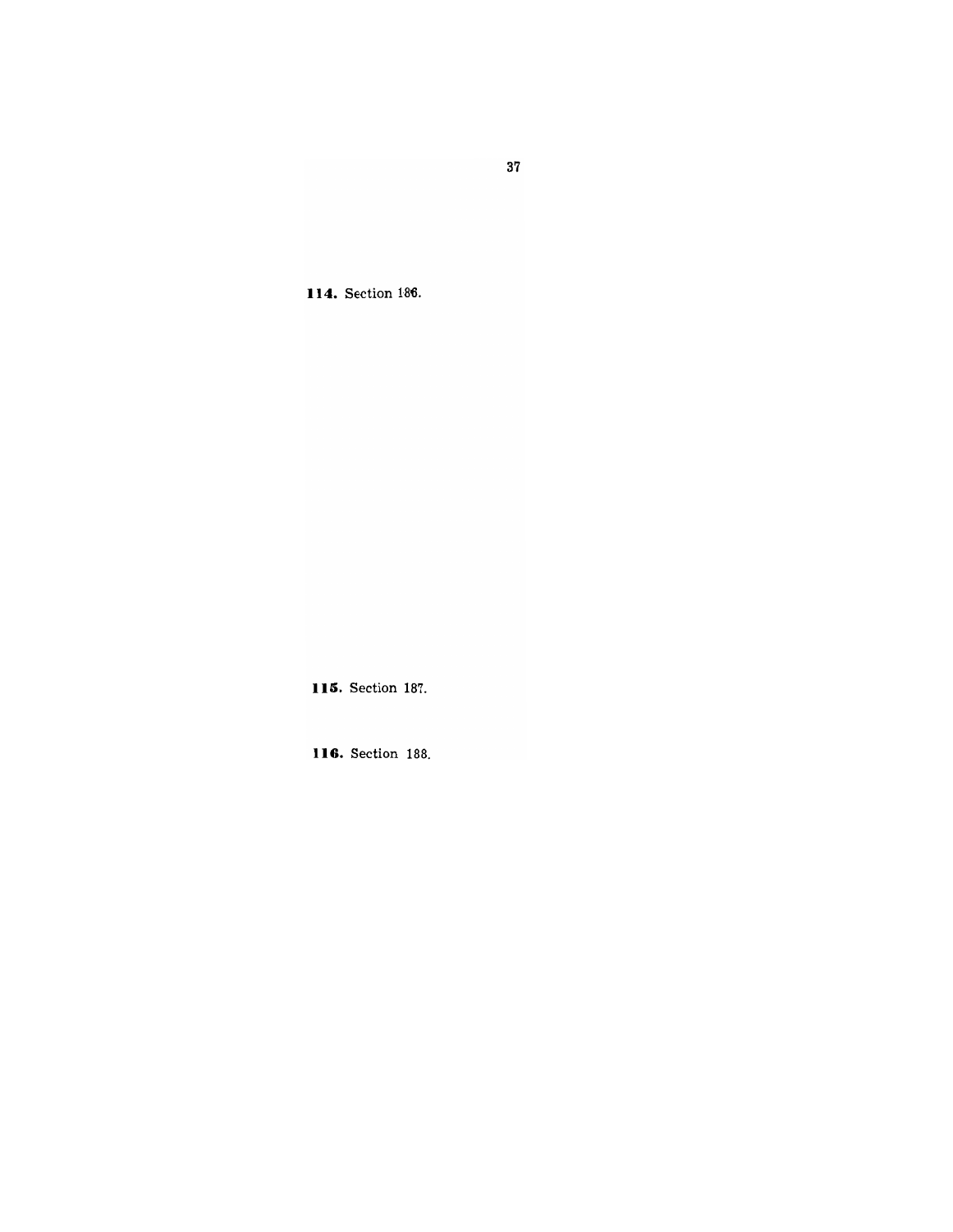**114.** Section 186.

**115.** Section 187.

**116.** Section 188.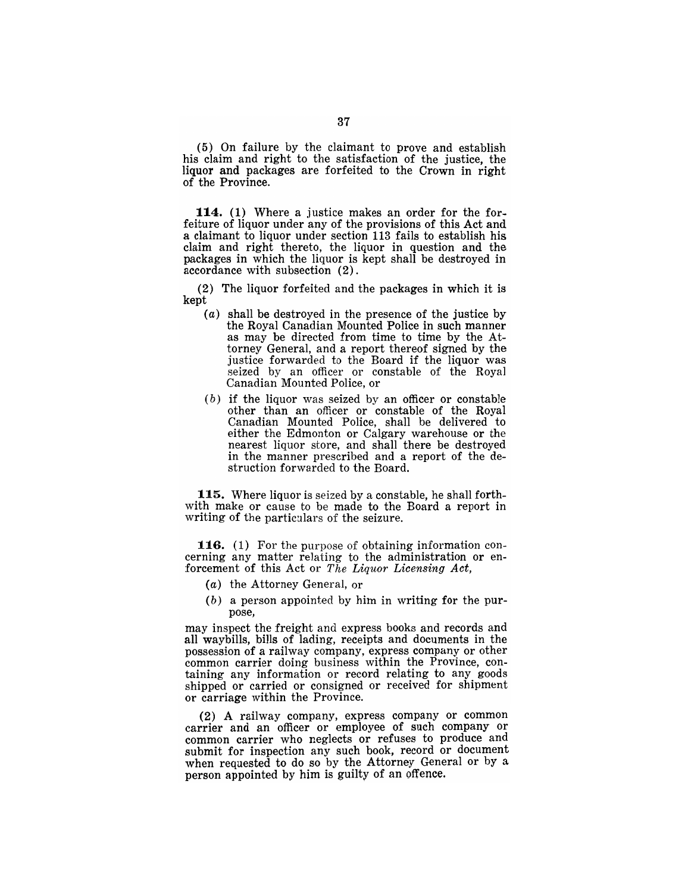(5) On failure by the claimant to prove and establish his claim and right to the satisfaction of the justice, the liquor and packages are forfeited to the Crown in right of the Province.

**114.** (1) Where a justice makes an order for the forfeiture of liquor under any of the provisions of this Act and a claimant to liquor under section 113 fails to establish his claim and right thereto, the liquor in question and the packages in which the liquor is kept shall be destroyed in accordance with subsection (2).

(2) The liquor forfeited and the packages in which it is kept

- (*a*) shall be destroyed in the presence of the justice by the Royal Canadian Mounted Police in such manner as may be directed from time to time by the Attorney General, and a report thereof signed by the justice forwarded to the Board if the liquor was seized by an officer or constable of the Royal Canadian Mounted Police, or
- (*b*) if the liquor was seized by an officer or constable other than an officer or constable of the Royal Canadian Mounted Police, shall be delivered to either the Edmonton or Calgary warehouse or the nearest liquor store, and shall there be destroyed in the manner prescribed and a report of the destruction forwarded to the Board.

**115.** Where liquor is seized by a constable, he shall forthwith make or cause to be made to the Board a report in writing of the particulars of the seizure.

**116.** (1) For the purpose of obtaining information concerning any matter relating to the administration or enforcement of this Act or *The Liquor Licensing Act*,

- (*a*) the Attorney General, or
- (*b*) a person appointed by him in writing for the purpose,

may inspect the freight and express books and records and all waybills, bills of lading, receipts and documents in the possession of a railway company, express company or other common carrier doing business within the Province, containing any information or record relating to any goods shipped or carried or consigned or received for shipment or carriage within the Province.

(2) A railway company, express company or common carrier and an officer or employee of such company or common carrier who neglects or refuses to produce and submit for inspection any such book, record or document when requested to do so by the Attorney General or by a person appointed by him is guilty of an offence.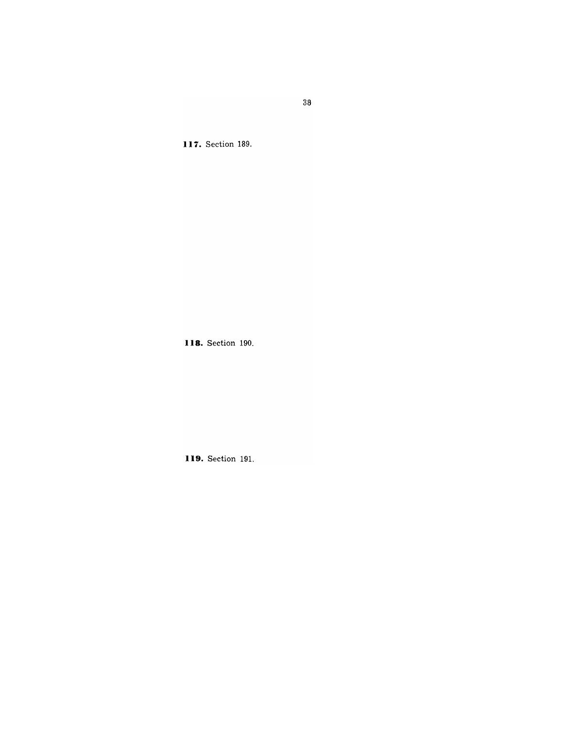**117.** Section 189.

**118.** Section 190.

**119.** Section 191.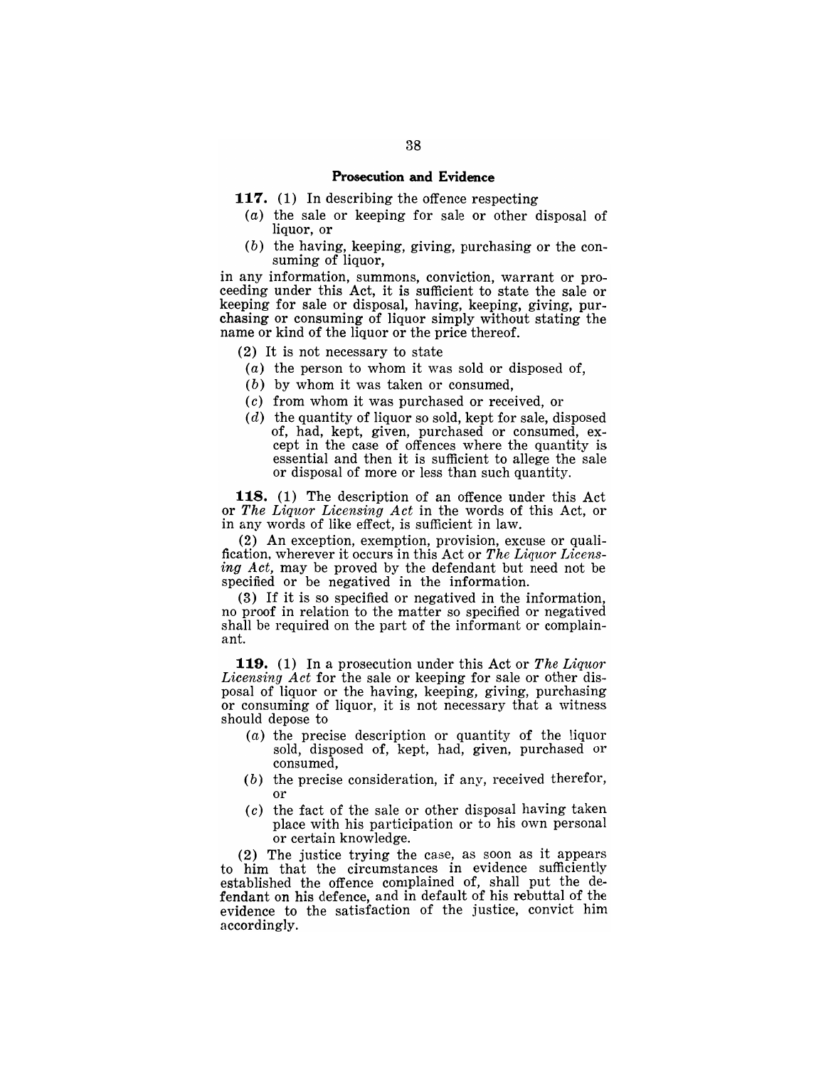## Prosecution and Evidence

**117.** (1) In describing the offence respecting

(*a*) the sale or keeping for sale or other disposal of liquor, or

(*b*) the having, keeping, giving, purchasing or the consuming of liquor,

in any information, summons, conviction, warrant or proceeding under this Act, it is sufficient to state the sale or keeping for sale or disposal, having, keeping, giving, purchasing or consuming of liquor simply without stating the name or kind of the liquor or the price thereof.

(2) It is not necessary to state

(*a*) the person to whom it was sold or disposed of,

(*b*) by whom it was taken or consumed,

(*c*) from whom it was purchased or received, or

(*d*) the quantity of liquor so sold, kept for sale, disposed of, had, kept, given, purchased or consumed, except in the case of offences where the quantity is essential and then it is sufficient to allege the sale or disposal of more or less than such quantity.

**118.** (1) The description of an offence under this Act or *The Liquor Licensing Act* in the words of this Act, or in any words of like effect, is sufficient in law.

(2) An exception, exemption, provision, excuse or qualification, wherever it occurs in this Act or *The Liquor Licensing Act,* may be proved by the defendant but need not be specified or be negatived in the information.

(3) If it is so specified or negatived in the information, no proof in relation to the matter so specified or negatived shall be required on the part of the informant or complainant.

**119.** (1) In a prosecution under this Act or *The Liquor Licensing Act* for the sale or keeping for sale or other disposal of liquor or the having, keeping, giving, purchasing or consuming of liquor, it is not necessary that a witness should depose to

(*a*) the precise description or quantity of the liquor sold, disposed of, kept, had, given, purchased or consumed,

(*b*) the precise consideration, if any, received therefor, or

(*c*) the fact of the sale or other disposal having taken place with his participation or to his own personal or certain knowledge.

(2) The justice trying the case, as soon as it appears to him that the circumstances in evidence sufficiently established the offence complained of, shall put the defendant on his defence, and in default of his rebuttal of the evidence to the satisfaction of the justice, convict him accordingly.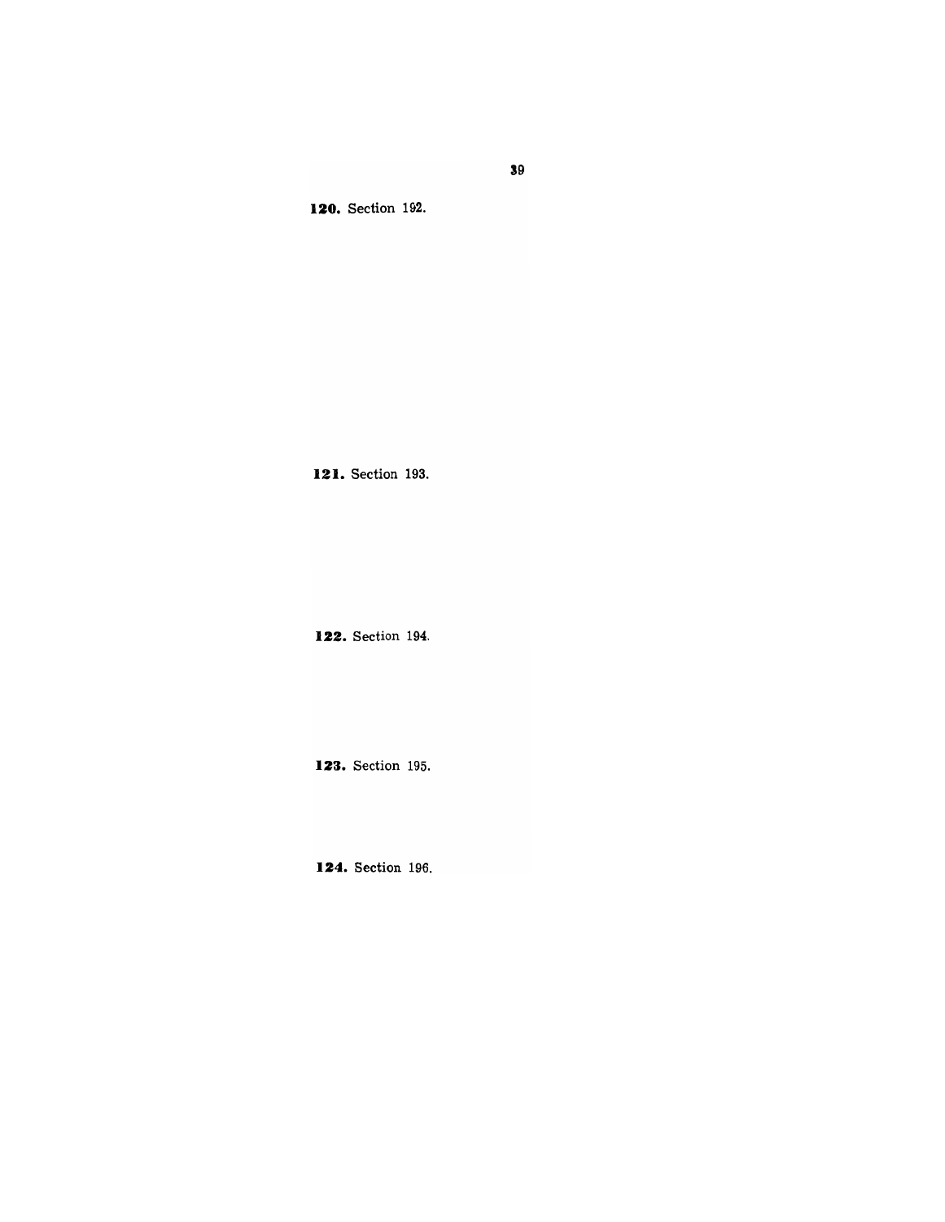**120.** Section 192.

**121.** Section 193.

**122.** Section 194.

**123.** Section 195.

**124.** Section 196.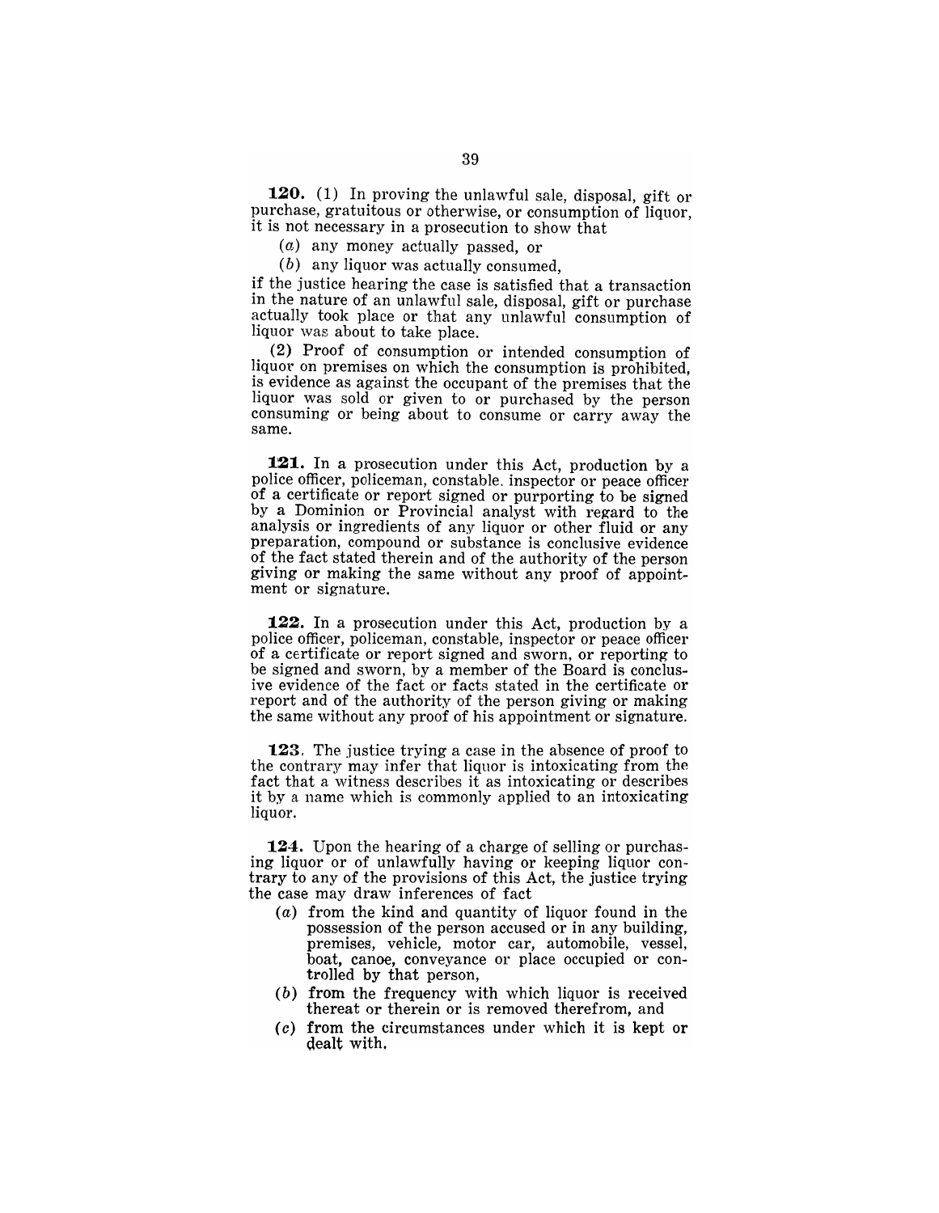**120.** (1) In proving the unlawful sale, disposal, gift or purchase, gratuitous or otherwise, or consumption of liquor, it is not necessary in a prosecution to show that

(*a*) any money actually passed, or

(*b*) any liquor was actually consumed,

if the justice hearing the case is satisfied that a transaction in the nature of an unlawful sale, disposal, gift or purchase actually took place or that any unlawful consumption of liquor was about to take place.

(2) Proof of consumption or intended consumption of liquor on premises on which the consumption is prohibited, is evidence as against the occupant of the premises that the liquor was sold or given to or purchased by the person consuming or being about to consume or carry away the same.

**121.** In a prosecution under this Act, production by a police officer, policeman, constable, inspector or peace officer of a certificate or report signed or purporting to be signed by a Dominion or Provincial analyst with regard to the analysis or ingredients of any liquor or other fluid or any preparation, compound or substance is conclusive evidence of the fact stated therein and of the authority of the person giving or making the same without any proof of appointment or signature.

**122.** In a prosecution under this Act, production by a police officer, policeman, constable, inspector or peace officer of a certificate or report signed and sworn, or reporting to be signed and sworn, by a member of the Board is conclusive evidence of the fact or facts stated in the certificate or report and of the authority of the person giving or making the same without any proof of his appointment or signature.

**123.** The justice trying a case in the absence of proof to the contrary may infer that liquor is intoxicating from the fact that a witness describes it as intoxicating or describes it by a name which is commonly applied to an intoxicating liquor.

**124.** Upon the hearing of a charge of selling or purchasing liquor or of unlawfully having or keeping liquor contrary to any of the provisions of this Act, the justice trying the case may draw inferences of fact

(*a*) from the kind and quantity of liquor found in the possession of the person accused or in any building, premises, vehicle, motor car, automobile, vessel, boat, canoe, conveyance or place occupied or controlled by that person,

(*b*) from the frequency with which liquor is received thereat or therein or is removed therefrom, and

(*c*) from the circumstances under which it is kept or dealt with.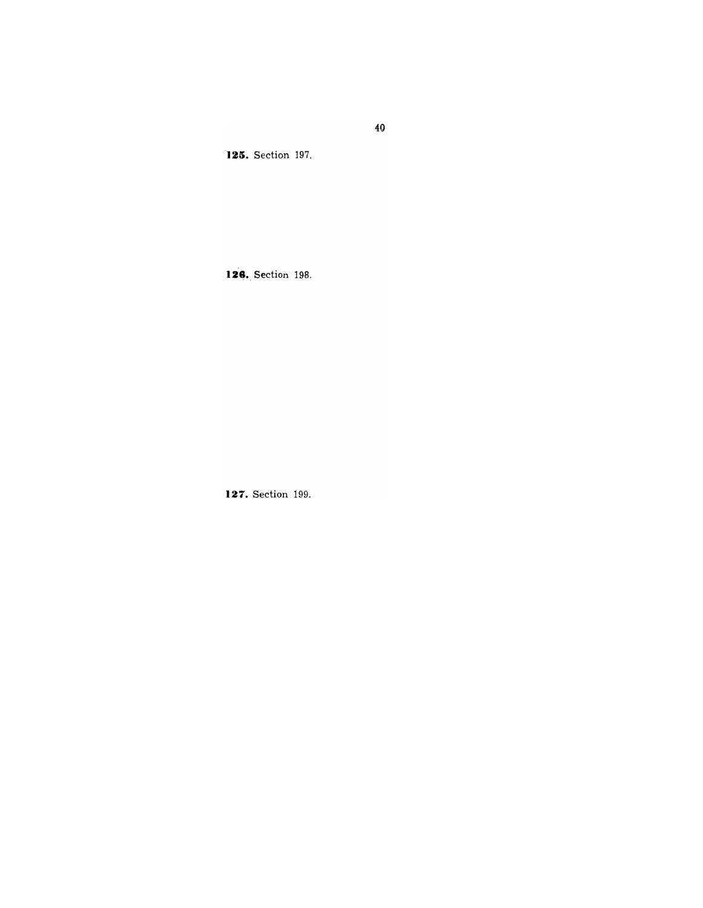**125.** Section 197.

**126.** Section 198.

**127.** Section 199.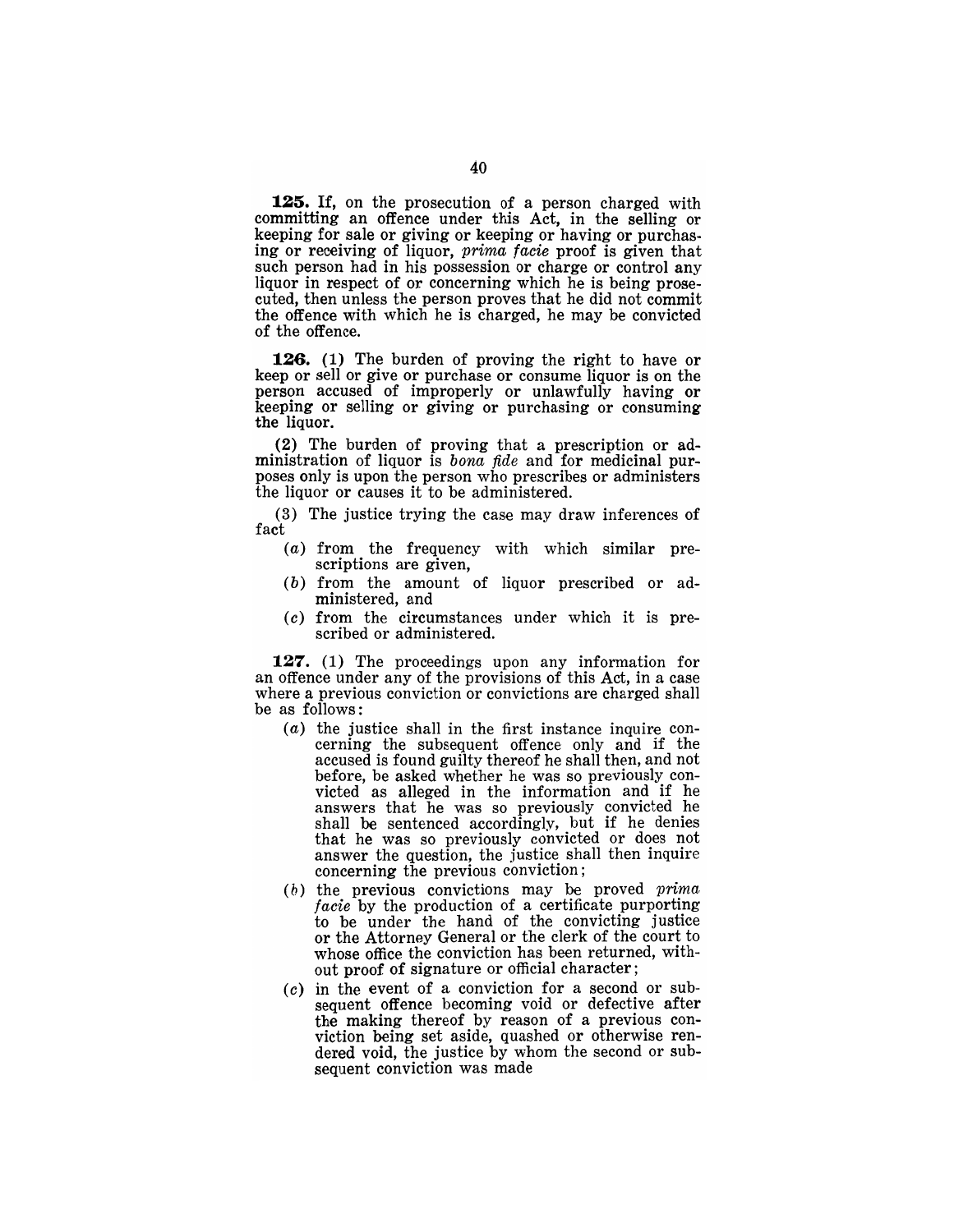**125.** If, on the prosecution of a person charged with committing an offence under this Act, in the selling or keeping for sale or giving or keeping or having or purchasing or receiving of liquor, *prima facie* proof is given that such person had in his possession or charge or control any liquor in respect of or concerning which he is being prosecuted, then unless the person proves that he did not commit the offence with which he is charged, he may be convicted of the offence.

**126.** (1) The burden of proving the right to have or keep or sell or give or purchase or consume liquor is on the person accused of improperly or unlawfully having or keeping or selling or giving or purchasing or consuming the liquor.

(2) The burden of proving that a prescription or administration of liquor is *bona fide* and for medicinal purposes only is upon the person who prescribes or administers the liquor or causes it to be administered.

(3) The justice trying the case may draw inferences of fact

- (*a*) from the frequency with which similar prescriptions are given,
- (*b*) from the amount of liquor prescribed or administered, and
- (*c*) from the circumstances under which it is prescribed or administered.

**127.** (1) The proceedings upon any information for an offence under any of the provisions of this Act, in a case where a previous conviction or convictions are charged shall be as follows:

- (*a*) the justice shall in the first instance inquire concerning the subsequent offence only and if the accused is found guilty thereof he shall then, and not before, be asked whether he was so previously convicted as alleged in the information and if he answers that he was so previously convicted he shall be sentenced accordingly, but if he denies that he was so previously convicted or does not answer the question, the justice shall then inquire concerning the previous conviction;
- (*b*) the previous convictions may be proved *prima facie* by the production of a certificate purporting to be under the hand of the convicting justice or the Attorney General or the clerk of the court to whose office the conviction has been returned, without proof of signature or official character;
- (*c*) in the event of a conviction for a second or subsequent offence becoming void or defective after the making thereof by reason of a previous conviction being set aside, quashed or otherwise rendered void, the justice by whom the second or subsequent conviction was made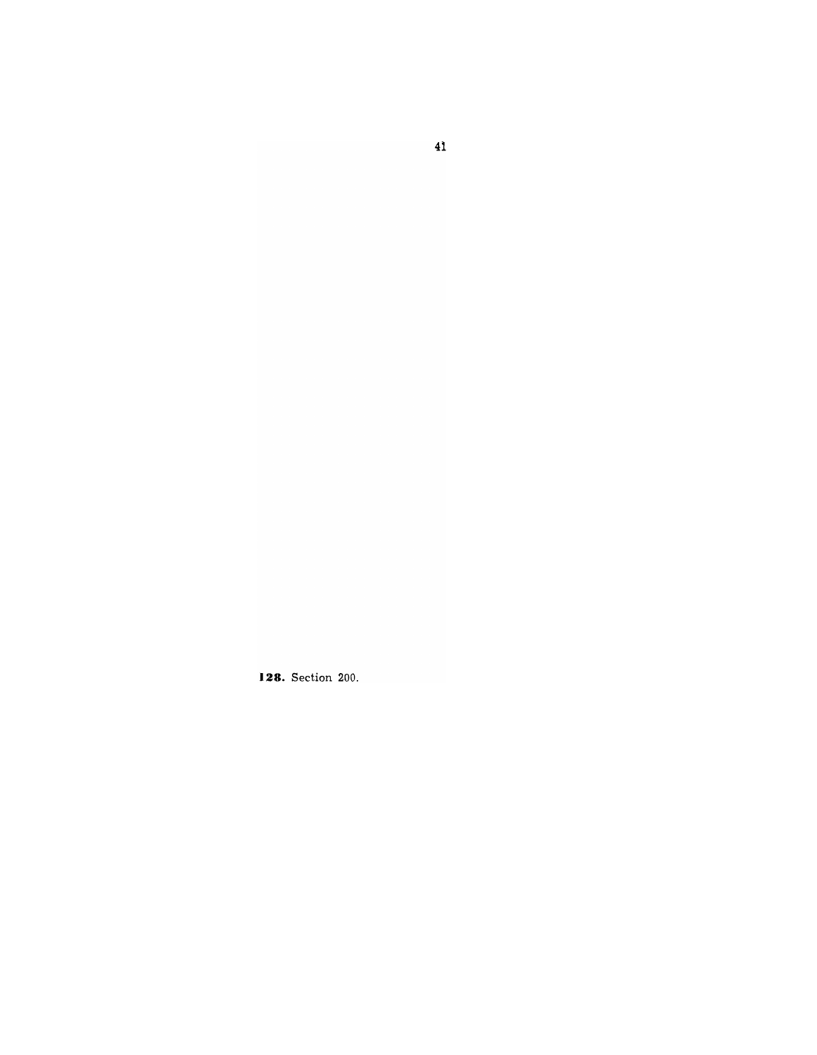**128.** Section 200.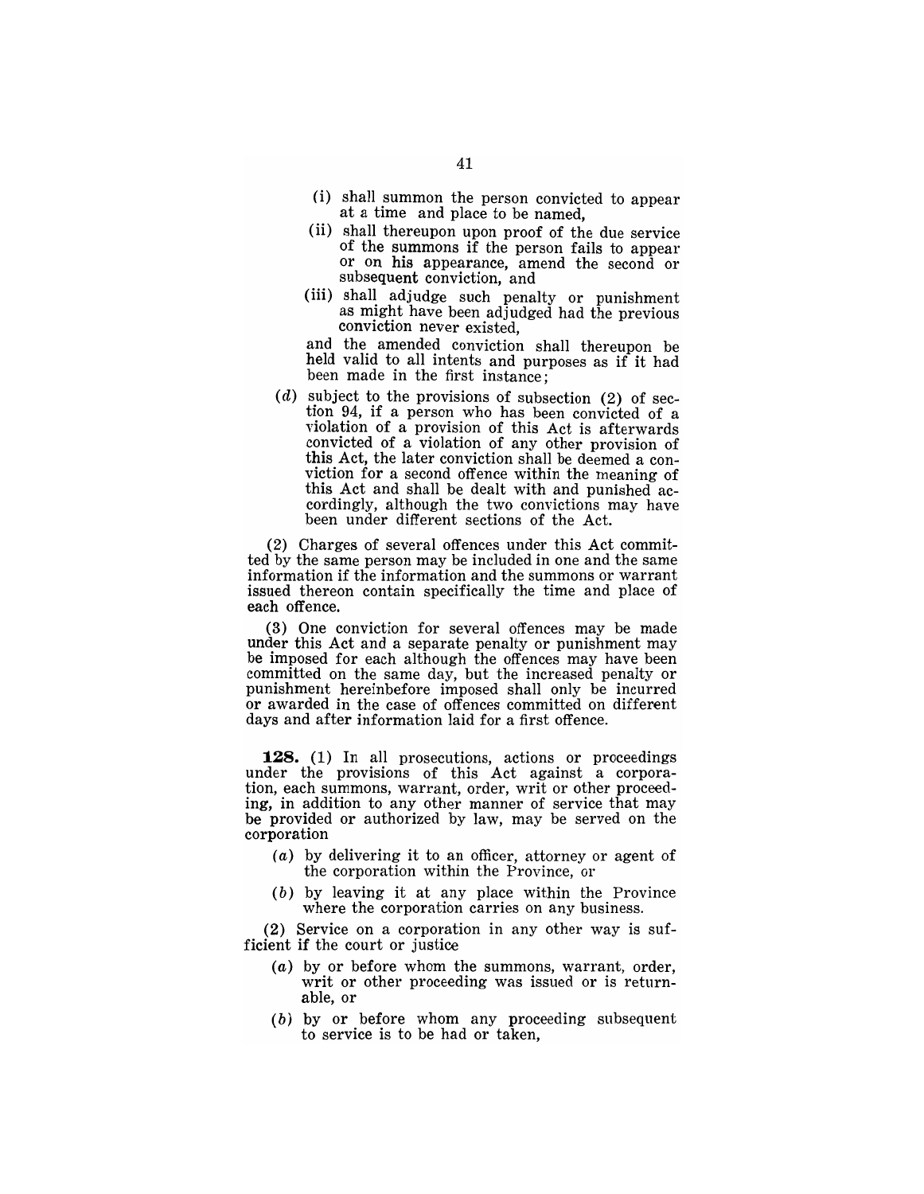(i) shall summon the person convicted to appear at a time and place to be named,

(ii) shall thereupon upon proof of the due service of the summons if the person fails to appear or on his appearance, amend the second or subsequent conviction, and

(iii) shall adjudge such penalty or punishment as might have been adjudged had the previous conviction never existed,

and the amended conviction shall thereupon be held valid to all intents and purposes as if it had been made in the first instance;

(*d*) subject to the provisions of subsection (2) of section 94, if a person who has been convicted of a violation of a provision of this Act is afterwards convicted of a violation of any other provision of this Act, the later conviction shall be deemed a conviction for a second offence within the meaning of this Act and shall be dealt with and punished accordingly, although the two convictions may have been under different sections of the Act.

(2) Charges of several offences under this Act committed by the same person may be included in one and the same information if the information and the summons or warrant issued thereon contain specifically the time and place of each offence.

(3) One conviction for several offences may be made under this Act and a separate penalty or punishment may be imposed for each although the offences may have been committed on the same day, but the increased penalty or punishment hereinbefore imposed shall only be incurred or awarded in the case of offences committed on different days and after information laid for a first offence.

**128.** (1) In all prosecutions, actions or proceedings under the provisions of this Act against a corporation, each summons, warrant, order, writ or other proceeding, in addition to any other manner of service that may be provided or authorized by law, may be served on the corporation

(*a*) by delivering it to an officer, attorney or agent of the corporation within the Province, or

(*b*) by leaving it at any place within the Province where the corporation carries on any business.

(2) Service on a corporation in any other way is sufficient if the court or justice

(*a*) by or before whom the summons, warrant, order, writ or other proceeding was issued or is returnable, or

(*b*) by or before whom any proceeding subsequent to service is to be had or taken,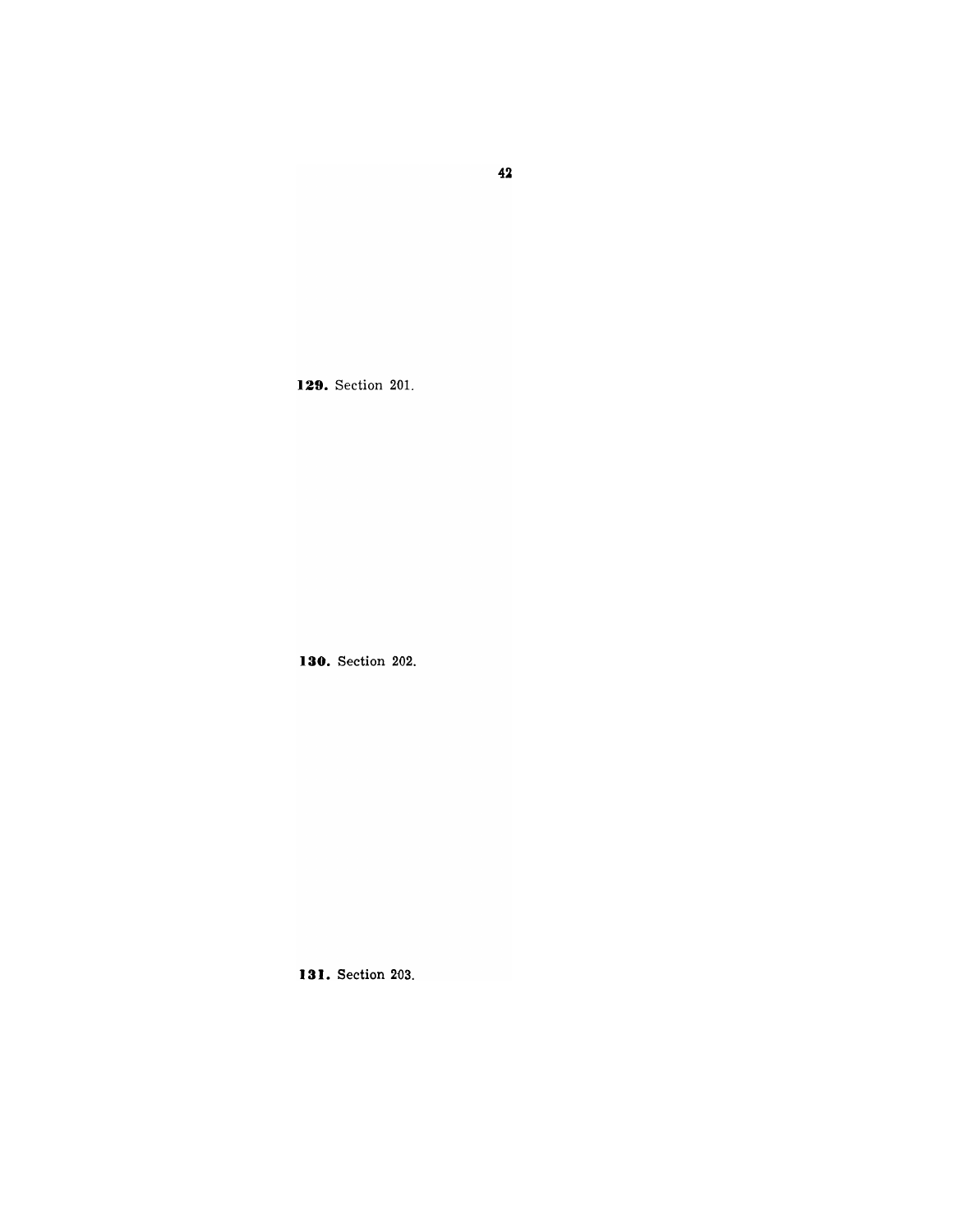**129.** Section 201.

**130.** Section 202.

**131.** Section 203.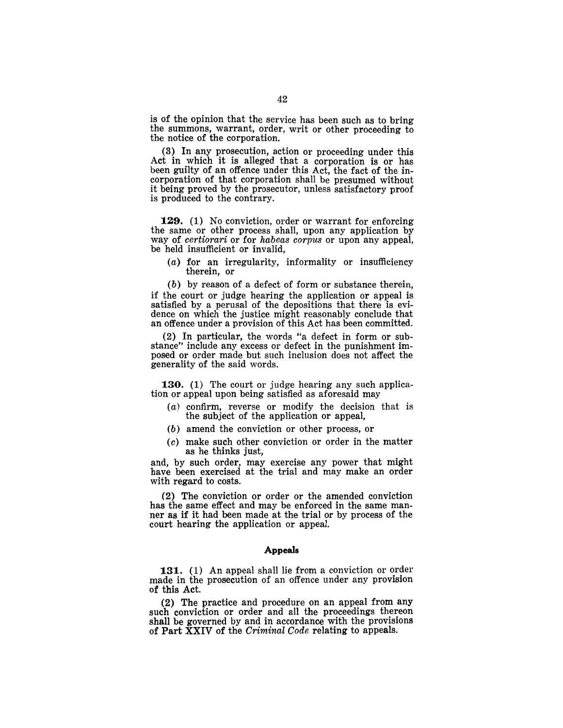is of the opinion that the service has been such as to bring the summons, warrant, order, writ or other proceeding to the notice of the corporation.

(3) In any prosecution, action or proceeding under this Act in which it is alleged that a corporation is or has been guilty of an offence under this Act, the fact of the incorporation of that corporation shall be presumed without it being proved by the prosecutor, unless satisfactory proof is produced to the contrary.

**129.** (1) No conviction, order or warrant for enforcing the same or other process shall, upon any application by way of *certiorari* or for *habeas corpus* or upon any appeal, be held insufficient or invalid,

(*a*) for an irregularity, informality or insufficiency therein, or

(*b*) by reason of a defect of form or substance therein,

if the court or judge hearing the application or appeal is satisfied by a perusal of the depositions that there is evidence on which the justice might reasonably conclude that an offence under a provision of this Act has been committed.

(2) In particular, the words "a defect in form or substance" include any excess or defect in the punishment imposed or order made but such inclusion does not affect the generality of the said words.

**130.** (1) The court or judge hearing any such application or appeal upon being satisfied as aforesaid may

(*a*) confirm, reverse or modify the decision that is the subject of the application or appeal,

(*b*) amend the conviction or other process, or

(*c*) make such other conviction or order in the matter as he thinks just,

and, by such order, may exercise any power that might have been exercised at the trial and may make an order with regard to costs.

(2) The conviction or order or the amended conviction has the same effect and may be enforced in the same manner as if it had been made at the trial or by process of the court hearing the application or appeal.

### Appeals

**131.** (1) An appeal shall lie from a conviction or order made in the prosecution of an offence under any provision of this Act.

(2) The practice and procedure on an appeal from any such conviction or order and all the proceedings thereon shall be governed by and in accordance with the provisions of Part XXIV of the *Criminal Code* relating to appeals.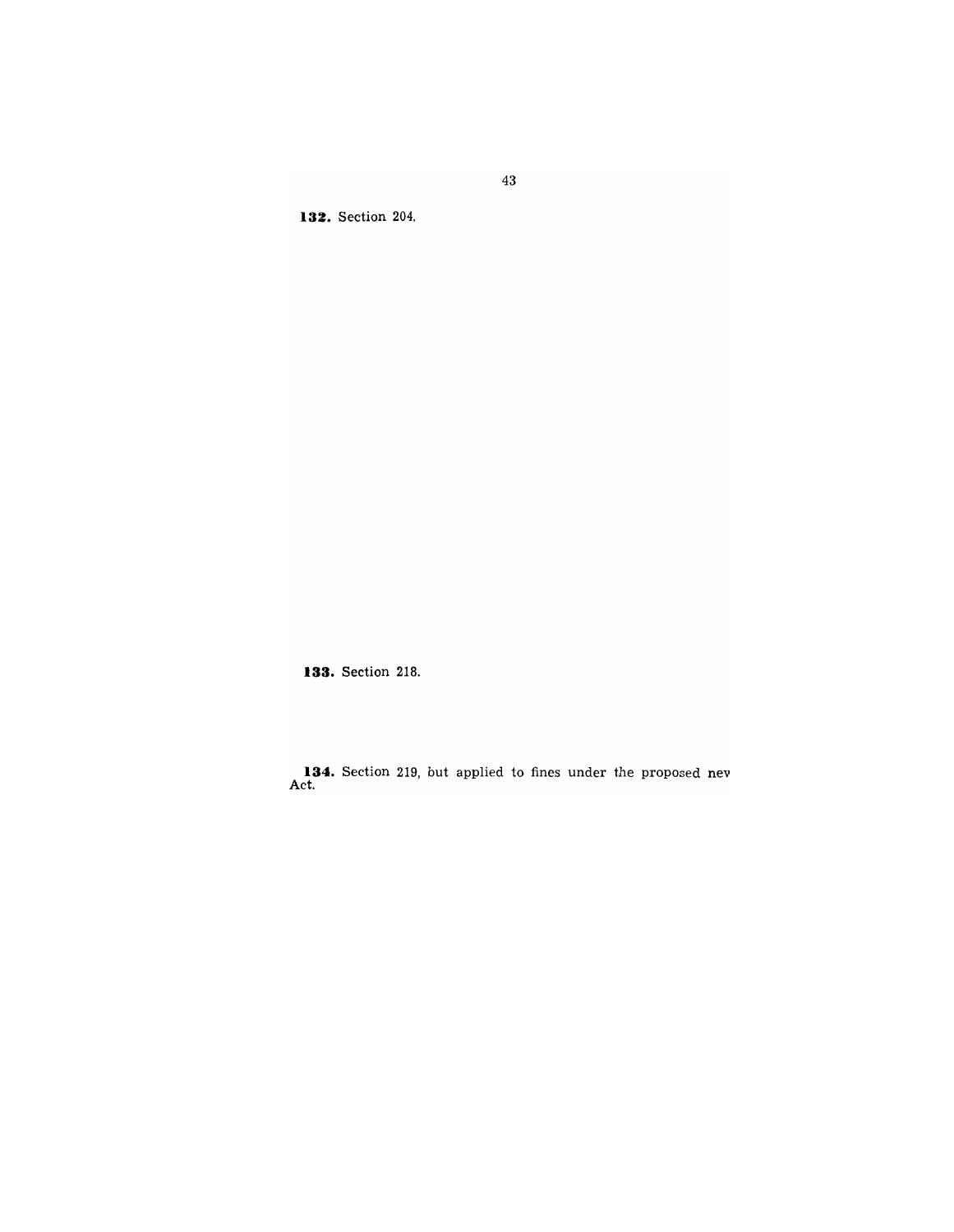**132.** Section 204.

**133.** Section 218.

**134.** Section 219, but applied to fines under the proposed nev Act.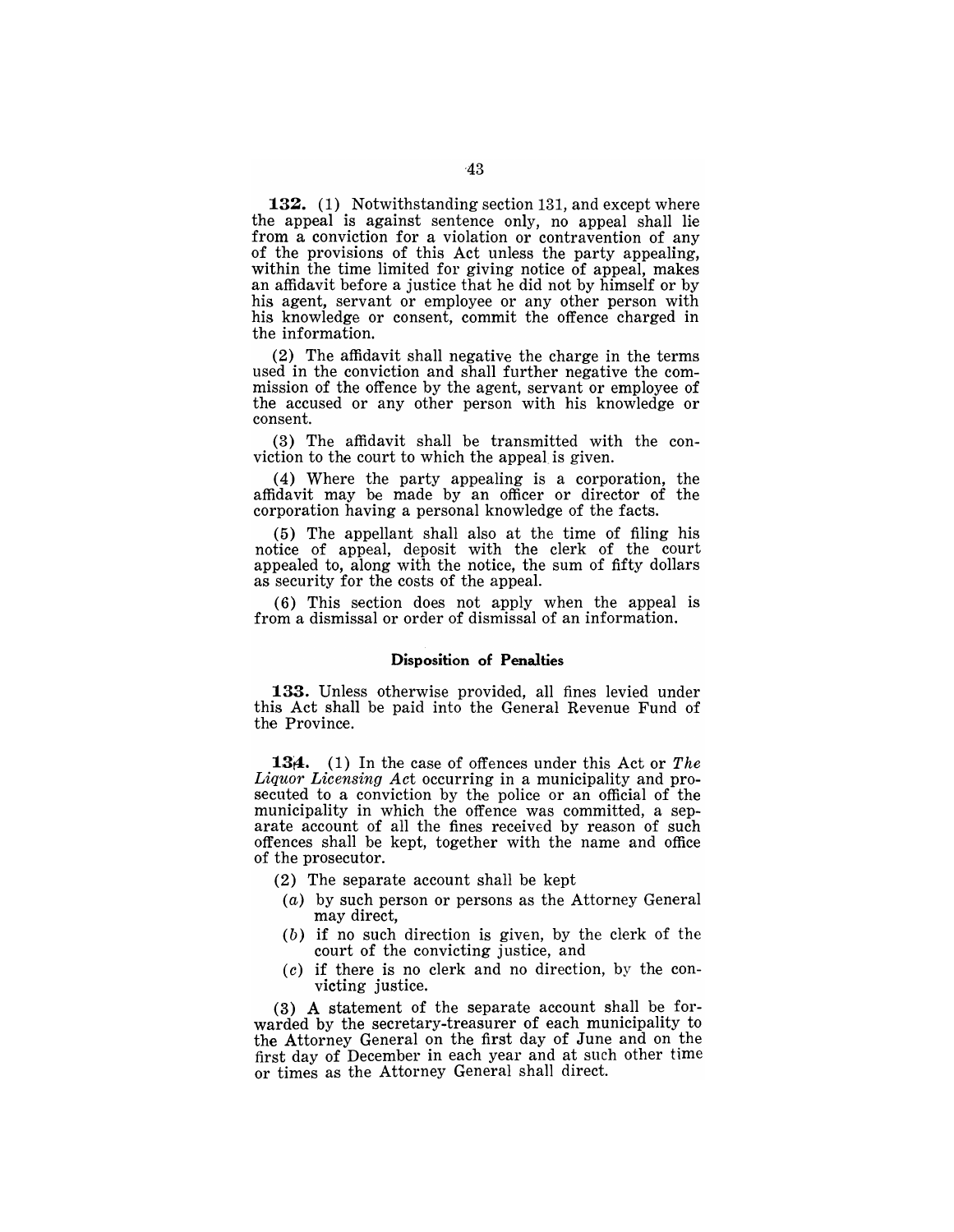**132.** (1) Notwithstanding section 131, and except where the appeal is against sentence only, no appeal shall lie from a conviction for a violation or contravention of any of the provisions of this Act unless the party appealing, within the time limited for giving notice of appeal, makes an affidavit before a justice that he did not by himself or by his agent, servant or employee or any other person with his knowledge or consent, commit the offence charged in the information.

(2) The affidavit shall negative the charge in the terms used in the conviction and shall further negative the commission of the offence by the agent, servant or employee of the accused or any other person with his knowledge or consent.

(3) The affidavit shall be transmitted with the conviction to the court to which the appeal is given.

(4) Where the party appealing is a corporation, the affidavit may be made by an officer or director of the corporation having a personal knowledge of the facts.

(5) The appellant shall also at the time of filing his notice of appeal, deposit with the clerk of the court appealed to, along with the notice, the sum of fifty dollars as security for the costs of the appeal.

(6) This section does not apply when the appeal is from a dismissal or order of dismissal of an information.

### Disposition of Penalties

**133.** Unless otherwise provided, all fines levied under this Act shall be paid into the General Revenue Fund of the Province.

**134.** (1) In the case of offences under this Act or *The Liquor Licensing Act* occurring in a municipality and prosecuted to a conviction by the police or an official of the municipality in which the offence was committed, a separate account of all the fines received by reason of such offences shall be kept, together with the name and office of the prosecutor.

(2) The separate account shall be kept

- (*a*) by such person or persons as the Attorney General may direct,
- (*b*) if no such direction is given, by the clerk of the court of the convicting justice, and
- (*c*) if there is no clerk and no direction, by the convicting justice.

(3) A statement of the separate account shall be forwarded by the secretary-treasurer of each municipality to the Attorney General on the first day of June and on the first day of December in each year and at such other time or times as the Attorney General shall direct.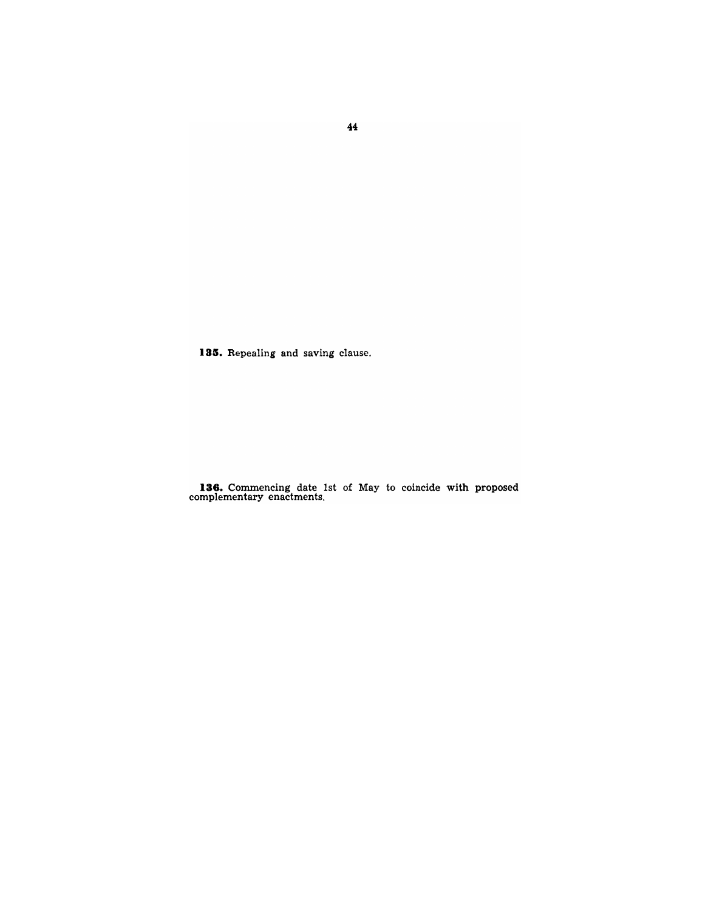**135.** Repealing and saving clause.

**136.** Commencing date 1st of May to coincide with proposed complementary enactments.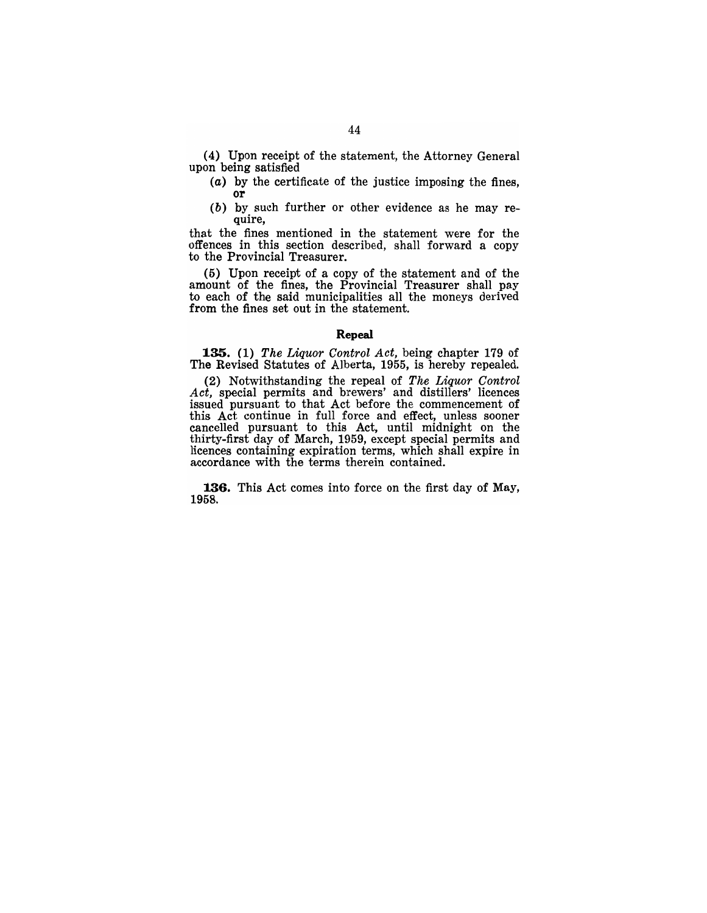(4) Upon receipt of the statement, the Attorney General upon being satisfied

(*a*) by the certificate of the justice imposing the fines, **or**

(*b*) by such further or other evidence as he may require,

that the fines mentioned in the statement were for the offences in this section described, shall forward a copy to the Provincial Treasurer.

(5) Upon receipt of a copy of the statement and of the amount of the fines, the Provincial Treasurer shall pay to each of the said municipalities all the moneys derived from the fines set out in the statement.

### Repeal

**135.** (1) *The Liquor Control Act,* being chapter 179 of The Revised Statutes of Alberta, 1955, is hereby repealed.

(2) Notwithstanding the repeal of *The Liquor Control Act,* special permits and brewers' and distillers' licences issued pursuant to that Act before the commencement of this Act continue in full force and effect, unless sooner cancelled pursuant to this Act, until midnight on the thirty-first day of March, 1959, except special permits and licences containing expiration terms, which shall expire in accordance with the terms therein contained.

**136.** This Act comes into force on the first day of May, 1958.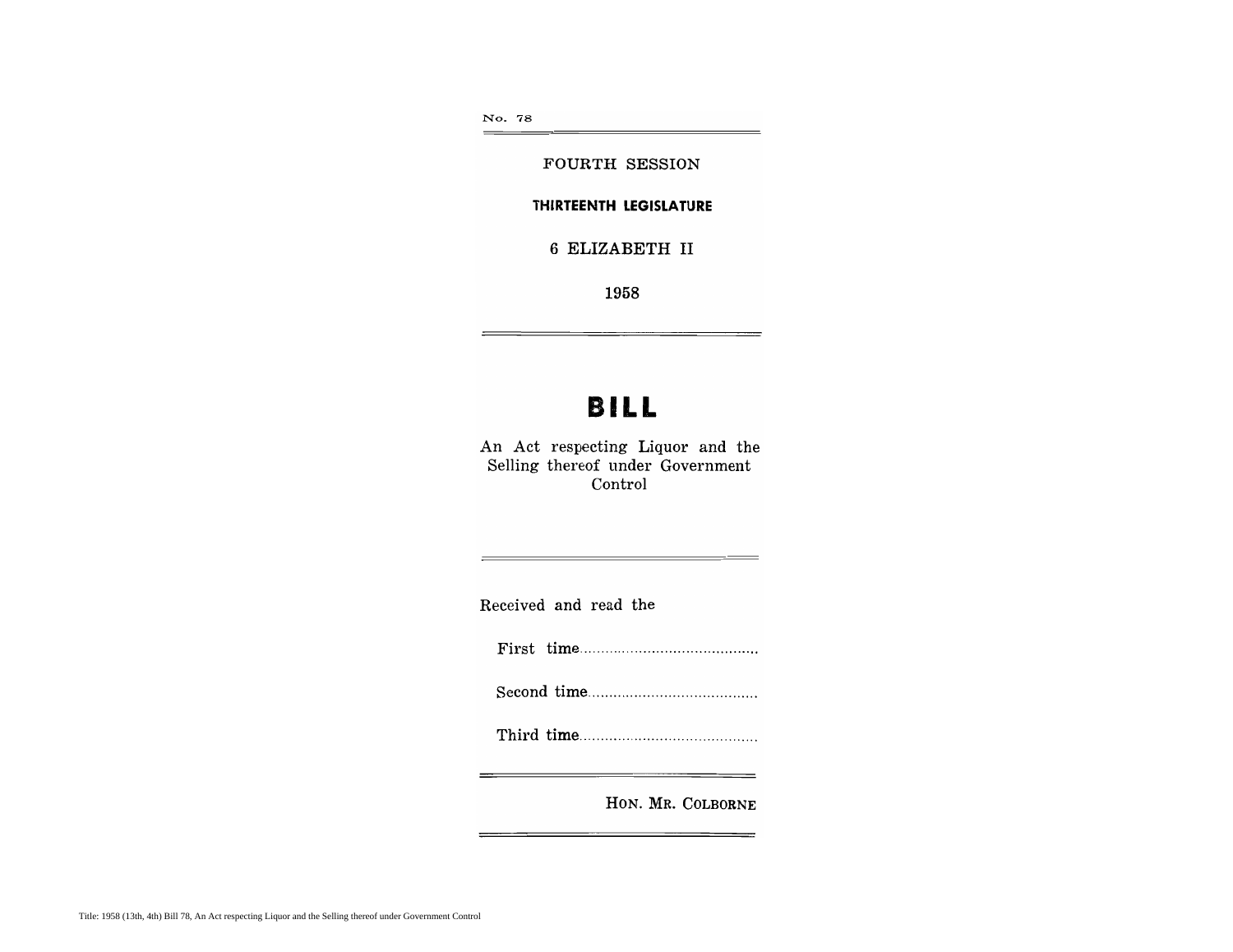No. 78

FOURTH SESSION

**THIRTEENTH LEGISLATURE**

6 ELIZABETH II

1958

# BILL

An Act respecting Liquor and the Selling thereof under Government Control

Received and read the

First time.........................................

Second time.......................................

Third time.........................................

HON. MR. COLBORNE

Title: 1958 (13th, 4th) Bill 78, An Act respecting Liquor and the Selling thereof under Government Control